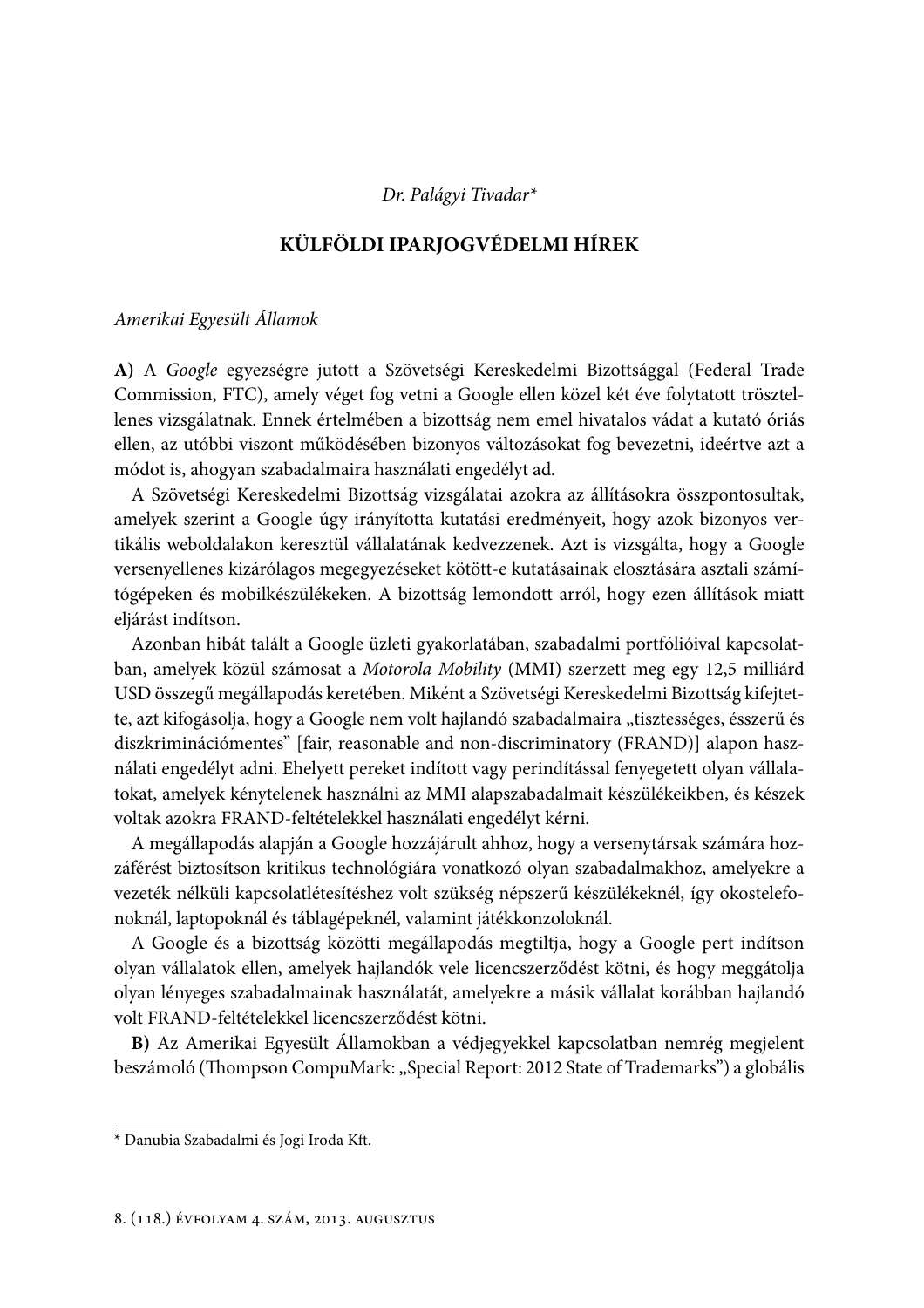*Dr. Palágyi Tivadar**

# KÜLFÖLDI IPARJOGVÉDELMI HÍREK

*Amerikai Egyesült Államok*

**A)** A *Google* egyezségre jutott a Szövetségi Kereskedelmi Bizottsággal (Federal Trade Commission, FTC), amely véget fog vetni a Google ellen közel két éve folytatott trösztellenes vizsgálatnak. Ennek értelmében a bizottság nem emel hivatalos vádat a kutató óriás ellen, az utóbbi viszont működésében bizonyos változásokat fog bevezetni, ideértve azt a módot is, ahogyan szabadalmaira használati engedélyt ad.

A Szövetségi Kereskedelmi Bizottság vizsgálatai azokra az állításokra összpontosultak, amelyek szerint a Google úgy irányította kutatási eredményeit, hogy azok bizonyos vertikális weboldalakon keresztül vállalatának kedvezzenek. Azt is vizsgálta, hogy a Google versenyellenes kizárólagos megegyezéseket kötött-e kutatásainak elosztására asztali számítógépeken és mobilkészülékeken. A bizottság lemondott arról, hogy ezen állítások miatt eljárást indítson.

Azonban hibát talált a Google üzleti gyakorlatában, szabadalmi portfólióival kapcsolatban, amelyek közül számosat a *Motorola Mobility* (MMI) szerzett meg egy 12,5 milliárd USD összegű megállapodás keretében. Miként a Szövetségi Kereskedelmi Bizottság kifejtette, azt kifogásolja, hogy a Google nem volt hajlandó szabadalmaira „tisztességes, ésszerű és diszkriminációmentes" [fair, reasonable and non-discriminatory (FRAND)] alapon használati engedélyt adni. Ehelyett pereket indított vagy perindítással fenyegetett olyan vállalatokat, amelyek kénytelenek használni az MMI alapszabadalmait készülékeikben, és készek voltak azokra FRAND-feltételekkel használati engedélyt kérni.

A megállapodás alapján a Google hozzájárult ahhoz, hogy a versenytársak számára hozzáférést biztosítson kritikus technológiára vonatkozó olyan szabadalmakhoz, amelyekre a vezeték nélküli kapcsolatlétesítéshez volt szükség népszerű készülékeknél, így okostelefonoknál, laptopoknál és táblagépeknél, valamint játékkonzoloknál.

A Google és a bizottság közötti megállapodás megtiltja, hogy a Google pert indítson olyan vállalatok ellen, amelyek hajlandók vele licencszerződést kötni, és hogy meggátolja olyan lényeges szabadalmainak használatát, amelyekre a másik vállalat korábban hajlandó volt FRAND-feltételekkel licencszerződést kötni.

**B)** Az Amerikai Egyesült Államokban a védjegyekkel kapcsolatban nemrég megjelent beszámoló (Thompson CompuMark: „Special Report: 2012 State of Trademarks") a globális

---

* Danubia Szabadalmi és Jogi Iroda Kft.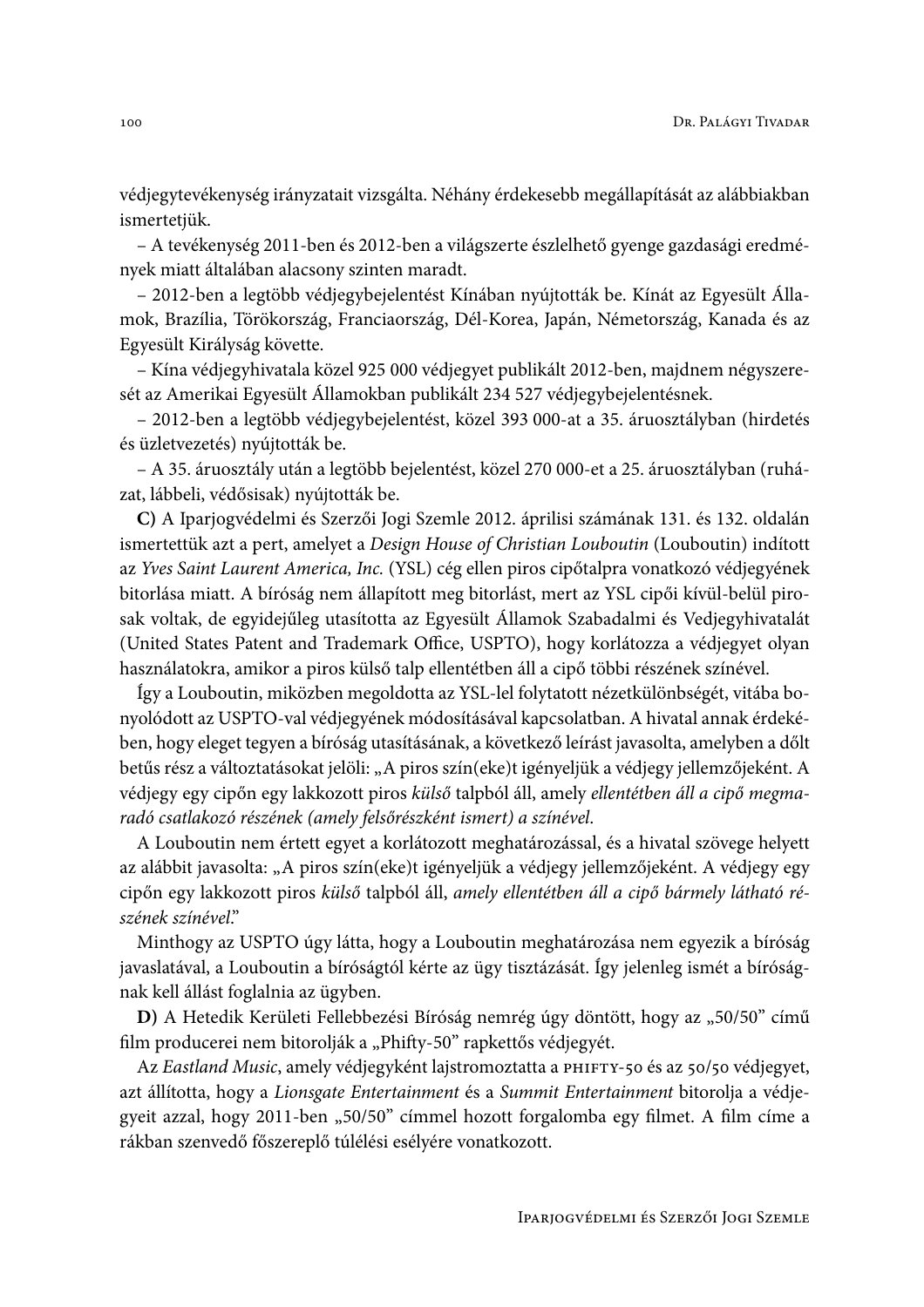védjegytevékenység irányzatait vizsgálta. Néhány érdekesebb megállapítását az alábbiakban ismertetjük.

– A tevékenység 2011-ben és 2012-ben a világszerte észlelhető gyenge gazdasági eredmények miatt általában alacsony szinten maradt.

– 2012-ben a legtöbb védjegybejelentést Kínában nyújtották be. Kínát az Egyesült Államok, Brazília, Törökország, Franciaország, Dél-Korea, Japán, Németország, Kanada és az Egyesült Királyság követte.

– Kína védjegyhivatala közel 925 000 védjegyet publikált 2012-ben, majdnem négyszeresét az Amerikai Egyesült Államokban publikált 234 527 védjegybejelentésnek.

– 2012-ben a legtöbb védjegybejelentést, közel 393 000-at a 35. áruosztályban (hirdetés és üzletvezetés) nyújtották be.

– A 35. áruosztály után a legtöbb bejelentést, közel 270 000-et a 25. áruosztályban (ruházat, lábbeli, védősisak) nyújtották be.

**C)** A Iparjogvédelmi és Szerzői Jogi Szemle 2012. áprilisi számának 131. és 132. oldalán ismertettük azt a pert, amelyet a *Design House of Christian Louboutin* (Louboutin) indított az *Yves Saint Laurent America, Inc.* (YSL) cég ellen piros cipőtalpra vonatkozó védjegyének bitorlása miatt. A bíróság nem állapított meg bitorlást, mert az YSL cipői kívül-belül pirosak voltak, de egyidejűleg utasította az Egyesült Államok Szabadalmi és Vedjegyhivatalát (United States Patent and Trademark Office, USPTO), hogy korlátozza a védjegyet olyan használatokra, amikor a piros külső talp ellentétben áll a cipő többi részének színével.

Így a Louboutin, miközben megoldotta az YSL-lel folytatott nézetkülönbségét, vitába bonyolódott az USPTO-val védjegyének módosításával kapcsolatban. A hivatal annak érdekében, hogy eleget tegyen a bíróság utasításának, a következő leírást javasolta, amelyben a dőlt betűs rész a változtatásokat jelöli: „A piros szín(eke)t igényeljük a védjegy jellemzőjeként. A védjegy egy cipőn egy lakkozott piros *külső* talpból áll, amely *ellentétben áll a cipő megmaradó csatlakozó részének (amely felsőrészként ismert) a színével*.

A Louboutin nem értett egyet a korlátozott meghatározással, és a hivatal szövege helyett az alábbit javasolta: „A piros szín(eke)t igényeljük a védjegy jellemzőjeként. A védjegy egy cipőn egy lakkozott piros *külső* talpból áll, *amely ellentétben áll a cipő bármely látható részének színével*."

Minthogy az USPTO úgy látta, hogy a Louboutin meghatározása nem egyezik a bíróság javaslatával, a Louboutin a bíróságtól kérte az ügy tisztázását. Így jelenleg ismét a bíróságnak kell állást foglalnia az ügyben.

**D)** A Hetedik Kerületi Fellebbezési Bíróság nemrég úgy döntött, hogy az „50/50" című film producerei nem bitorolják a „Phifty-50" rapkettős védjegyét.

Az *Eastland Music*, amely védjegyként lajstromoztatta a PHIFTY-50 és az 50/50 védjegyet, azt állította, hogy a *Lionsgate Entertainment* és a *Summit Entertainment* bitorolja a védjegyeit azzal, hogy 2011-ben „50/50" címmel hozott forgalomba egy filmet. A film címe a rákban szenvedő főszereplő túlélési esélyére vonatkozott.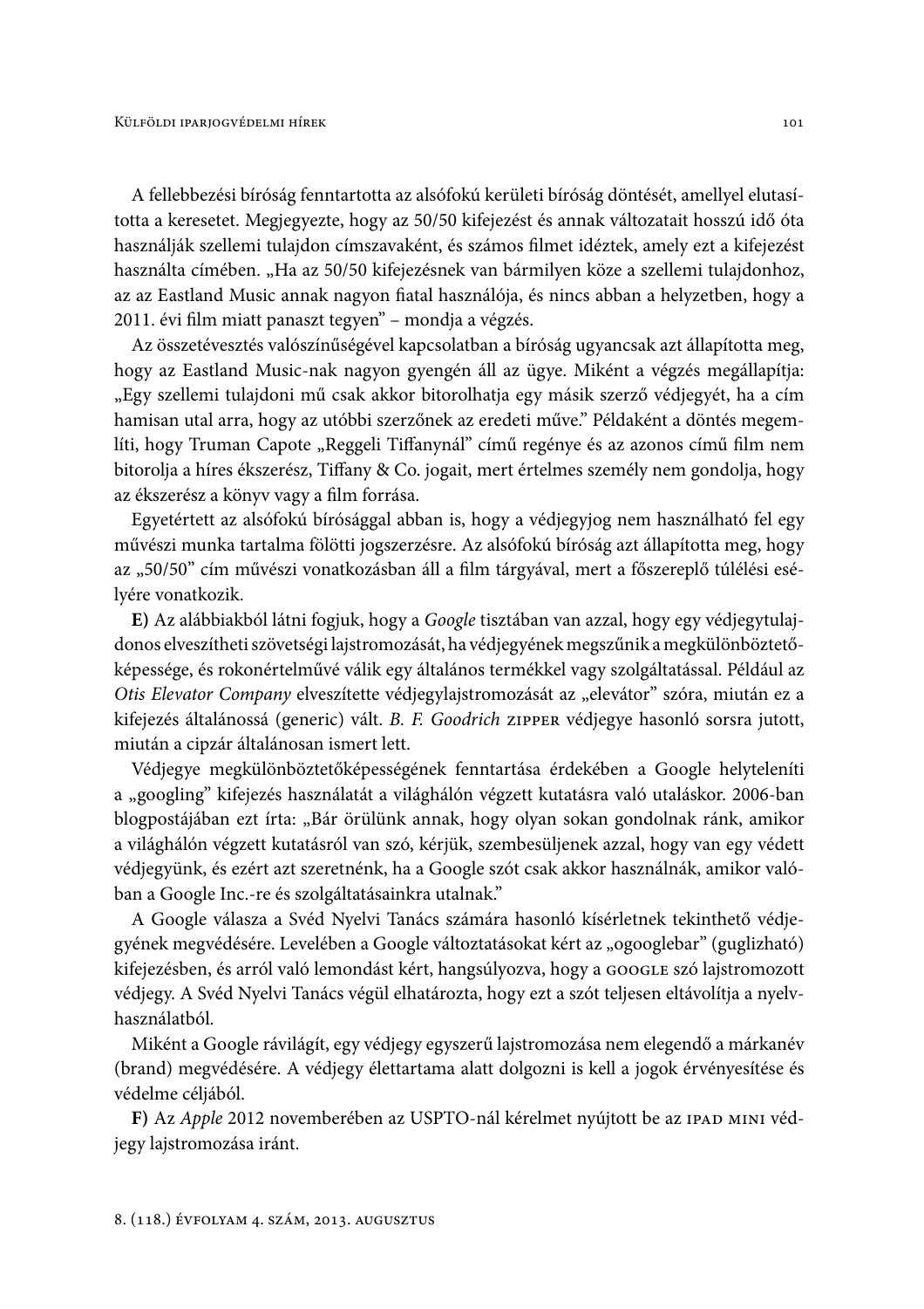A fellebbezési bíróság fenntartotta az alsófokú kerületi bíróság döntését, amellyel elutasította a keresetet. Megjegyezte, hogy az 50/50 kifejezést és annak változatait hosszú idő óta használják szellemi tulajdon címszavaként, és számos filmet idéztek, amely ezt a kifejezést használta címében. „Ha az 50/50 kifejezésnek van bármilyen köze a szellemi tulajdonhoz, az az Eastland Music annak nagyon fiatal használója, és nincs abban a helyzetben, hogy a 2011. évi film miatt panaszt tegyen" – mondja a végzés.

Az összetévesztés valószínűségével kapcsolatban a bíróság ugyancsak azt állapította meg, hogy az Eastland Music-nak nagyon gyengén áll az ügye. Miként a végzés megállapítja: „Egy szellemi tulajdoni mű csak akkor bitorolhatja egy másik szerző védjegyét, ha a cím hamisan utal arra, hogy az utóbbi szerzőnek az eredeti műve." Példaként a döntés megemlíti, hogy Truman Capote „Reggeli Tiffanynál" című regénye és az azonos című film nem bitorolja a híres ékszerész, Tiffany & Co. jogait, mert értelmes személy nem gondolja, hogy az ékszerész a könyv vagy a film forrása.

Egyetértett az alsófokú bírósággal abban is, hogy a védjegyjog nem használható fel egy művészi munka tartalma fölötti jogszerzésre. Az alsófokú bíróság azt állapította meg, hogy az „50/50" cím művészi vonatkozásban áll a film tárgyával, mert a főszereplő túlélési esélyére vonatkozik.

**E)** Az alábbiakból látni fogjuk, hogy a *Google* tisztában van azzal, hogy egy védjegytulajdonos elveszítheti szövetségi lajstromozását, ha védjegyének megszűnik a megkülönböztetőképessége, és rokonértelművé válik egy általános termékkel vagy szolgáltatással. Például az *Otis Elevator Company* elveszítette védjegylajstromozását az „elevátor" szóra, miután ez a kifejezés általánossá (generic) vált. *B. F. Goodrich* ZIPPER védjegye hasonló sorsra jutott, miután a cipzár általánosan ismert lett.

Védjegye megkülönböztetőképességének fenntartása érdekében a Google helyteleníti a „googling" kifejezés használatát a világhálón végzett kutatásra való utaláskor. 2006-ban blogpostájában ezt írta: „Bár örülünk annak, hogy olyan sokan gondolnak ránk, amikor a világhálón végzett kutatásról van szó, kérjük, szembesüljenek azzal, hogy van egy védett védjegyünk, és ezért azt szeretnénk, ha a Google szót csak akkor használnák, amikor valóban a Google Inc.-re és szolgáltatásainkra utalnak."

A Google válasza a Svéd Nyelvi Tanács számára hasonló kísérletnek tekinthető védjegyének megvédésére. Levelében a Google változtatásokat kért az „ogooglebar" (guglizható) kifejezésben, és arról való lemondást kért, hangsúlyozva, hogy a GOOGLE szó lajstromozott védjegy. A Svéd Nyelvi Tanács végül elhatározta, hogy ezt a szót teljesen eltávolítja a nyelvhasználatból.

Miként a Google rávilágít, egy védjegy egyszerű lajstromozása nem elegendő a márkanév (brand) megvédésére. A védjegy élettartama alatt dolgozni is kell a jogok érvényesítése és védelme céljából.

**F)** Az *Apple* 2012 novemberében az USPTO-nál kérelmet nyújtott be az IPAD MINI védjegy lajstromozása iránt.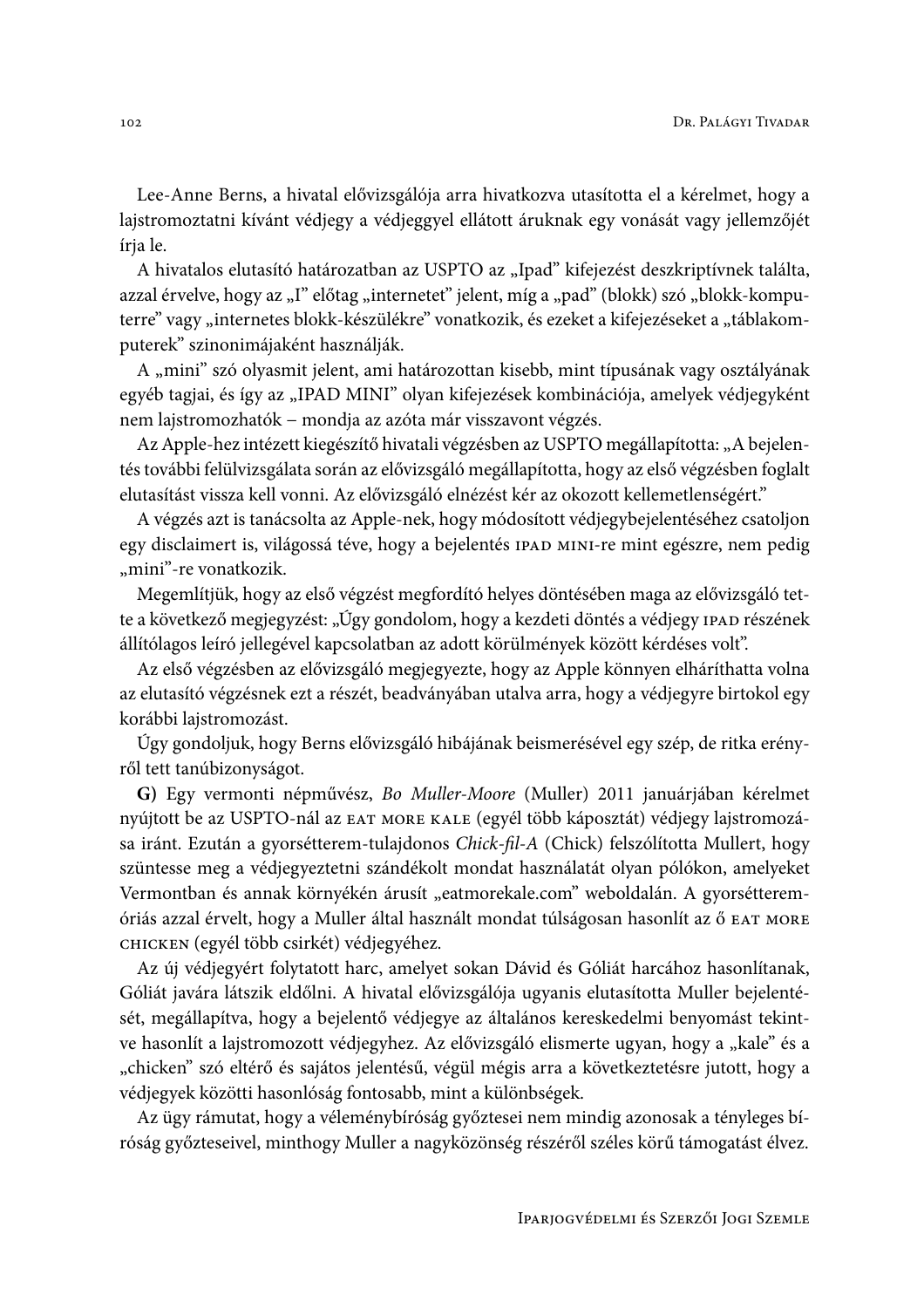Lee-Anne Berns, a hivatal elővizsgálója arra hivatkozva utasította el a kérelmet, hogy a lajstromoztatni kívánt védjegy a védjeggyel ellátott áruknak egy vonását vagy jellemzőjét írja le.

A hivatalos elutasító határozatban az USPTO az „Ipad" kifejezést deszkriptívnek találta, azzal érvelve, hogy az „I" előtag „internetet" jelent, míg a „pad" (blokk) szó „blokk-komputerre" vagy „internetes blokk-készülékre" vonatkozik, és ezeket a kifejezéseket a „táblakomputerek" szinonimájaként használják.

A „mini" szó olyasmit jelent, ami határozottan kisebb, mint típusának vagy osztályának egyéb tagjai, és így az „IPAD MINI" olyan kifejezések kombinációja, amelyek védjegyként nem lajstromozhatók – mondja az azóta már visszavont végzés.

Az Apple-hez intézett kiegészítő hivatali végzésben az USPTO megállapította: „A bejelentés további felülvizsgálata során az elővizsgáló megállapította, hogy az első végzésben foglalt elutasítást vissza kell vonni. Az elővizsgáló elnézést kér az okozott kellemetlenségért."

A végzés azt is tanácsolta az Apple-nek, hogy módosított védjegybejelentéséhez csatoljon egy disclaimert is, világossá téve, hogy a bejelentés IPAD MINI-re mint egészre, nem pedig „mini"-re vonatkozik.

Megemlítjük, hogy az első végzést megfordító helyes döntésében maga az elővizsgáló tette a következő megjegyzést: „Úgy gondolom, hogy a kezdeti döntés a védjegy IPAD részének állítólagos leíró jellegével kapcsolatban az adott körülmények között kérdéses volt".

Az első végzésben az elővizsgáló megjegyezte, hogy az Apple könnyen elháríthatta volna az elutasító végzésnek ezt a részét, beadványában utalva arra, hogy a védjegyre birtokol egy korábbi lajstromozást.

Úgy gondoljuk, hogy Berns elővizsgáló hibájának beismerésével egy szép, de ritka erényről tett tanúbizonyságot.

**G)** Egy vermonti népművész, *Bo Muller-Moore* (Muller) 2011 januárjában kérelmet nyújtott be az USPTO-nál az EAT MORE KALE (egyél több káposztát) védjegy lajstromozása iránt. Ezután a gyorsétterem-tulajdonos *Chick-fil-A* (Chick) felszólította Mullert, hogy szüntesse meg a védjegyeztetni szándékolt mondat használatát olyan pólókon, amelyeket Vermontban és annak környékén árusít „eatmorekale.com" weboldalán. A gyorsétterem-óriás azzal érvelt, hogy a Muller által használt mondat túlságosan hasonlít az ő EAT MORE CHICKEN (egyél több csirkét) védjegyéhez.

Az új védjegyért folytatott harc, amelyet sokan Dávid és Góliát harcához hasonlítanak, Góliát javára látszik eldőlni. A hivatal elővizsgálója ugyanis elutasította Muller bejelentését, megállapítva, hogy a bejelentő védjegye az általános kereskedelmi benyomást tekintve hasonlít a lajstromozott védjegyhez. Az elővizsgáló elismerte ugyan, hogy a „kale" és a „chicken" szó eltérő és sajátos jelentésű, végül mégis arra a következtetésre jutott, hogy a védjegyek közötti hasonlóság fontosabb, mint a különbségek.

Az ügy rámutat, hogy a véleménybíróság győztesei nem mindig azonosak a tényleges bíróság győzteseivel, minthogy Muller a nagyközönség részéről széles körű támogatást élvez.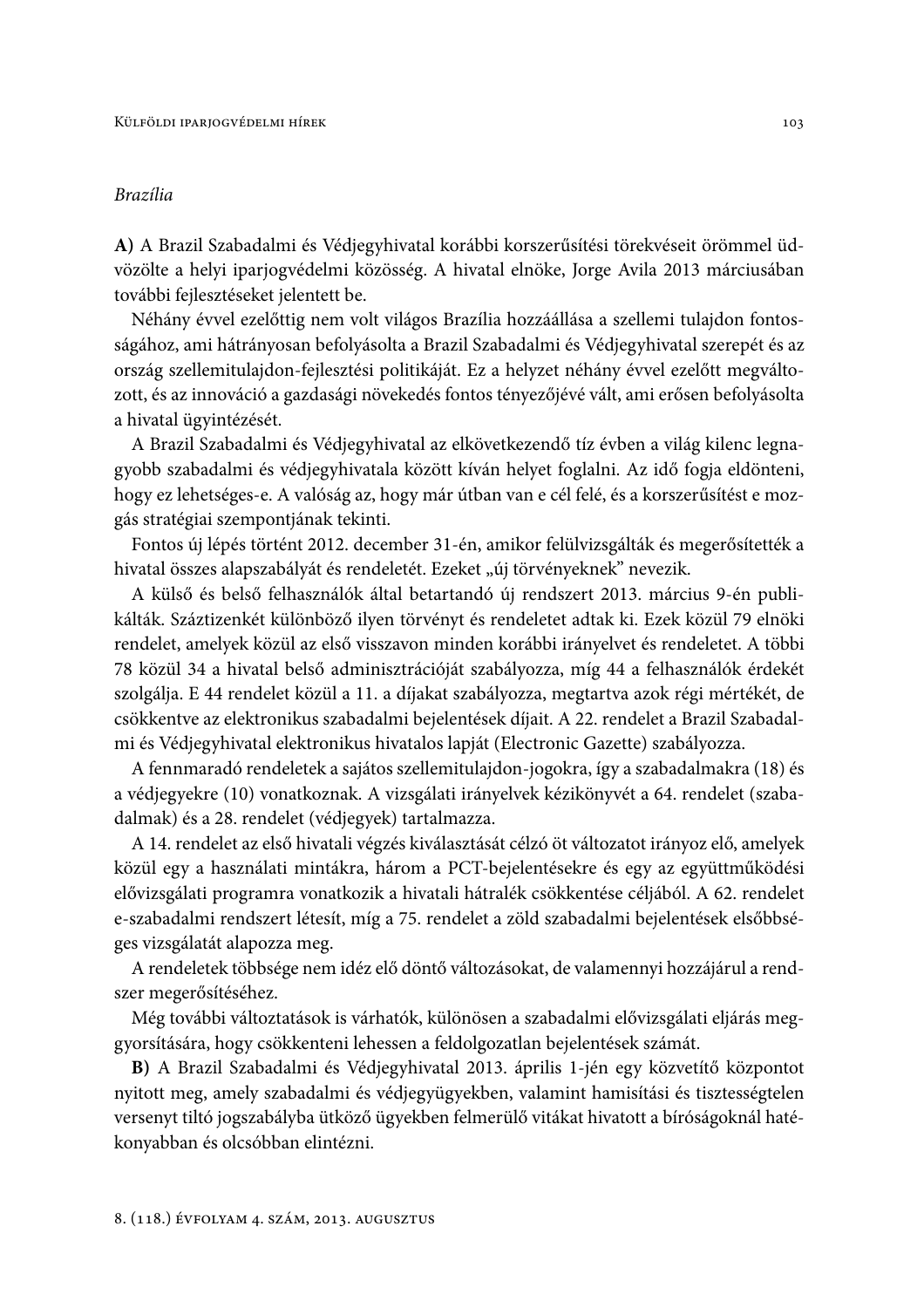*Brazília*

**A)** A Brazil Szabadalmi és Védjegyhivatal korábbi korszerűsítési törekvéseit örömmel üdvözölte a helyi iparjogvédelmi közösség. A hivatal elnöke, Jorge Avila 2013 márciusában további fejlesztéseket jelentett be.

Néhány évvel ezelőttig nem volt világos Brazília hozzáállása a szellemi tulajdon fontosságához, ami hátrányosan befolyásolta a Brazil Szabadalmi és Védjegyhivatal szerepét és az ország szellemitulajdon-fejlesztési politikáját. Ez a helyzet néhány évvel ezelőtt megváltozott, és az innováció a gazdasági növekedés fontos tényezőjévé vált, ami erősen befolyásolta a hivatal ügyintézését.

A Brazil Szabadalmi és Védjegyhivatal az elkövetkezendő tíz évben a világ kilenc legnagyobb szabadalmi és védjegyhivatala között kíván helyet foglalni. Az idő fogja eldönteni, hogy ez lehetséges-e. A valóság az, hogy már útban van e cél felé, és a korszerűsítést e mozgás stratégiai szempontjának tekinti.

Fontos új lépés történt 2012. december 31-én, amikor felülvizsgálták és megerősítették a hivatal összes alapszabályát és rendeletét. Ezeket „új törvényeknek" nevezik.

A külső és belső felhasználók által betartandó új rendszert 2013. március 9-én publikálták. Száztizenkét különböző ilyen törvényt és rendeletet adtak ki. Ezek közül 79 elnöki rendelet, amelyek közül az első visszavon minden korábbi irányelvet és rendeletet. A többi 78 közül 34 a hivatal belső adminisztrációját szabályozza, míg 44 a felhasználók érdekét szolgálja. E 44 rendelet közül a 11. a díjakat szabályozza, megtartva azok régi mértékét, de csökkentve az elektronikus szabadalmi bejelentések díjait. A 22. rendelet a Brazil Szabadalmi és Védjegyhivatal elektronikus hivatalos lapját (Electronic Gazette) szabályozza.

A fennmaradó rendeletek a sajátos szellemitulajdon-jogokra, így a szabadalmakra (18) és a védjegyekre (10) vonatkoznak. A vizsgálati irányelvek kézikönyvét a 64. rendelet (szabadalmak) és a 28. rendelet (védjegyek) tartalmazza.

A 14. rendelet az első hivatali végzés kiválasztását célzó öt változatot irányoz elő, amelyek közül egy a használati mintákra, három a PCT-bejelentésekre és egy az együttműködési elővizsgálati programra vonatkozik a hivatali hátralék csökkentése céljából. A 62. rendelet e-szabadalmi rendszert létesít, míg a 75. rendelet a zöld szabadalmi bejelentések elsőbbséges vizsgálatát alapozza meg.

A rendeletek többsége nem idéz elő döntő változásokat, de valamennyi hozzájárul a rendszer megerősítéséhez.

Még további változtatások is várhatók, különösen a szabadalmi elővizsgálati eljárás meggyorsítására, hogy csökkenteni lehessen a feldolgozatlan bejelentések számát.

**B)** A Brazil Szabadalmi és Védjegyhivatal 2013. április 1-jén egy közvetítő központot nyitott meg, amely szabadalmi és védjegyügyekben, valamint hamisítási és tisztességtelen versenyt tiltó jogszabályba ütköző ügyekben felmerülő vitákat hivatott a bíróságoknál hatékonyabban és olcsóbban elintézni.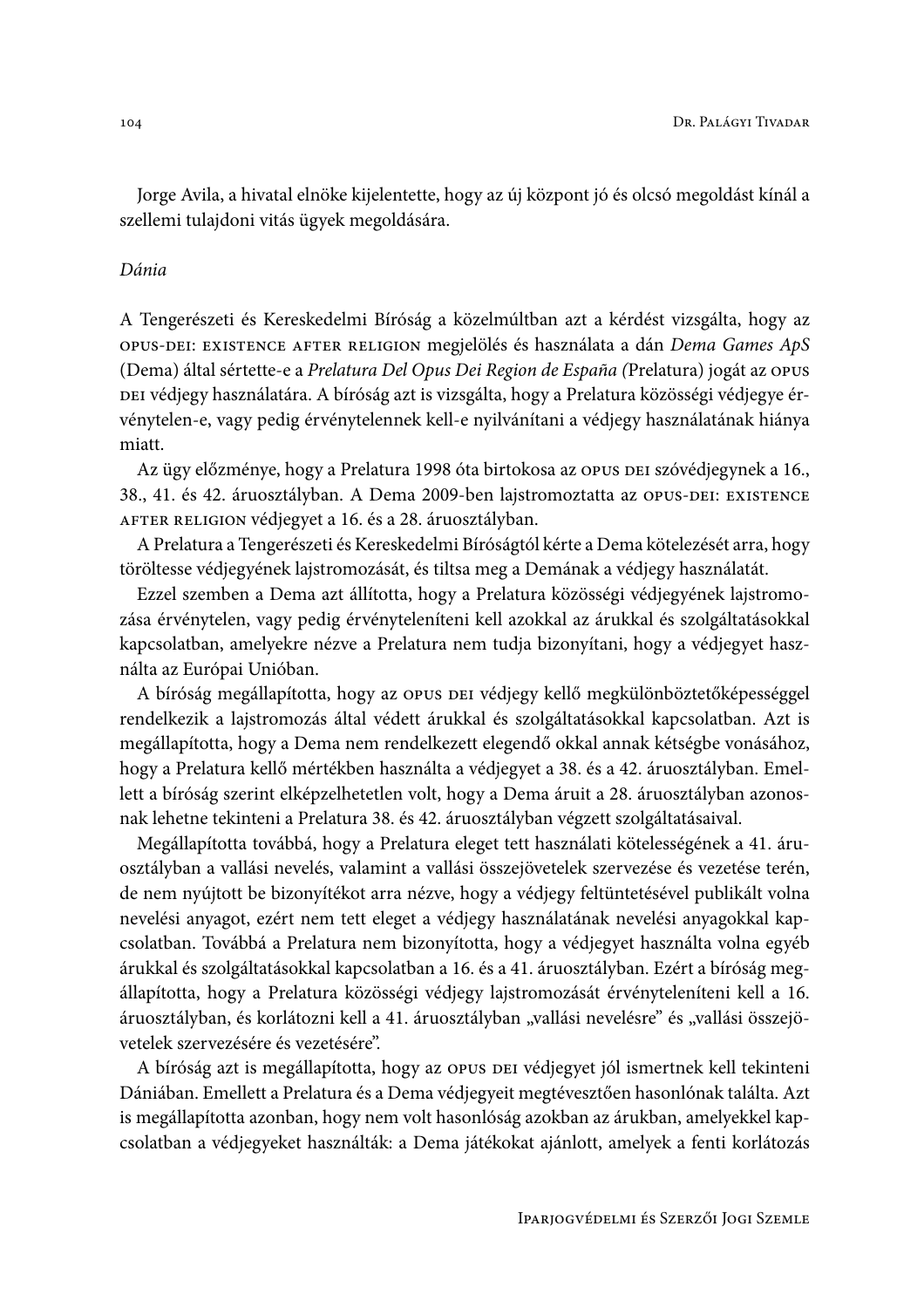Jorge Avila, a hivatal elnöke kijelentette, hogy az új központ jó és olcsó megoldást kínál a szellemi tulajdoni vitás ügyek megoldására.

*Dánia*

A Tengerészeti és Kereskedelmi Bíróság a közelmúltban azt a kérdést vizsgálta, hogy az OPUS-DEI: EXISTENCE AFTER RELIGION megjelölés és használata a dán *Dema Games ApS* (Dema) által sértette-e a *Prelatura Del Opus Dei Region de España (*Prelatura) jogát az OPUS DEI védjegy használatára. A bíróság azt is vizsgálta, hogy a Prelatura közösségi védjegye érvénytelen-e, vagy pedig érvénytelennek kell-e nyilvánítani a védjegy használatának hiánya miatt.

Az ügy előzménye, hogy a Prelatura 1998 óta birtokosa az OPUS DEI szóvédjegynek a 16., 38., 41. és 42. áruosztályban. A Dema 2009-ben lajstromoztatta az OPUS-DEI: EXISTENCE AFTER RELIGION védjegyet a 16. és a 28. áruosztályban.

A Prelatura a Tengerészeti és Kereskedelmi Bíróságtól kérte a Dema kötelezését arra, hogy töröltesse védjegyének lajstromozását, és tiltsa meg a Demának a védjegy használatát.

Ezzel szemben a Dema azt állította, hogy a Prelatura közösségi védjegyének lajstromozása érvénytelen, vagy pedig érvényteleníteni kell azokkal az árukkal és szolgáltatásokkal kapcsolatban, amelyekre nézve a Prelatura nem tudja bizonyítani, hogy a védjegyet használta az Európai Unióban.

A bíróság megállapította, hogy az OPUS DEI védjegy kellő megkülönböztetőképességgel rendelkezik a lajstromozás által védett árukkal és szolgáltatásokkal kapcsolatban. Azt is megállapította, hogy a Dema nem rendelkezett elegendő okkal annak kétségbe vonásához, hogy a Prelatura kellő mértékben használta a védjegyet a 38. és a 42. áruosztályban. Emellett a bíróság szerint elképzelhetetlen volt, hogy a Dema áruit a 28. áruosztályban azonosnak lehetne tekinteni a Prelatura 38. és 42. áruosztályban végzett szolgáltatásaival.

Megállapította továbbá, hogy a Prelatura eleget tett használati kötelességének a 41. áruosztályban a vallási nevelés, valamint a vallási összejövetelek szervezése és vezetése terén, de nem nyújtott be bizonyítékot arra nézve, hogy a védjegy feltüntetésével publikált volna nevelési anyagot, ezért nem tett eleget a védjegy használatának nevelési anyagokkal kapcsolatban. Továbbá a Prelatura nem bizonyította, hogy a védjegyet használta volna egyéb árukkal és szolgáltatásokkal kapcsolatban a 16. és a 41. áruosztályban. Ezért a bíróság megállapította, hogy a Prelatura közösségi védjegy lajstromozását érvényteleníteni kell a 16. áruosztályban, és korlátozni kell a 41. áruosztályban „vallási nevelésre" és „vallási összejövetelek szervezésére és vezetésére".

A bíróság azt is megállapította, hogy az OPUS DEI védjegyet jól ismertnek kell tekinteni Dániában. Emellett a Prelatura és a Dema védjegyeit megtévesztően hasonlónak találta. Azt is megállapította azonban, hogy nem volt hasonlóság azokban az árukban, amelyekkel kapcsolatban a védjegyeket használták: a Dema játékokat ajánlott, amelyek a fenti korlátozás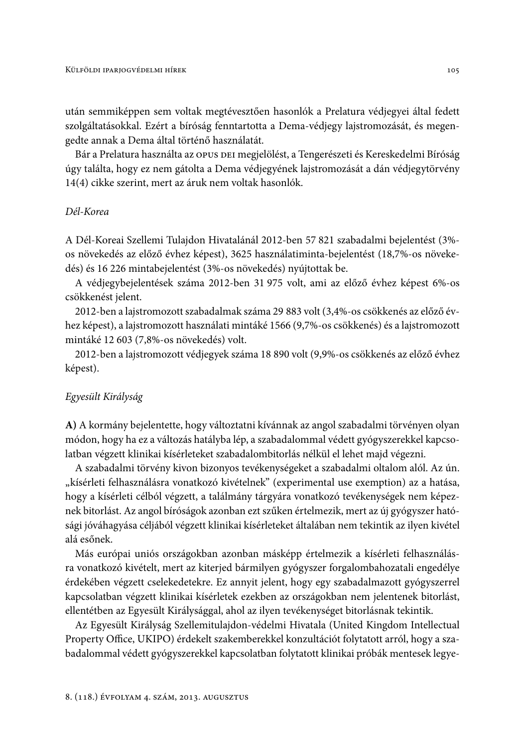után semmiképpen sem voltak megtévesztően hasonlók a Prelatura védjegyei által fedett szolgáltatásokkal. Ezért a bíróság fenntartotta a Dema-védjegy lajstromozását, és megengedte annak a Dema által történő használatát.

Bár a Prelatura használta az OPUS DEI megjelölést, a Tengerészeti és Kereskedelmi Bíróság úgy találta, hogy ez nem gátolta a Dema védjegyének lajstromozását a dán védjegytörvény 14(4) cikke szerint, mert az áruk nem voltak hasonlók.

*Dél-Korea*

A Dél-Koreai Szellemi Tulajdon Hivatalánál 2012-ben 57 821 szabadalmi bejelentést (3%-os növekedés az előző évhez képest), 3625 használatiminta-bejelentést (18,7%-os növekedés) és 16 226 mintabejelentést (3%-os növekedés) nyújtottak be.

A védjegybejelentések száma 2012-ben 31 975 volt, ami az előző évhez képest 6%-os csökkenést jelent.

2012-ben a lajstromozott szabadalmak száma 29 883 volt (3,4%-os csökkenés az előző évhez képest), a lajstromozott használati mintáké 1566 (9,7%-os csökkenés) és a lajstromozott mintáké 12 603 (7,8%-os növekedés) volt.

2012-ben a lajstromozott védjegyek száma 18 890 volt (9,9%-os csökkenés az előző évhez képest).

*Egyesült Királyság*

**A)** A kormány bejelentette, hogy változtatni kívánnak az angol szabadalmi törvényen olyan módon, hogy ha ez a változás hatályba lép, a szabadalommal védett gyógyszerekkel kapcsolatban végzett klinikai kísérleteket szabadalombitorlás nélkül el lehet majd végezni.

A szabadalmi törvény kivon bizonyos tevékenységeket a szabadalmi oltalom alól. Az ún. „kísérleti felhasználásra vonatkozó kivételnek" (experimental use exemption) az a hatása, hogy a kísérleti célból végzett, a találmány tárgyára vonatkozó tevékenységek nem képeznek bitorlást. Az angol bíróságok azonban ezt szűken értelmezik, mert az új gyógyszer hatósági jóváhagyása céljából végzett klinikai kísérleteket általában nem tekintik az ilyen kivétel alá esőnek.

Más európai uniós országokban azonban másképp értelmezik a kísérleti felhasználásra vonatkozó kivételt, mert az kiterjed bármilyen gyógyszer forgalombahozatali engedélye érdekében végzett cselekedetekre. Ez annyit jelent, hogy egy szabadalmazott gyógyszerrel kapcsolatban végzett klinikai kísérletek ezekben az országokban nem jelentenek bitorlást, ellentétben az Egyesült Királysággal, ahol az ilyen tevékenységet bitorlásnak tekintik.

Az Egyesült Királyság Szellemitulajdon-védelmi Hivatala (United Kingdom Intellectual Property Office, UKIPO) érdekelt szakemberekkel konzultációt folytatott arról, hogy a szabadalommal védett gyógyszerekkel kapcsolatban folytatott klinikai próbák mentesek legye-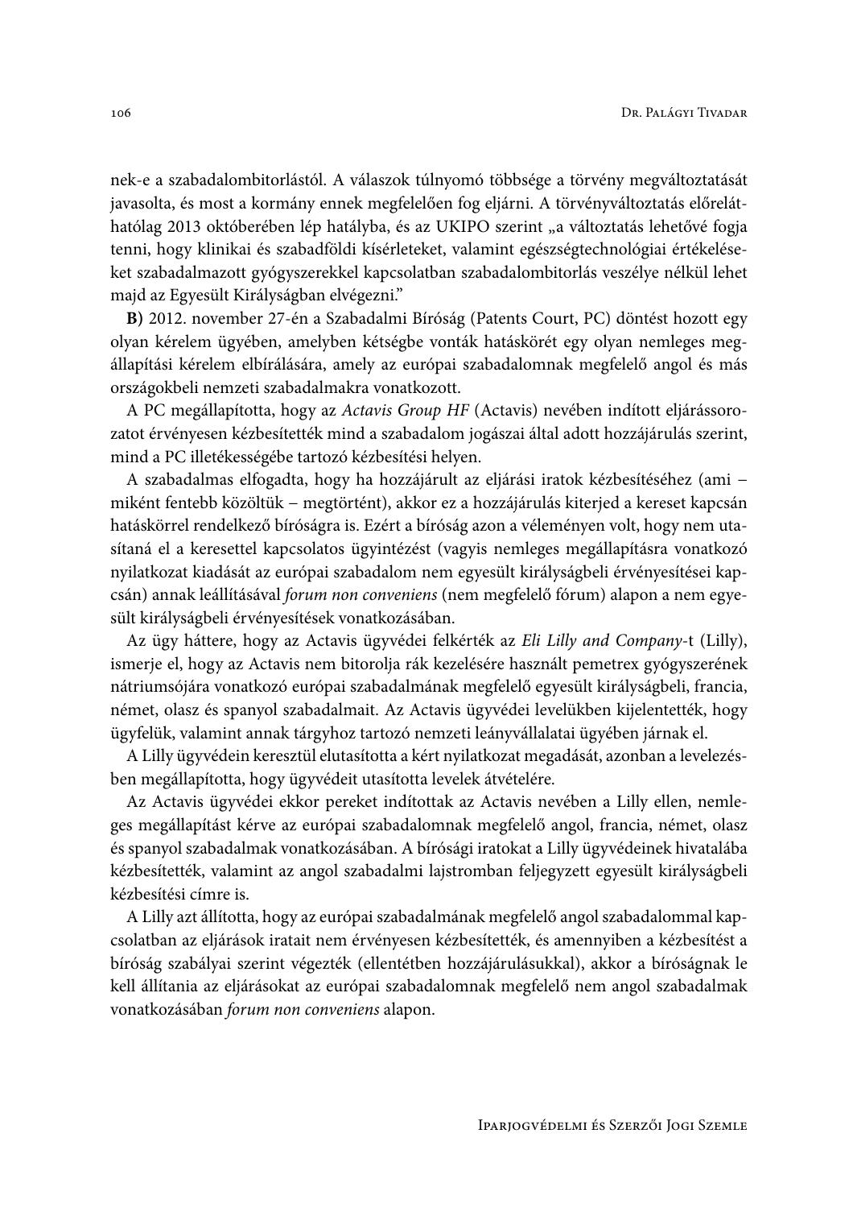nek-e a szabadalombitorlástól. A válaszok túlnyomó többsége a törvény megváltoztatását javasolta, és most a kormány ennek megfelelően fog eljárni. A törvényváltoztatás előreláthatólag 2013 októberében lép hatályba, és az UKIPO szerint „a változtatás lehetővé fogja tenni, hogy klinikai és szabadföldi kísérleteket, valamint egészségtechnológiai értékeléseket szabadalmazott gyógyszerekkel kapcsolatban szabadalombitorlás veszélye nélkül lehet majd az Egyesült Királyságban elvégezni."

**B)** 2012. november 27-én a Szabadalmi Bíróság (Patents Court, PC) döntést hozott egy olyan kérelem ügyében, amelyben kétségbe vonták hatáskörét egy olyan nemleges megállapítási kérelem elbírálására, amely az európai szabadalomnak megfelelő angol és más országokbeli nemzeti szabadalmakra vonatkozott.

A PC megállapította, hogy az *Actavis Group HF* (Actavis) nevében indított eljárássorozatot érvényesen kézbesítették mind a szabadalom jogászai által adott hozzájárulás szerint, mind a PC illetékességébe tartozó kézbesítési helyen.

A szabadalmas elfogadta, hogy ha hozzájárult az eljárási iratok kézbesítéséhez (ami – miként fentebb közöltük – megtörtént), akkor ez a hozzájárulás kiterjed a kereset kapcsán hatáskörrel rendelkező bíróságra is. Ezért a bíróság azon a véleményen volt, hogy nem utasítaná el a keresettel kapcsolatos ügyintézést (vagyis nemleges megállapításra vonatkozó nyilatkozat kiadását az európai szabadalom nem egyesült királyságbeli érvényesítései kapcsán) annak leállításával *forum non conveniens* (nem megfelelő fórum) alapon a nem egyesült királyságbeli érvényesítések vonatkozásában.

Az ügy háttere, hogy az Actavis ügyvédei felkérték az *Eli Lilly and Company*-t (Lilly), ismerje el, hogy az Actavis nem bitorolja rák kezelésére használt pemetrex gyógyszerének nátriumsójára vonatkozó európai szabadalmának megfelelő egyesült királyságbeli, francia, német, olasz és spanyol szabadalmait. Az Actavis ügyvédei levelükben kijelentették, hogy ügyfelük, valamint annak tárgyhoz tartozó nemzeti leányvállalatai ügyében járnak el.

A Lilly ügyvédein keresztül elutasította a kért nyilatkozat megadását, azonban a levelezésben megállapította, hogy ügyvédeit utasította levelek átvételére.

Az Actavis ügyvédei ekkor pereket indítottak az Actavis nevében a Lilly ellen, nemleges megállapítást kérve az európai szabadalomnak megfelelő angol, francia, német, olasz és spanyol szabadalmak vonatkozásában. A bírósági iratokat a Lilly ügyvédeinek hivatalába kézbesítették, valamint az angol szabadalmi lajstromban feljegyzett egyesült királyságbeli kézbesítési címre is.

A Lilly azt állította, hogy az európai szabadalmának megfelelő angol szabadalommal kapcsolatban az eljárások iratait nem érvényesen kézbesítették, és amennyiben a kézbesítést a bíróság szabályai szerint végezték (ellentétben hozzájárulásukkal), akkor a bíróságnak le kell állítania az eljárásokat az európai szabadalomnak megfelelő nem angol szabadalmak vonatkozásában *forum non conveniens* alapon.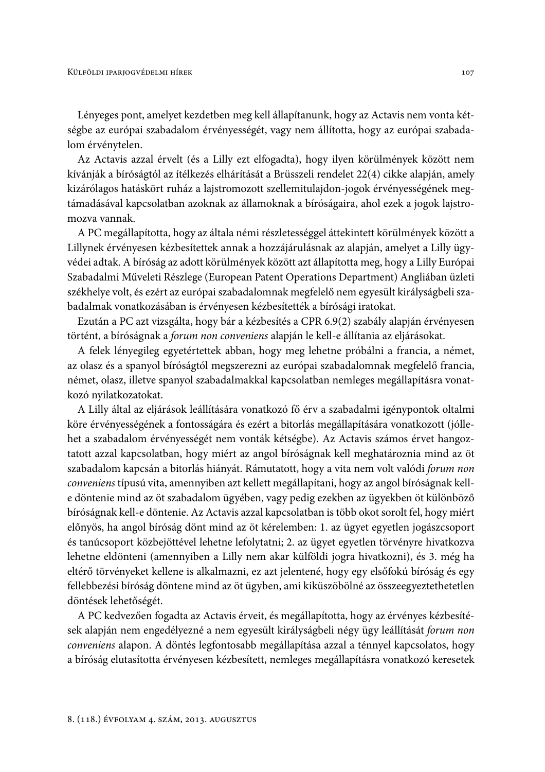Lényeges pont, amelyet kezdetben meg kell állapítanunk, hogy az Actavis nem vonta kétségbe az európai szabadalom érvényességét, vagy nem állította, hogy az európai szabadalom érvénytelen.

Az Actavis azzal érvelt (és a Lilly ezt elfogadta), hogy ilyen körülmények között nem kívánják a bíróságtól az ítélkezés elhárítását a Brüsszeli rendelet 22(4) cikke alapján, amely kizárólagos hatáskört ruház a lajstromozott szellemitulajdon-jogok érvényességének megtámadásával kapcsolatban azoknak az államoknak a bíróságaira, ahol ezek a jogok lajstromozva vannak.

A PC megállapította, hogy az általa némi részletességgel áttekintett körülmények között a Lillynek érvényesen kézbesítettek annak a hozzájárulásnak az alapján, amelyet a Lilly ügyvédei adtak. A bíróság az adott körülmények között azt állapította meg, hogy a Lilly Európai Szabadalmi Műveleti Részlege (European Patent Operations Department) Angliában üzleti székhelye volt, és ezért az európai szabadalomnak megfelelő nem egyesült királyságbeli szabadalmak vonatkozásában is érvényesen kézbesítették a bírósági iratokat.

Ezután a PC azt vizsgálta, hogy bár a kézbesítés a CPR 6.9(2) szabály alapján érvényesen történt, a bíróságnak a *forum non conveniens* alapján le kell-e állítania az eljárásokat.

A felek lényegileg egyetértettek abban, hogy meg lehetne próbálni a francia, a német, az olasz és a spanyol bíróságtól megszerezni az európai szabadalomnak megfelelő francia, német, olasz, illetve spanyol szabadalmakkal kapcsolatban nemleges megállapításra vonatkozó nyilatkozatokat.

A Lilly által az eljárások leállítására vonatkozó fő érv a szabadalmi igénypontok oltalmi köre érvényességének a fontosságára és ezért a bitorlás megállapítására vonatkozott (jóllehet a szabadalom érvényességét nem vonták kétségbe). Az Actavis számos érvet hangoztatott azzal kapcsolatban, hogy miért az angol bíróságnak kell meghatároznia mind az öt szabadalom kapcsán a bitorlás hiányát. Rámutatott, hogy a vita nem volt valódi *forum non conveniens* típusú vita, amennyiben azt kellett megállapítani, hogy az angol bíróságnak kell-e döntenie mind az öt szabadalom ügyében, vagy pedig ezekben az ügyekben öt különböző bíróságnak kell-e döntenie. Az Actavis azzal kapcsolatban is több okot sorolt fel, hogy miért előnyös, ha angol bíróság dönt mind az öt kérelemben: 1. az ügyet egyetlen jogászcsoport és tanúcsoport közbejöttével lehetne lefolytatni; 2. az ügyet egyetlen törvényre hivatkozva lehetne eldönteni (amennyiben a Lilly nem akar külföldi jogra hivatkozni), és 3. még ha eltérő törvényeket kellene is alkalmazni, ez azt jelentené, hogy egy elsőfokú bíróság és egy fellebbezési bíróság döntene mind az öt ügyben, ami kiküszöbölné az összeegyeztethetetlen döntések lehetőségét.

A PC kedvezően fogadta az Actavis érveit, és megállapította, hogy az érvényes kézbesítések alapján nem engedélyezné a nem egyesült királyságbeli négy ügy leállítását *forum non conveniens* alapon. A döntés legfontosabb megállapítása azzal a ténnyel kapcsolatos, hogy a bíróság elutasította érvényesen kézbesített, nemleges megállapításra vonatkozó keresetek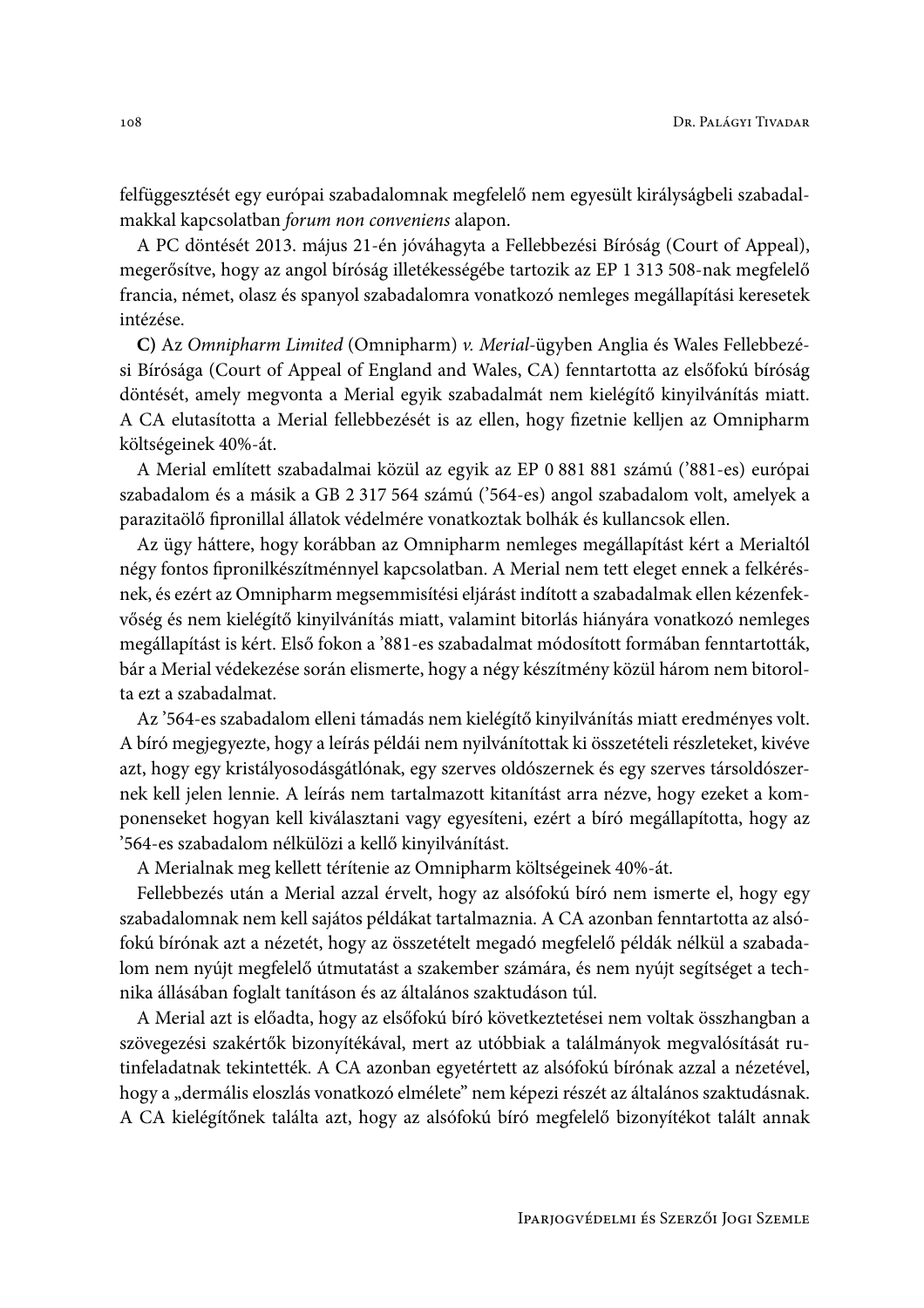felfüggesztését egy európai szabadalomnak megfelelő nem egyesült királyságbeli szabadalmakkal kapcsolatban *forum non conveniens* alapon.

A PC döntését 2013. május 21-én jóváhagyta a Fellebbezési Bíróság (Court of Appeal), megerősítve, hogy az angol bíróság illetékességébe tartozik az EP 1 313 508-nak megfelelő francia, német, olasz és spanyol szabadalomra vonatkozó nemleges megállapítási keresetek intézése.

**C)** Az *Omnipharm Limited* (Omnipharm) *v. Merial*-ügyben Anglia és Wales Fellebbezési Bírósága (Court of Appeal of England and Wales, CA) fenntartotta az elsőfokú bíróság döntését, amely megvonta a Merial egyik szabadalmát nem kielégítő kinyilvánítás miatt. A CA elutasította a Merial fellebbezését is az ellen, hogy fizetnie kelljen az Omnipharm költségeinek 40%-át.

A Merial említett szabadalmai közül az egyik az EP 0 881 881 számú ('881-es) európai szabadalom és a másik a GB 2 317 564 számú ('564-es) angol szabadalom volt, amelyek a parazitaölő fipronillal állatok védelmére vonatkoztak bolhák és kullancsok ellen.

Az ügy háttere, hogy korábban az Omnipharm nemleges megállapítást kért a Merialtól négy fontos fipronilkészítménnyel kapcsolatban. A Merial nem tett eleget ennek a felkérésnek, és ezért az Omnipharm megsemmisítési eljárást indított a szabadalmak ellen kézenfekvőség és nem kielégítő kinyilvánítás miatt, valamint bitorlás hiányára vonatkozó nemleges megállapítást is kért. Első fokon a '881-es szabadalmat módosított formában fenntartották, bár a Merial védekezése során elismerte, hogy a négy készítmény közül három nem bitorolta ezt a szabadalmat.

Az '564-es szabadalom elleni támadás nem kielégítő kinyilvánítás miatt eredményes volt. A bíró megjegyezte, hogy a leírás példái nem nyilvánítottak ki összetételi részleteket, kivéve azt, hogy egy kristályosodásgátlónak, egy szerves oldószernek és egy szerves társoldószernek kell jelen lennie. A leírás nem tartalmazott kitanítást arra nézve, hogy ezeket a komponenseket hogyan kell kiválasztani vagy egyesíteni, ezért a bíró megállapította, hogy az '564-es szabadalom nélkülözi a kellő kinyilvánítást.

A Merialnak meg kellett térítenie az Omnipharm költségeinek 40%-át.

Fellebbezés után a Merial azzal érvelt, hogy az alsófokú bíró nem ismerte el, hogy egy szabadalomnak nem kell sajátos példákat tartalmaznia. A CA azonban fenntartotta az alsófokú bírónak azt a nézetét, hogy az összetételt megadó megfelelő példák nélkül a szabadalom nem nyújt megfelelő útmutatást a szakember számára, és nem nyújt segítséget a technika állásában foglalt tanításon és az általános szaktudáson túl.

A Merial azt is előadta, hogy az elsőfokú bíró következtetései nem voltak összhangban a szövegezési szakértők bizonyítékával, mert az utóbbiak a találmányok megvalósítását rutinfeladatnak tekintették. A CA azonban egyetértett az alsófokú bírónak azzal a nézetével, hogy a „dermális eloszlás vonatkozó elmélete" nem képezi részét az általános szaktudásnak. A CA kielégítőnek találta azt, hogy az alsófokú bíró megfelelő bizonyítékot talált annak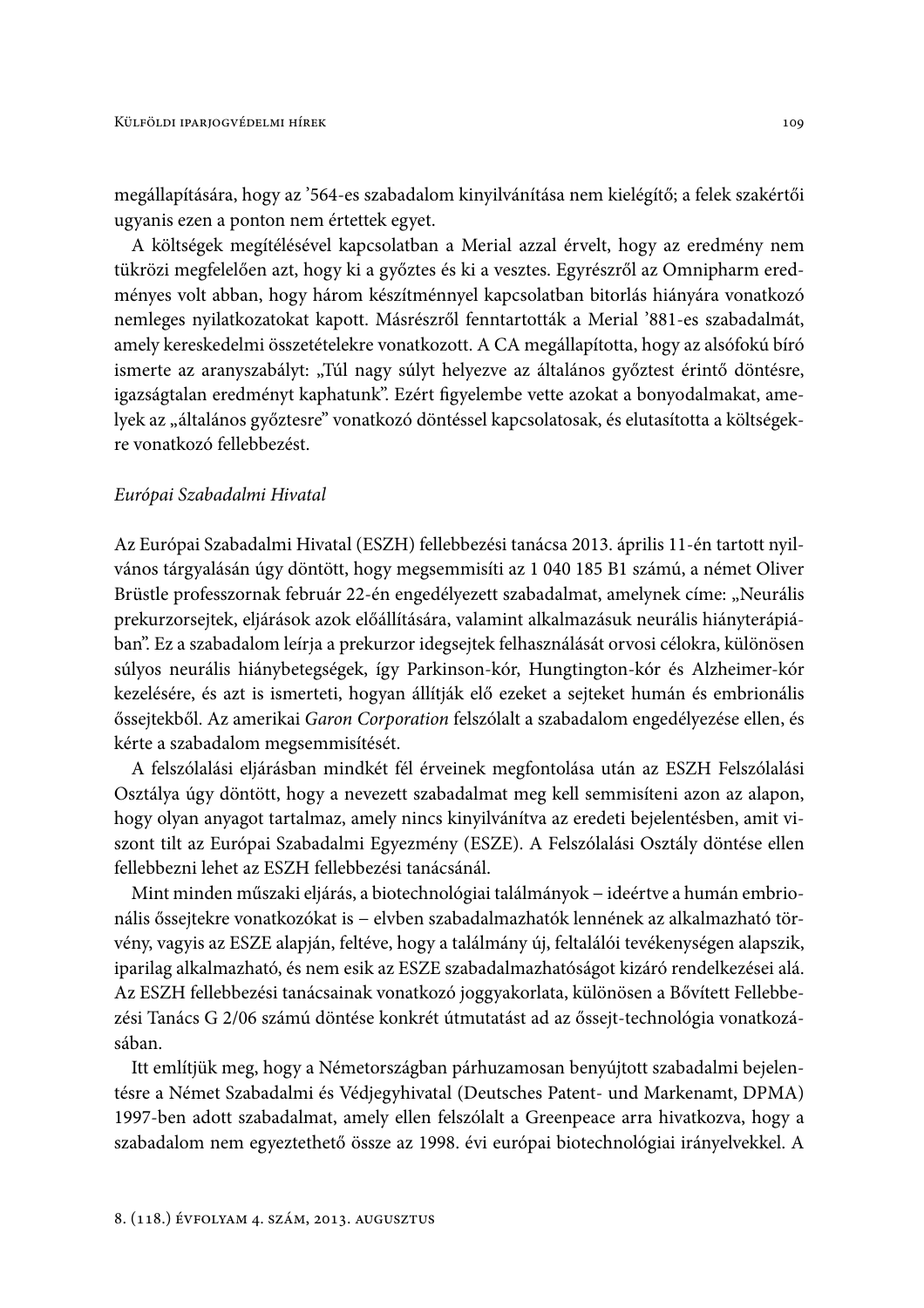megállapítására, hogy az '564-es szabadalom kinyilvánítása nem kielégítő; a felek szakértői ugyanis ezen a ponton nem értettek egyet.

A költségek megítélésével kapcsolatban a Merial azzal érvelt, hogy az eredmény nem tükrözi megfelelően azt, hogy ki a győztes és ki a vesztes. Egyrészről az Omnipharm eredményes volt abban, hogy három készítménnyel kapcsolatban bitorlás hiányára vonatkozó nemleges nyilatkozatokat kapott. Másrészről fenntartották a Merial '881-es szabadalmát, amely kereskedelmi összetételekre vonatkozott. A CA megállapította, hogy az alsófokú bíró ismerte az aranyszabályt: „Túl nagy súlyt helyezve az általános győztest érintő döntésre, igazságtalan eredményt kaphatunk". Ezért figyelembe vette azokat a bonyodalmakat, amelyek az „általános győztesre" vonatkozó döntéssel kapcsolatosak, és elutasította a költségekre vonatkozó fellebbezést.

*Európai Szabadalmi Hivatal*

Az Európai Szabadalmi Hivatal (ESZH) fellebbezési tanácsa 2013. április 11-én tartott nyilvános tárgyalásán úgy döntött, hogy megsemmisíti az 1 040 185 B1 számú, a német Oliver Brüstle professzornak február 22-én engedélyezett szabadalmat, amelynek címe: „Neurális prekurzorsejtek, eljárások azok előállítására, valamint alkalmazásuk neurális hiányterápiában". Ez a szabadalom leírja a prekurzor idegsejtek felhasználását orvosi célokra, különösen súlyos neurális hiánybetegségek, így Parkinson-kór, Hungtington-kór és Alzheimer-kór kezelésére, és azt is ismerteti, hogyan állítják elő ezeket a sejteket humán és embrionális őssejtekből. Az amerikai *Garon Corporation* felszólalt a szabadalom engedélyezése ellen, és kérte a szabadalom megsemmisítését.

A felszólalási eljárásban mindkét fél érveinek megfontolása után az ESZH Felszólalási Osztálya úgy döntött, hogy a nevezett szabadalmat meg kell semmisíteni azon az alapon, hogy olyan anyagot tartalmaz, amely nincs kinyilvánítva az eredeti bejelentésben, amit viszont tilt az Európai Szabadalmi Egyezmény (ESZE). A Felszólalási Osztály döntése ellen fellebbezni lehet az ESZH fellebbezési tanácsánál.

Mint minden műszaki eljárás, a biotechnológiai találmányok – ideértve a humán embrionális őssejtekre vonatkozókat is – elvben szabadalmazhatók lennének az alkalmazható törvény, vagyis az ESZE alapján, feltéve, hogy a találmány új, feltalálói tevékenységen alapszik, iparilag alkalmazható, és nem esik az ESZE szabadalmazhatóságot kizáró rendelkezései alá. Az ESZH fellebbezési tanácsainak vonatkozó joggyakorlata, különösen a Bővített Fellebbezési Tanács G 2/06 számú döntése konkrét útmutatást ad az őssejt-technológia vonatkozásában.

Itt említjük meg, hogy a Németországban párhuzamosan benyújtott szabadalmi bejelentésre a Német Szabadalmi és Védjegyhivatal (Deutsches Patent- und Markenamt, DPMA) 1997-ben adott szabadalmat, amely ellen felszólalt a Greenpeace arra hivatkozva, hogy a szabadalom nem egyeztethető össze az 1998. évi európai biotechnológiai irányelvekkel. A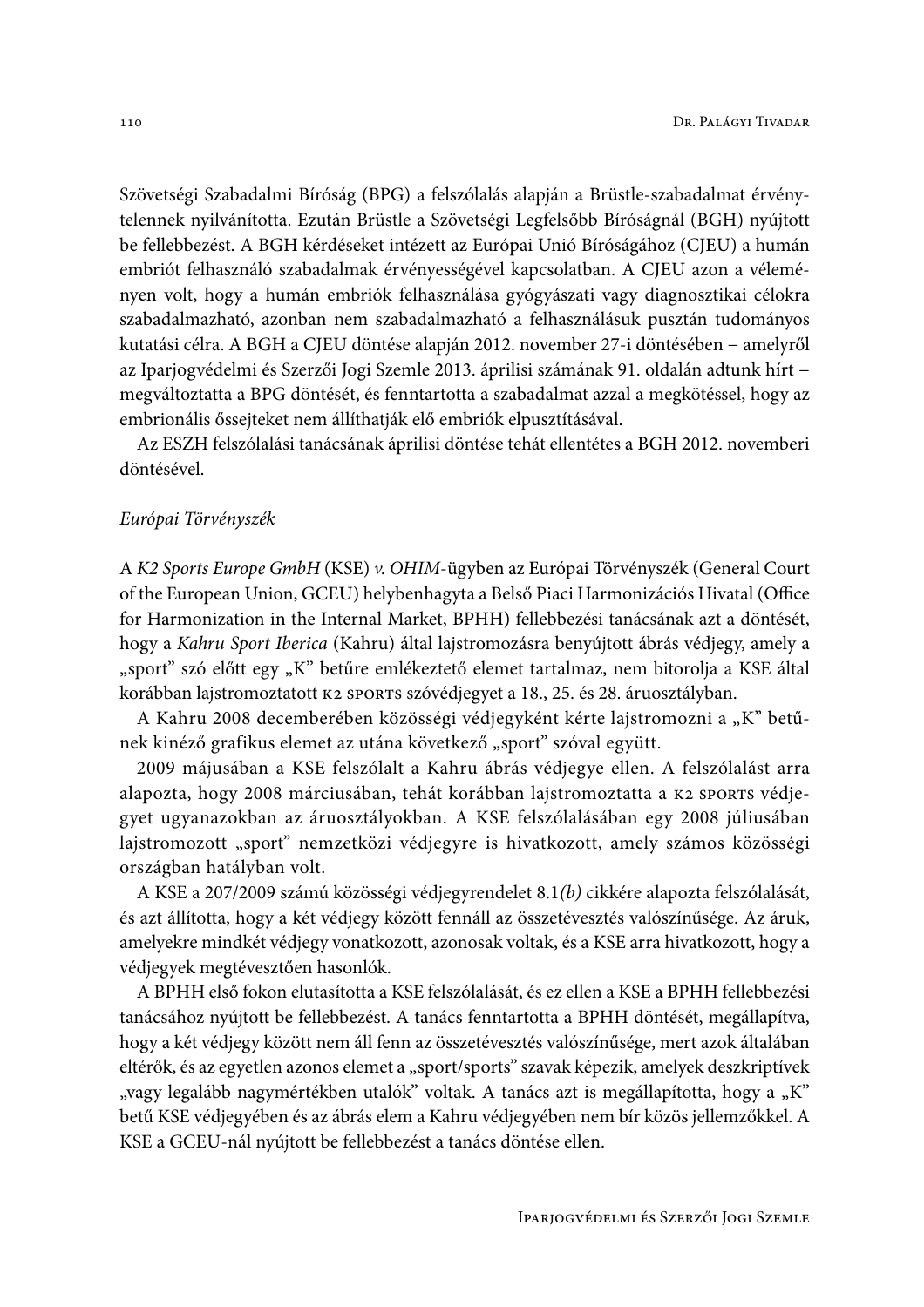Szövetségi Szabadalmi Bíróság (BPG) a felszólalás alapján a Brüstle-szabadalmat érvénytelennek nyilvánította. Ezután Brüstle a Szövetségi Legfelsőbb Bíróságnál (BGH) nyújtott be fellebbezést. A BGH kérdéseket intézett az Európai Unió Bíróságához (CJEU) a humán embriót felhasználó szabadalmak érvényességével kapcsolatban. A CJEU azon a véleményen volt, hogy a humán embriók felhasználása gyógyászati vagy diagnosztikai célokra szabadalmazható, azonban nem szabadalmazható a felhasználásuk pusztán tudományos kutatási célra. A BGH a CJEU döntése alapján 2012. november 27-i döntésében – amelyről az Iparjogvédelmi és Szerzői Jogi Szemle 2013. áprilisi számának 91. oldalán adtunk hírt – megváltoztatta a BPG döntését, és fenntartotta a szabadalmat azzal a megkötéssel, hogy az embrionális őssejteket nem állíthatják elő embriók elpusztításával.

Az ESZH felszólalási tanácsának áprilisi döntése tehát ellentétes a BGH 2012. novemberi döntésével.

*Európai Törvényszék*

A *K2 Sports Europe GmbH* (KSE) *v. OHIM*-ügyben az Európai Törvényszék (General Court of the European Union, GCEU) helybenhagyta a Belső Piaci Harmonizációs Hivatal (Office for Harmonization in the Internal Market, BPHH) fellebbezési tanácsának azt a döntését, hogy a *Kahru Sport Iberica* (Kahru) által lajstromozásra benyújtott ábrás védjegy, amely a „sport" szó előtt egy „K" betűre emlékeztető elemet tartalmaz, nem bitorolja a KSE által korábban lajstromoztatott K2 SPORTS szóvédjegyet a 18., 25. és 28. áruosztályban.

A Kahru 2008 decemberében közösségi védjegyként kérte lajstromozni a „K" betűnek kinéző grafikus elemet az utána következő „sport" szóval együtt.

2009 májusában a KSE felszólalt a Kahru ábrás védjegye ellen. A felszólalást arra alapozta, hogy 2008 márciusában, tehát korábban lajstromoztatta a K2 SPORTS védjegyet ugyanazokban az áruosztályokban. A KSE felszólalásában egy 2008 júliusában lajstromozott „sport" nemzetközi védjegyre is hivatkozott, amely számos közösségi országban hatályban volt.

A KSE a 207/2009 számú közösségi védjegyrendelet 8.1*(b)* cikkére alapozta felszólalását, és azt állította, hogy a két védjegy között fennáll az összetévesztés valószínűsége. Az áruk, amelyekre mindkét védjegy vonatkozott, azonosak voltak, és a KSE arra hivatkozott, hogy a védjegyek megtévesztően hasonlók.

A BPHH első fokon elutasította a KSE felszólalását, és ez ellen a KSE a BPHH fellebbezési tanácsához nyújtott be fellebbezést. A tanács fenntartotta a BPHH döntését, megállapítva, hogy a két védjegy között nem áll fenn az összetévesztés valószínűsége, mert azok általában eltérők, és az egyetlen azonos elemet a „sport/sports" szavak képezik, amelyek deszkriptívek „vagy legalább nagymértékben utalók" voltak. A tanács azt is megállapította, hogy a „K" betű KSE védjegyében és az ábrás elem a Kahru védjegyében nem bír közös jellemzőkkel. A KSE a GCEU-nál nyújtott be fellebbezést a tanács döntése ellen.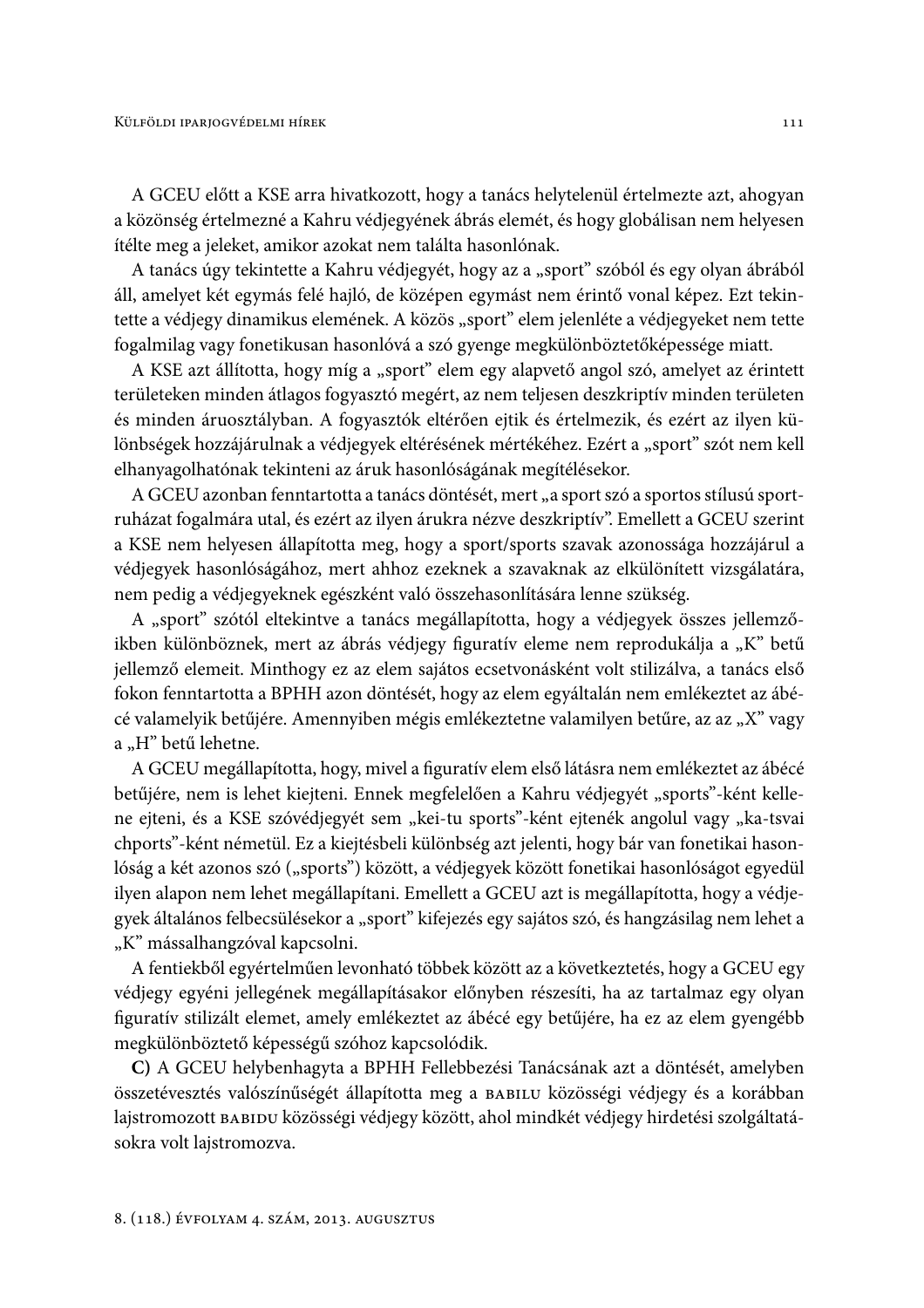A GCEU előtt a KSE arra hivatkozott, hogy a tanács helytelenül értelmezte azt, ahogyan a közönség értelmezné a Kahru védjegyének ábrás elemét, és hogy globálisan nem helyesen ítélte meg a jeleket, amikor azokat nem találta hasonlónak.

A tanács úgy tekintette a Kahru védjegyét, hogy az a „sport" szóból és egy olyan ábrából áll, amelyet két egymás felé hajló, de középen egymást nem érintő vonal képez. Ezt tekintette a védjegy dinamikus elemének. A közös „sport" elem jelenléte a védjegyeket nem tette fogalmilag vagy fonetikusan hasonlóvá a szó gyenge megkülönböztetőképessége miatt.

A KSE azt állította, hogy míg a „sport" elem egy alapvető angol szó, amelyet az érintett területeken minden átlagos fogyasztó megért, az nem teljesen deszkriptív minden területen és minden áruosztályban. A fogyasztók eltérően ejtik és értelmezik, és ezért az ilyen különbségek hozzájárulnak a védjegyek eltérésének mértékéhez. Ezért a „sport" szót nem kell elhanyagolhatónak tekinteni az áruk hasonlóságának megítélésekor.

A GCEU azonban fenntartotta a tanács döntését, mert „a sport szó a sportos stílusú sportruházat fogalmára utal, és ezért az ilyen árukra nézve deszkriptív". Emellett a GCEU szerint a KSE nem helyesen állapította meg, hogy a sport/sports szavak azonossága hozzájárul a védjegyek hasonlóságához, mert ahhoz ezeknek a szavaknak az elkülönített vizsgálatára, nem pedig a védjegyeknek egészként való összehasonlítására lenne szükség.

A „sport" szótól eltekintve a tanács megállapította, hogy a védjegyek összes jellemzőikben különböznek, mert az ábrás védjegy figuratív eleme nem reprodukálja a „K" betű jellemző elemeit. Minthogy ez az elem sajátos ecsetvonásként volt stilizálva, a tanács első fokon fenntartotta a BPHH azon döntését, hogy az elem egyáltalán nem emlékeztet az ábécé valamelyik betűjére. Amennyiben mégis emlékeztetne valamilyen betűre, az az „X" vagy a „H" betű lehetne.

A GCEU megállapította, hogy, mivel a figuratív elem első látásra nem emlékeztet az ábécé betűjére, nem is lehet kiejteni. Ennek megfelelően a Kahru védjegyét „sports"-ként kellene ejteni, és a KSE szóvédjegyét sem „kei-tu sports"-ként ejtenék angolul vagy „ka-tsvai chports"-ként németül. Ez a kiejtésbeli különbség azt jelenti, hogy bár van fonetikai hasonlóság a két azonos szó („sports") között, a védjegyek között fonetikai hasonlóságot egyedül ilyen alapon nem lehet megállapítani. Emellett a GCEU azt is megállapította, hogy a védjegyek általános felbecsülésekor a „sport" kifejezés egy sajátos szó, és hangzásilag nem lehet a „K" mássalhangzóval kapcsolni.

A fentiekből egyértelműen levonható többek között az a következtetés, hogy a GCEU egy védjegy egyéni jellegének megállapításakor előnyben részesíti, ha az tartalmaz egy olyan figuratív stilizált elemet, amely emlékeztet az ábécé egy betűjére, ha ez az elem gyengébb megkülönböztető képességű szóhoz kapcsolódik.

**C)** A GCEU helybenhagyta a BPHH Fellebbezési Tanácsának azt a döntését, amelyben összetévesztés valószínűségét állapította meg a BABILU közösségi védjegy és a korábban lajstromozott BABIDU közösségi védjegy között, ahol mindkét védjegy hirdetési szolgáltatásokra volt lajstromozva.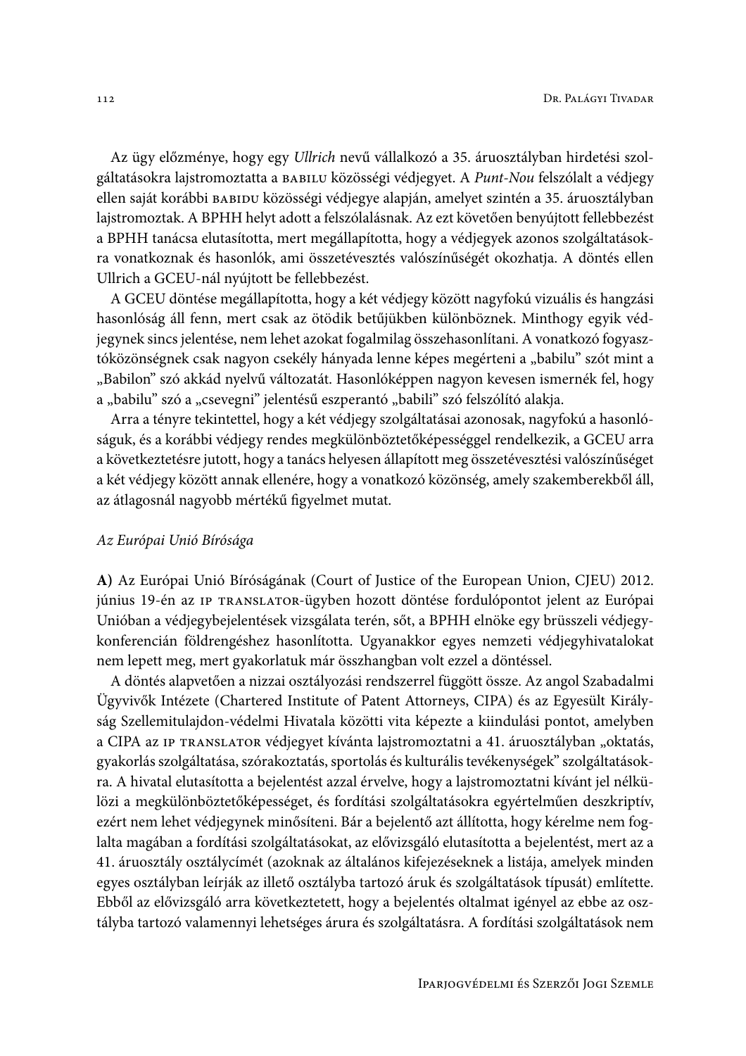Az ügy előzménye, hogy egy *Ullrich* nevű vállalkozó a 35. áruosztályban hirdetési szolgáltatásokra lajstromoztatta a BABILU közösségi védjegyet. A *Punt-Nou* felszólalt a védjegy ellen saját korábbi BABIDU közösségi védjegye alapján, amelyet szintén a 35. áruosztályban lajstromoztak. A BPHH helyt adott a felszólalásnak. Az ezt követően benyújtott fellebbezést a BPHH tanácsa elutasította, mert megállapította, hogy a védjegyek azonos szolgáltatásokra vonatkoznak és hasonlók, ami összetévesztés valószínűségét okozhatja. A döntés ellen Ullrich a GCEU-nál nyújtott be fellebbezést.

A GCEU döntése megállapította, hogy a két védjegy között nagyfokú vizuális és hangzási hasonlóság áll fenn, mert csak az ötödik betűjükben különböznek. Minthogy egyik védjegynek sincs jelentése, nem lehet azokat fogalmilag összehasonlítani. A vonatkozó fogyasztóközönségnek csak nagyon csekély hányada lenne képes megérteni a „babilu" szót mint a „Babilon" szó akkád nyelvű változatát. Hasonlóképpen nagyon kevesen ismernék fel, hogy a „babilu" szó a „csevegni" jelentésű eszperantó „babili" szó felszólító alakja.

Arra a tényre tekintettel, hogy a két védjegy szolgáltatásai azonosak, nagyfokú a hasonlóságuk, és a korábbi védjegy rendes megkülönböztetőképességgel rendelkezik, a GCEU arra a következtetésre jutott, hogy a tanács helyesen állapított meg összetévesztési valószínűséget a két védjegy között annak ellenére, hogy a vonatkozó közönség, amely szakemberekből áll, az átlagosnál nagyobb mértékű figyelmet mutat.

*Az Európai Unió Bírósága*

**A)** Az Európai Unió Bíróságának (Court of Justice of the European Union, CJEU) 2012. június 19-én az IP TRANSLATOR-ügyben hozott döntése fordulópontot jelent az Európai Unióban a védjegybejelentések vizsgálata terén, sőt, a BPHH elnöke egy brüsszeli védjegykonferencián földrengéshez hasonlította. Ugyanakkor egyes nemzeti védjegyhivatalokat nem lepett meg, mert gyakorlatuk már összhangban volt ezzel a döntéssel.

A döntés alapvetően a nizzai osztályozási rendszerrel függött össze. Az angol Szabadalmi Ügyvivők Intézete (Chartered Institute of Patent Attorneys, CIPA) és az Egyesült Királyság Szellemitulajdon-védelmi Hivatala közötti vita képezte a kiindulási pontot, amelyben a CIPA az IP TRANSLATOR védjegyet kívánta lajstromoztatni a 41. áruosztályban „oktatás, gyakorlás szolgáltatása, szórakoztatás, sportolás és kulturális tevékenységek" szolgáltatásokra. A hivatal elutasította a bejelentést azzal érvelve, hogy a lajstromoztatni kívánt jel nélkülözi a megkülönböztetőképességet, és fordítási szolgáltatásokra egyértelműen deszkriptív, ezért nem lehet védjegynek minősíteni. Bár a bejelentő azt állította, hogy kérelme nem foglalta magában a fordítási szolgáltatásokat, az elővizsgáló elutasította a bejelentést, mert az a 41. áruosztály osztálycímét (azoknak az általános kifejezéseknek a listáját, amelyek minden egyes osztályban leírják az illető osztályba tartozó áruk és szolgáltatások típusát) említette. Ebből az elővizsgáló arra következtetett, hogy a bejelentés oltalmat igényel az ebbe az osztályba tartozó valamennyi lehetséges árura és szolgáltatásra. A fordítási szolgáltatások nem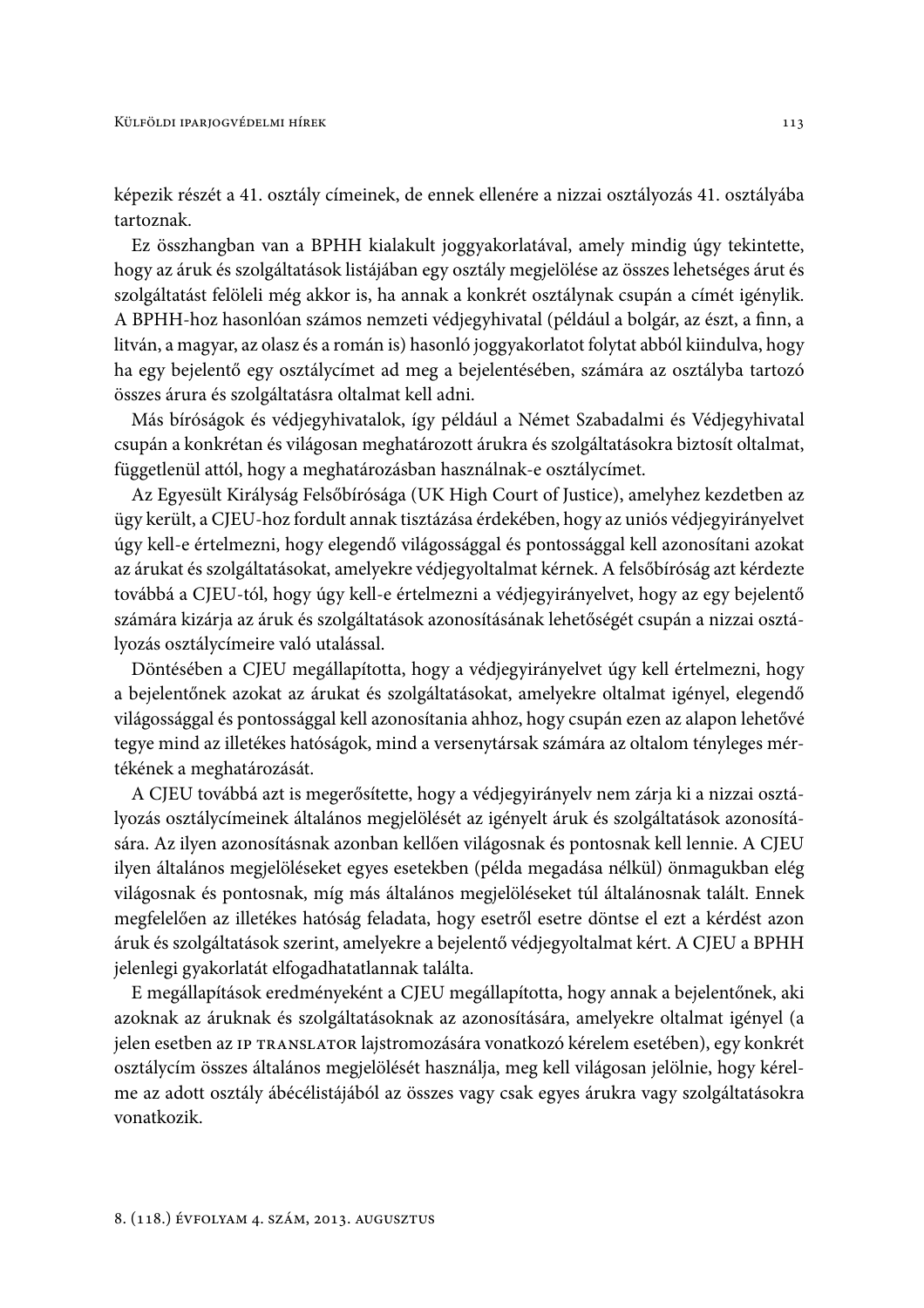képezik részét a 41. osztály címeinek, de ennek ellenére a nizzai osztályozás 41. osztályába tartoznak.

Ez összhangban van a BPHH kialakult joggyakorlatával, amely mindig úgy tekintette, hogy az áruk és szolgáltatások listájában egy osztály megjelölése az összes lehetséges árut és szolgáltatást felöleli még akkor is, ha annak a konkrét osztálynak csupán a címét igénylik. A BPHH-hoz hasonlóan számos nemzeti védjegyhivatal (például a bolgár, az észt, a finn, a litván, a magyar, az olasz és a román is) hasonló joggyakorlatot folytat abból kiindulva, hogy ha egy bejelentő egy osztálycímet ad meg a bejelentésében, számára az osztályba tartozó összes árura és szolgáltatásra oltalmat kell adni.

Más bíróságok és védjegyhivatalok, így például a Német Szabadalmi és Védjegyhivatal csupán a konkrétan és világosan meghatározott árukra és szolgáltatásokra biztosít oltalmat, függetlenül attól, hogy a meghatározásban használnak-e osztálycímet.

Az Egyesült Királyság Felsőbírósága (UK High Court of Justice), amelyhez kezdetben az ügy került, a CJEU-hoz fordult annak tisztázása érdekében, hogy az uniós védjegyirányelvet úgy kell-e értelmezni, hogy elegendő világossággal és pontossággal kell azonosítani azokat az árukat és szolgáltatásokat, amelyekre védjegyoltalmat kérnek. A felsőbíróság azt kérdezte továbbá a CJEU-tól, hogy úgy kell-e értelmezni a védjegyirányelvet, hogy az egy bejelentő számára kizárja az áruk és szolgáltatások azonosításának lehetőségét csupán a nizzai osztályozás osztálycímeire való utalással.

Döntésében a CJEU megállapította, hogy a védjegyirányelvet úgy kell értelmezni, hogy a bejelentőnek azokat az árukat és szolgáltatásokat, amelyekre oltalmat igényel, elegendő világossággal és pontossággal kell azonosítania ahhoz, hogy csupán ezen az alapon lehetővé tegye mind az illetékes hatóságok, mind a versenytársak számára az oltalom tényleges mértékének a meghatározását.

A CJEU továbbá azt is megerősítette, hogy a védjegyirányelv nem zárja ki a nizzai osztályozás osztálycímeinek általános megjelölését az igényelt áruk és szolgáltatások azonosítására. Az ilyen azonosításnak azonban kellően világosnak és pontosnak kell lennie. A CJEU ilyen általános megjelöléseket egyes esetekben (példa megadása nélkül) önmagukban elég világosnak és pontosnak, míg más általános megjelöléseket túl általánosnak talált. Ennek megfelelően az illetékes hatóság feladata, hogy esetről esetre döntse el ezt a kérdést azon áruk és szolgáltatások szerint, amelyekre a bejelentő védjegyoltalmat kért. A CJEU a BPHH jelenlegi gyakorlatát elfogadhatatlannak találta.

E megállapítások eredményeként a CJEU megállapította, hogy annak a bejelentőnek, aki azoknak az áruknak és szolgáltatásoknak az azonosítására, amelyekre oltalmat igényel (a jelen esetben az IP TRANSLATOR lajstromozására vonatkozó kérelem esetében), egy konkrét osztálycím összes általános megjelölését használja, meg kell világosan jelölnie, hogy kérelme az adott osztály ábécélistájából az összes vagy csak egyes árukra vagy szolgáltatásokra vonatkozik.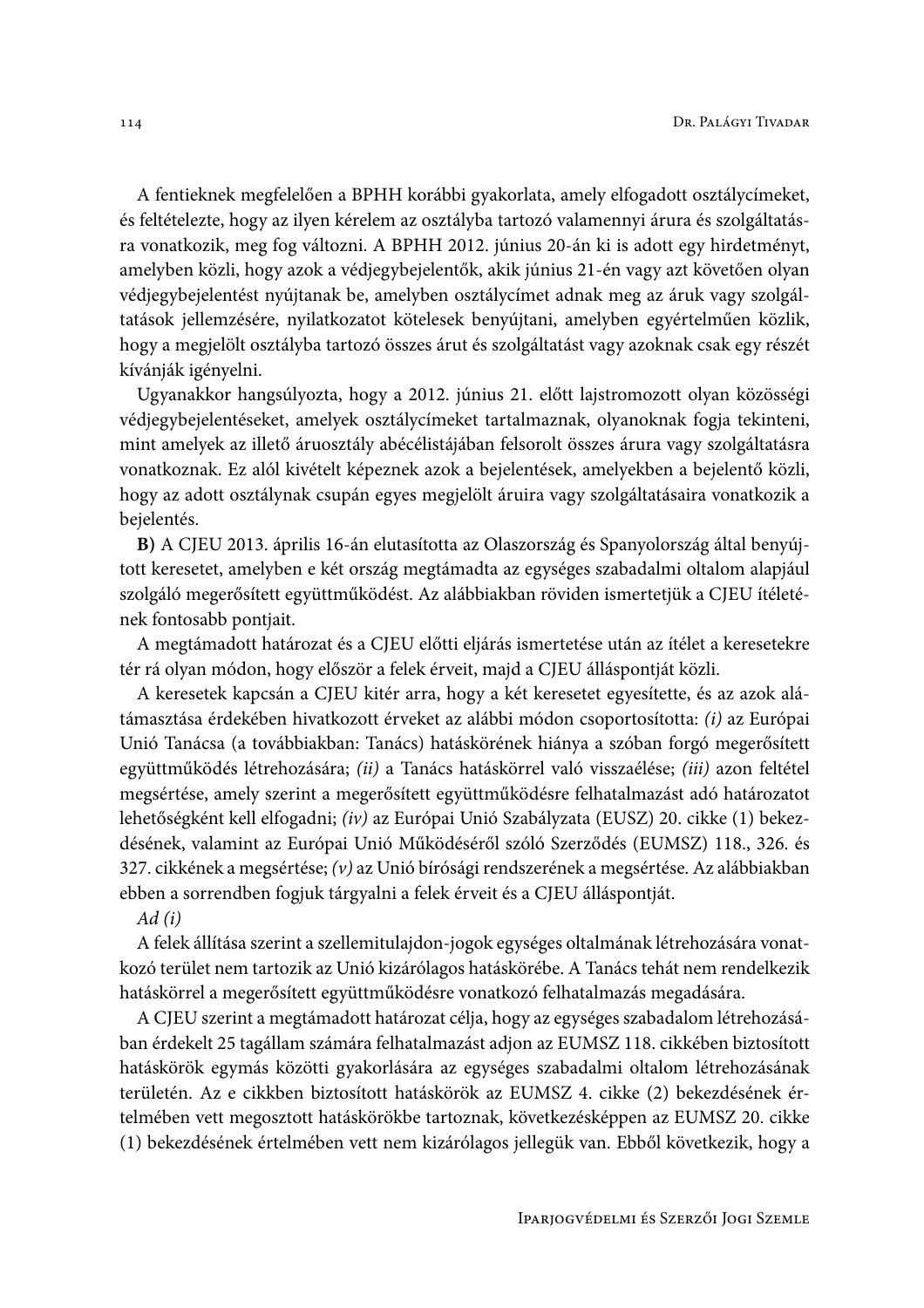A fentieknek megfelelően a BPHH korábbi gyakorlata, amely elfogadott osztálycímeket, és feltételezte, hogy az ilyen kérelem az osztályba tartozó valamennyi árura és szolgáltatásra vonatkozik, meg fog változni. A BPHH 2012. június 20-án ki is adott egy hirdetményt, amelyben közli, hogy azok a védjegybejelentők, akik június 21-én vagy azt követően olyan védjegybejelentést nyújtanak be, amelyben osztálycímet adnak meg az áruk vagy szolgáltatások jellemzésére, nyilatkozatot kötelesek benyújtani, amelyben egyértelműen közlik, hogy a megjelölt osztályba tartozó összes árut és szolgáltatást vagy azoknak csak egy részét kívánják igényelni.

Ugyanakkor hangsúlyozta, hogy a 2012. június 21. előtt lajstromozott olyan közösségi védjegybejelentéseket, amelyek osztálycímeket tartalmaznak, olyanoknak fogja tekinteni, mint amelyek az illető áruosztály abécélistájában felsorolt összes árura vagy szolgáltatásra vonatkoznak. Ez alól kivételt képeznek azok a bejelentések, amelyekben a bejelentő közli, hogy az adott osztálynak csupán egyes megjelölt áruira vagy szolgáltatásaira vonatkozik a bejelentés.

**B)** A CJEU 2013. április 16-án elutasította az Olaszország és Spanyolország által benyújtott keresetet, amelyben e két ország megtámadta az egységes szabadalmi oltalom alapjául szolgáló megerősített együttműködést. Az alábbiakban röviden ismertetjük a CJEU ítéletének fontosabb pontjait.

A megtámadott határozat és a CJEU előtti eljárás ismertetése után az ítélet a keresetekre tér rá olyan módon, hogy először a felek érveit, majd a CJEU álláspontját közli.

A keresetek kapcsán a CJEU kitér arra, hogy a két keresetet egyesítette, és az azok alátámasztása érdekében hivatkozott érveket az alábbi módon csoportosította: *(i)* az Európai Unió Tanácsa (a továbbiakban: Tanács) hatáskörének hiánya a szóban forgó megerősített együttműködés létrehozására; *(ii)* a Tanács hatáskörrel való visszaélése; *(iii)* azon feltétel megsértése, amely szerint a megerősített együttműködésre felhatalmazást adó határozatot lehetőségként kell elfogadni; *(iv)* az Európai Unió Szabályzata (EUSZ) 20. cikke (1) bekezdésének, valamint az Európai Unió Működéséről szóló Szerződés (EUMSZ) 118., 326. és 327. cikkének a megsértése; *(v)* az Unió bírósági rendszerének a megsértése. Az alábbiakban ebben a sorrendben fogjuk tárgyalni a felek érveit és a CJEU álláspontját.

*Ad (i)*

A felek állítása szerint a szellemitulajdon-jogok egységes oltalmának létrehozására vonatkozó terület nem tartozik az Unió kizárólagos hatáskörébe. A Tanács tehát nem rendelkezik hatáskörrel a megerősített együttműködésre vonatkozó felhatalmazás megadására.

A CJEU szerint a megtámadott határozat célja, hogy az egységes szabadalom létrehozásában érdekelt 25 tagállam számára felhatalmazást adjon az EUMSZ 118. cikkében biztosított hatáskörök egymás közötti gyakorlására az egységes szabadalmi oltalom létrehozásának területén. Az e cikkben biztosított hatáskörök az EUMSZ 4. cikke (2) bekezdésének értelmében vett megosztott hatáskörökbe tartoznak, következésképpen az EUMSZ 20. cikke (1) bekezdésének értelmében vett nem kizárólagos jellegük van. Ebből következik, hogy a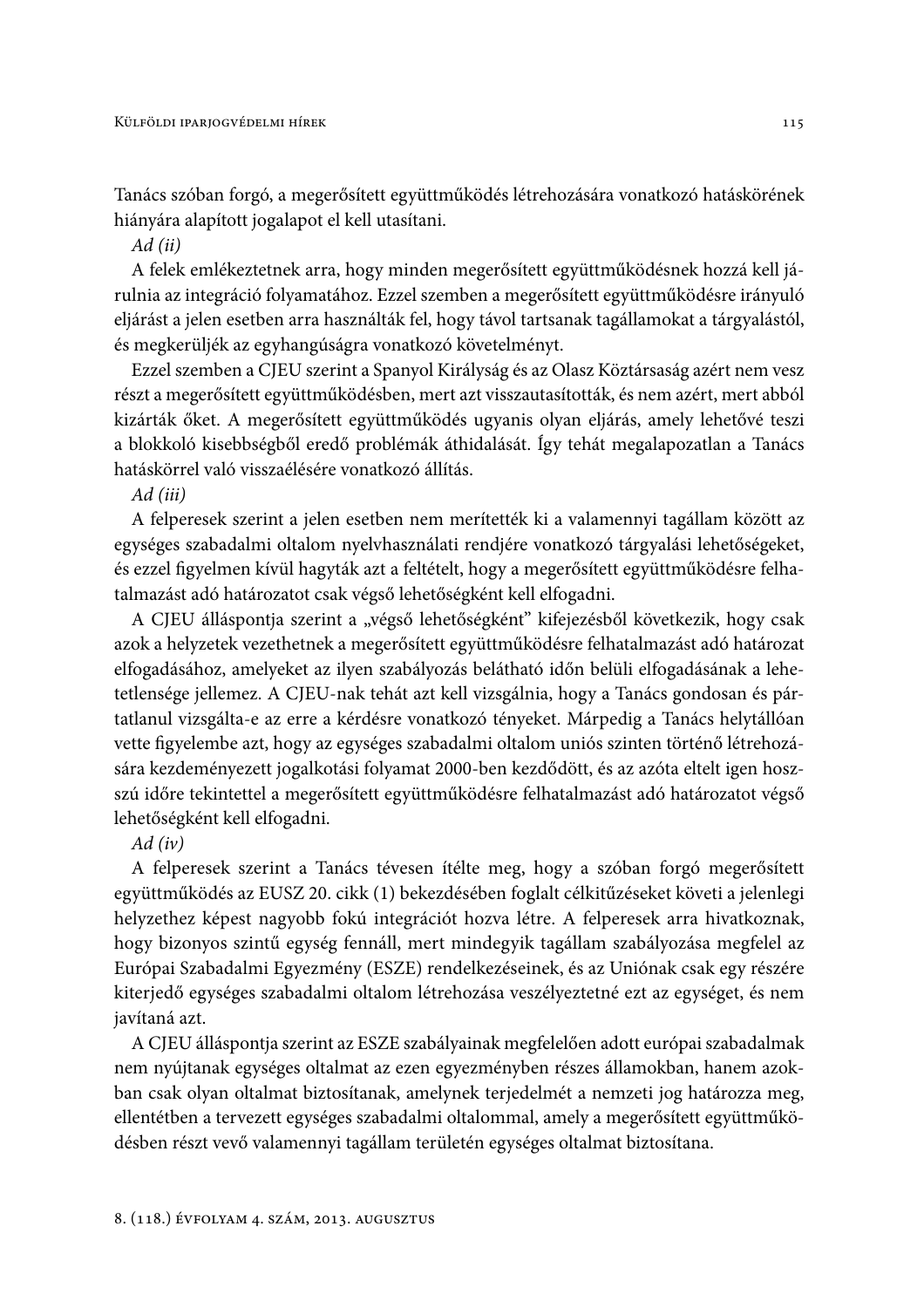Tanács szóban forgó, a megerősített együttműködés létrehozására vonatkozó hatáskörének hiányára alapított jogalapot el kell utasítani.

*Ad (ii)*

A felek emlékeztetnek arra, hogy minden megerősített együttműködésnek hozzá kell járulnia az integráció folyamatához. Ezzel szemben a megerősített együttműködésre irányuló eljárást a jelen esetben arra használták fel, hogy távol tartsanak tagállamokat a tárgyalástól, és megkerüljék az egyhangúságra vonatkozó követelményt.

Ezzel szemben a CJEU szerint a Spanyol Királyság és az Olasz Köztársaság azért nem vesz részt a megerősített együttműködésben, mert azt visszautasították, és nem azért, mert abból kizárták őket. A megerősített együttműködés ugyanis olyan eljárás, amely lehetővé teszi a blokkoló kisebbségből eredő problémák áthidalását. Így tehát megalapozatlan a Tanács hatáskörrel való visszaélésére vonatkozó állítás.

*Ad (iii)*

A felperesek szerint a jelen esetben nem merítették ki a valamennyi tagállam között az egységes szabadalmi oltalom nyelvhasználati rendjére vonatkozó tárgyalási lehetőségeket, és ezzel figyelmen kívül hagyták azt a feltételt, hogy a megerősített együttműködésre felhatalmazást adó határozatot csak végső lehetőségként kell elfogadni.

A CJEU álláspontja szerint a „végső lehetőségként" kifejezésből következik, hogy csak azok a helyzetek vezethetnek a megerősített együttműködésre felhatalmazást adó határozat elfogadásához, amelyeket az ilyen szabályozás belátható időn belüli elfogadásának a lehetetlensége jellemez. A CJEU-nak tehát azt kell vizsgálnia, hogy a Tanács gondosan és pártatlanul vizsgálta-e az erre a kérdésre vonatkozó tényeket. Márpedig a Tanács helytállóan vette figyelembe azt, hogy az egységes szabadalmi oltalom uniós szinten történő létrehozására kezdeményezett jogalkotási folyamat 2000-ben kezdődött, és az azóta eltelt igen hosszú időre tekintettel a megerősített együttműködésre felhatalmazást adó határozatot végső lehetőségként kell elfogadni.

*Ad (iv)*

A felperesek szerint a Tanács tévesen ítélte meg, hogy a szóban forgó megerősített együttműködés az EUSZ 20. cikk (1) bekezdésében foglalt célkitűzéseket követi a jelenlegi helyzethez képest nagyobb fokú integrációt hozva létre. A felperesek arra hivatkoznak, hogy bizonyos szintű egység fennáll, mert mindegyik tagállam szabályozása megfelel az Európai Szabadalmi Egyezmény (ESZE) rendelkezéseinek, és az Uniónak csak egy részére kiterjedő egységes szabadalmi oltalom létrehozása veszélyeztetné ezt az egységet, és nem javítaná azt.

A CJEU álláspontja szerint az ESZE szabályainak megfelelően adott európai szabadalmak nem nyújtanak egységes oltalmat az ezen egyezményben részes államokban, hanem azokban csak olyan oltalmat biztosítanak, amelynek terjedelmét a nemzeti jog határozza meg, ellentétben a tervezett egységes szabadalmi oltalommal, amely a megerősített együttműködésben részt vevő valamennyi tagállam területén egységes oltalmat biztosítana.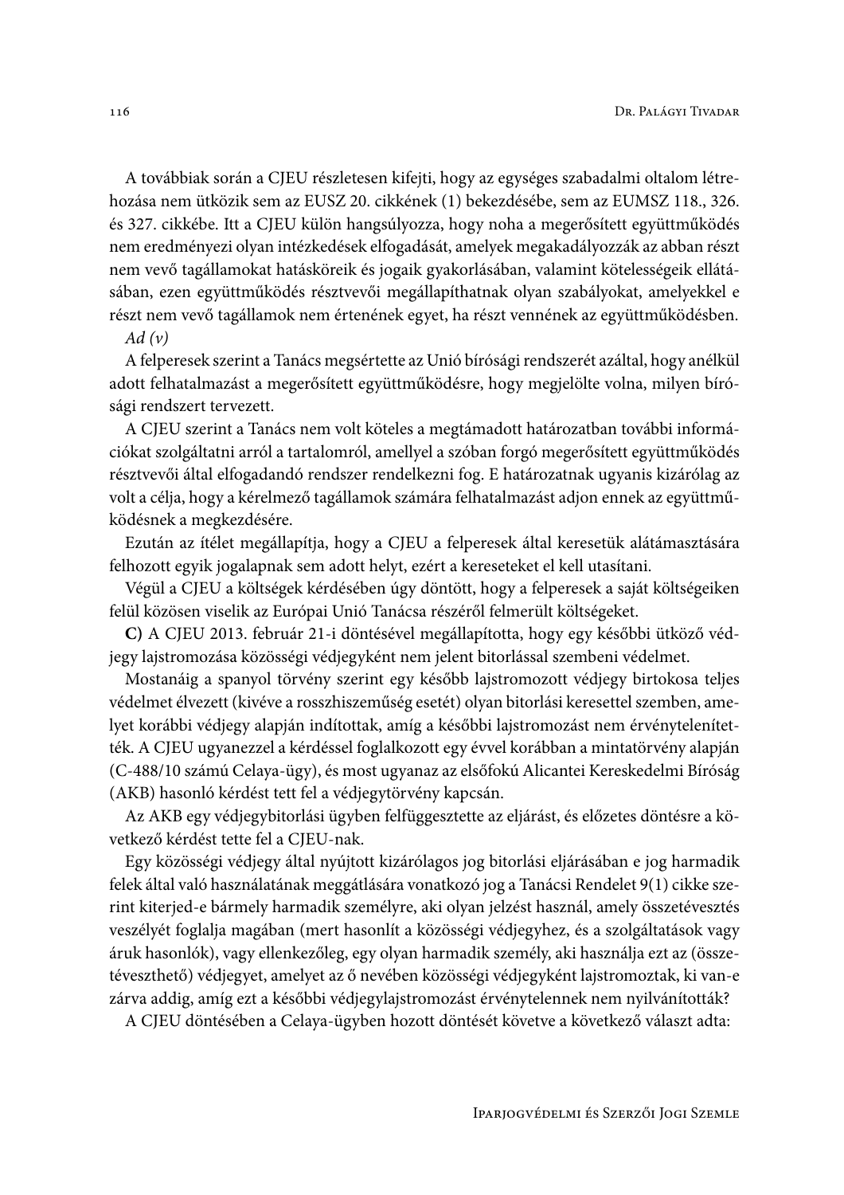A továbbiak során a CJEU részletesen kifejti, hogy az egységes szabadalmi oltalom létrehozása nem ütközik sem az EUSZ 20. cikkének (1) bekezdésébe, sem az EUMSZ 118., 326. és 327. cikkébe. Itt a CJEU külön hangsúlyozza, hogy noha a megerősített együttműködés nem eredményezi olyan intézkedések elfogadását, amelyek megakadályozzák az abban részt nem vevő tagállamokat hatásköreik és jogaik gyakorlásában, valamint kötelességeik ellátásában, ezen együttműködés résztvevői megállapíthatnak olyan szabályokat, amelyekkel e részt nem vevő tagállamok nem értenének egyet, ha részt vennének az együttműködésben.

*Ad (v)*

A felperesek szerint a Tanács megsértette az Unió bírósági rendszerét azáltal, hogy anélkül adott felhatalmazást a megerősített együttműködésre, hogy megjelölte volna, milyen bírósági rendszert tervezett.

A CJEU szerint a Tanács nem volt köteles a megtámadott határozatban további információkat szolgáltatni arról a tartalomról, amellyel a szóban forgó megerősített együttműködés résztvevői által elfogadandó rendszer rendelkezni fog. E határozatnak ugyanis kizárólag az volt a célja, hogy a kérelmező tagállamok számára felhatalmazást adjon ennek az együttműködésnek a megkezdésére.

Ezután az ítélet megállapítja, hogy a CJEU a felperesek által keresetük alátámasztására felhozott egyik jogalapnak sem adott helyt, ezért a kereseteket el kell utasítani.

Végül a CJEU a költségek kérdésében úgy döntött, hogy a felperesek a saját költségeiken felül közösen viselik az Európai Unió Tanácsa részéről felmerült költségeket.

**C)** A CJEU 2013. február 21-i döntésével megállapította, hogy egy későbbi ütköző védjegy lajstromozása közösségi védjegyként nem jelent bitorlással szembeni védelmet.

Mostanáig a spanyol törvény szerint egy később lajstromozott védjegy birtokosa teljes védelmet élvezett (kivéve a rosszhiszeműség esetét) olyan bitorlási keresettel szemben, amelyet korábbi védjegy alapján indítottak, amíg a későbbi lajstromozást nem érvénytelenítették. A CJEU ugyanezzel a kérdéssel foglalkozott egy évvel korábban a mintatörvény alapján (C-488/10 számú Celaya-ügy), és most ugyanaz az elsőfokú Alicantei Kereskedelmi Bíróság (AKB) hasonló kérdést tett fel a védjegytörvény kapcsán.

Az AKB egy védjegybitorlási ügyben felfüggesztette az eljárást, és előzetes döntésre a következő kérdést tette fel a CJEU-nak.

Egy közösségi védjegy által nyújtott kizárólagos jog bitorlási eljárásában e jog harmadik felek által való használatának meggátlására vonatkozó jog a Tanácsi Rendelet 9(1) cikke szerint kiterjed-e bármely harmadik személyre, aki olyan jelzést használ, amely összetévesztés veszélyét foglalja magában (mert hasonlít a közösségi védjegyhez, és a szolgáltatások vagy áruk hasonlók), vagy ellenkezőleg, egy olyan harmadik személy, aki használja ezt az (összetéveszthető) védjegyet, amelyet az ő nevében közösségi védjegyként lajstromoztak, ki van-e zárva addig, amíg ezt a későbbi védjegylajstromozást érvénytelennek nem nyilvánították?

A CJEU döntésében a Celaya-ügyben hozott döntését követve a következő választ adta: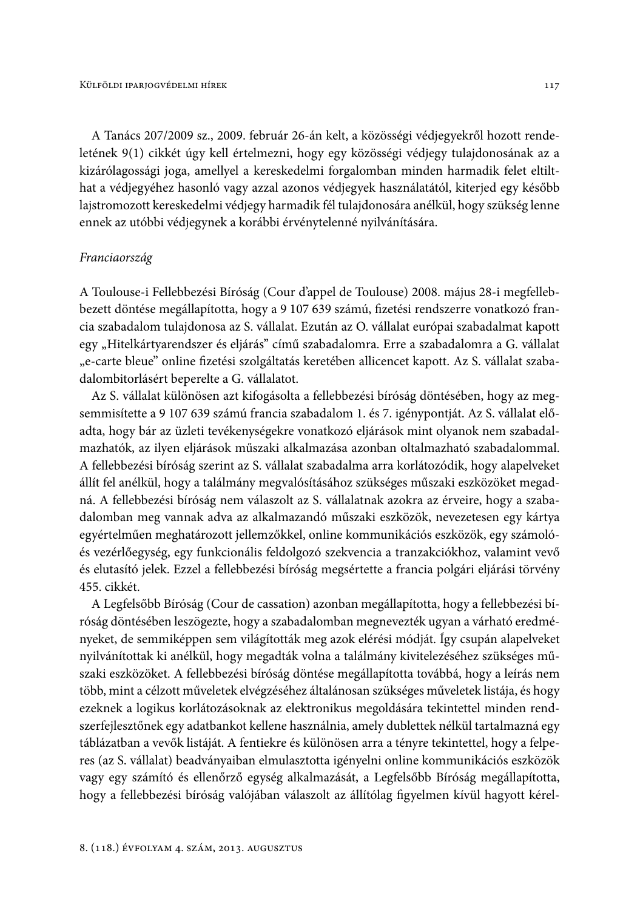A Tanács 207/2009 sz., 2009. február 26-án kelt, a közösségi védjegyekről hozott rendeletének 9(1) cikkét úgy kell értelmezni, hogy egy közösségi védjegy tulajdonosának az a kizárólagossági joga, amellyel a kereskedelmi forgalomban minden harmadik felet eltilthat a védjegyéhez hasonló vagy azzal azonos védjegyek használatától, kiterjed egy később lajstromozott kereskedelmi védjegy harmadik fél tulajdonosára anélkül, hogy szükség lenne ennek az utóbbi védjegynek a korábbi érvénytelenné nyilvánítására.

*Franciaország*

A Toulouse-i Fellebbezési Bíróság (Cour d'appel de Toulouse) 2008. május 28-i megfellebbezett döntése megállapította, hogy a 9 107 639 számú, fizetési rendszerre vonatkozó francia szabadalom tulajdonosa az S. vállalat. Ezután az O. vállalat európai szabadalmat kapott egy „Hitelkártyarendszer és eljárás" című szabadalomra. Erre a szabadalomra a G. vállalat „e-carte bleue" online fizetési szolgáltatás keretében allicencet kapott. Az S. vállalat szabadalombitorlásért beperelte a G. vállalatot.

Az S. vállalat különösen azt kifogásolta a fellebbezési bíróság döntésében, hogy az megsemmisítette a 9 107 639 számú francia szabadalom 1. és 7. igénypontját. Az S. vállalat előadta, hogy bár az üzleti tevékenységekre vonatkozó eljárások mint olyanok nem szabadalmazhatók, az ilyen eljárások műszaki alkalmazása azonban oltalmazható szabadalommal. A fellebbezési bíróság szerint az S. vállalat szabadalma arra korlátozódik, hogy alapelveket állít fel anélkül, hogy a találmány megvalósításához szükséges műszaki eszközöket megadná. A fellebbezési bíróság nem válaszolt az S. vállalatnak azokra az érveire, hogy a szabadalomban meg vannak adva az alkalmazandó műszaki eszközök, nevezetesen egy kártya egyértelműen meghatározott jellemzőkkel, online kommunikációs eszközök, egy számoló- és vezérlőegység, egy funkcionális feldolgozó szekvencia a tranzakciókhoz, valamint vevő és elutasító jelek. Ezzel a fellebbezési bíróság megsértette a francia polgári eljárási törvény 455. cikkét.

A Legfelsőbb Bíróság (Cour de cassation) azonban megállapította, hogy a fellebbezési bíróság döntésében leszögezte, hogy a szabadalomban megnevezték ugyan a várható eredményeket, de semmiképpen sem világították meg azok elérési módját. Így csupán alapelveket nyilvánítottak ki anélkül, hogy megadták volna a találmány kivitelezéséhez szükséges műszaki eszközöket. A fellebbezési bíróság döntése megállapította továbbá, hogy a leírás nem több, mint a célzott műveletek elvégzéséhez általánosan szükséges műveletek listája, és hogy ezeknek a logikus korlátozásoknak az elektronikus megoldására tekintettel minden rendszerfejlesztőnek egy adatbankot kellene használnia, amely dublettek nélkül tartalmazná egy táblázatban a vevők listáját. A fentiekre és különösen arra a tényre tekintettel, hogy a felperes (az S. vállalat) beadványaiban elmulasztotta igényelni online kommunikációs eszközök vagy egy számító és ellenőrző egység alkalmazását, a Legfelsőbb Bíróság megállapította, hogy a fellebbezési bíróság valójában válaszolt az állítólag figyelmen kívül hagyott kérel-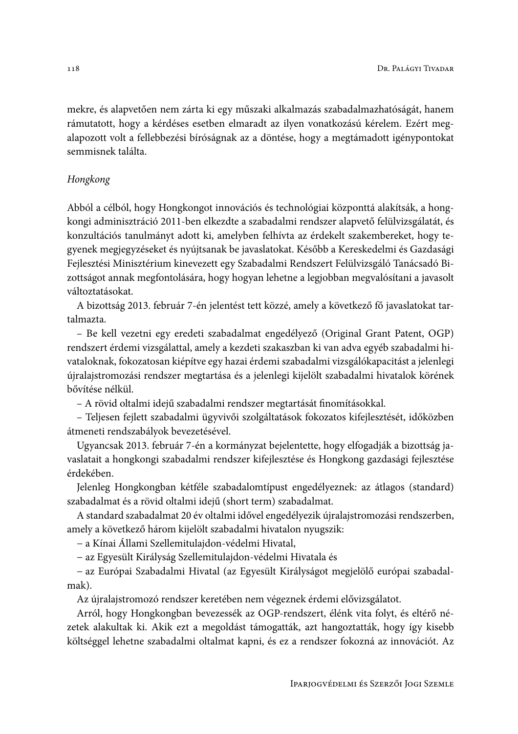mekre, és alapvetően nem zárta ki egy műszaki alkalmazás szabadalmazhatóságát, hanem rámutatott, hogy a kérdéses esetben elmaradt az ilyen vonatkozású kérelem. Ezért megalapozott volt a fellebbezési bíróságnak az a döntése, hogy a megtámadott igénypontokat semmisnek találta.

*Hongkong*

Abból a célból, hogy Hongkongot innovációs és technológiai központtá alakítsák, a hongkongi adminisztráció 2011-ben elkezdte a szabadalmi rendszer alapvető felülvizsgálatát, és konzultációs tanulmányt adott ki, amelyben felhívta az érdekelt szakembereket, hogy tegyenek megjegyzéseket és nyújtsanak be javaslatokat. Később a Kereskedelmi és Gazdasági Fejlesztési Minisztérium kinevezett egy Szabadalmi Rendszert Felülvizsgáló Tanácsadó Bizottságot annak megfontolására, hogy hogyan lehetne a legjobban megvalósítani a javasolt változtatásokat.

A bizottság 2013. február 7-én jelentést tett közzé, amely a következő fő javaslatokat tartalmazta.

– Be kell vezetni egy eredeti szabadalmat engedélyező (Original Grant Patent, OGP) rendszert érdemi vizsgálattal, amely a kezdeti szakaszban ki van adva egyéb szabadalmi hivataloknak, fokozatosan kiépítve egy hazai érdemi szabadalmi vizsgálókapacitást a jelenlegi újralajstromozási rendszer megtartása és a jelenlegi kijelölt szabadalmi hivatalok körének bővítése nélkül.

– A rövid oltalmi idejű szabadalmi rendszer megtartását finomításokkal.

– Teljesen fejlett szabadalmi ügyvivői szolgáltatások fokozatos kifejlesztését, időközben átmeneti rendszabályok bevezetésével.

Ugyancsak 2013. február 7-én a kormányzat bejelentette, hogy elfogadják a bizottság javaslatait a hongkongi szabadalmi rendszer kifejlesztése és Hongkong gazdasági fejlesztése érdekében.

Jelenleg Hongkongban kétféle szabadalomtípust engedélyeznek: az átlagos (standard) szabadalmat és a rövid oltalmi idejű (short term) szabadalmat.

A standard szabadalmat 20 év oltalmi idővel engedélyezik újralajstromozási rendszerben, amely a következő három kijelölt szabadalmi hivatalon nyugszik:

– a Kínai Állami Szellemitulajdon-védelmi Hivatal,

– az Egyesült Királyság Szellemitulajdon-védelmi Hivatala és

– az Európai Szabadalmi Hivatal (az Egyesült Királyságot megjelölő európai szabadalmak).

Az újralajstromozó rendszer keretében nem végeznek érdemi elővizsgálatot.

Arról, hogy Hongkongban bevezessék az OGP-rendszert, élénk vita folyt, és eltérő nézetek alakultak ki. Akik ezt a megoldást támogatták, azt hangoztatták, hogy így kisebb költséggel lehetne szabadalmi oltalmat kapni, és ez a rendszer fokozná az innovációt. Az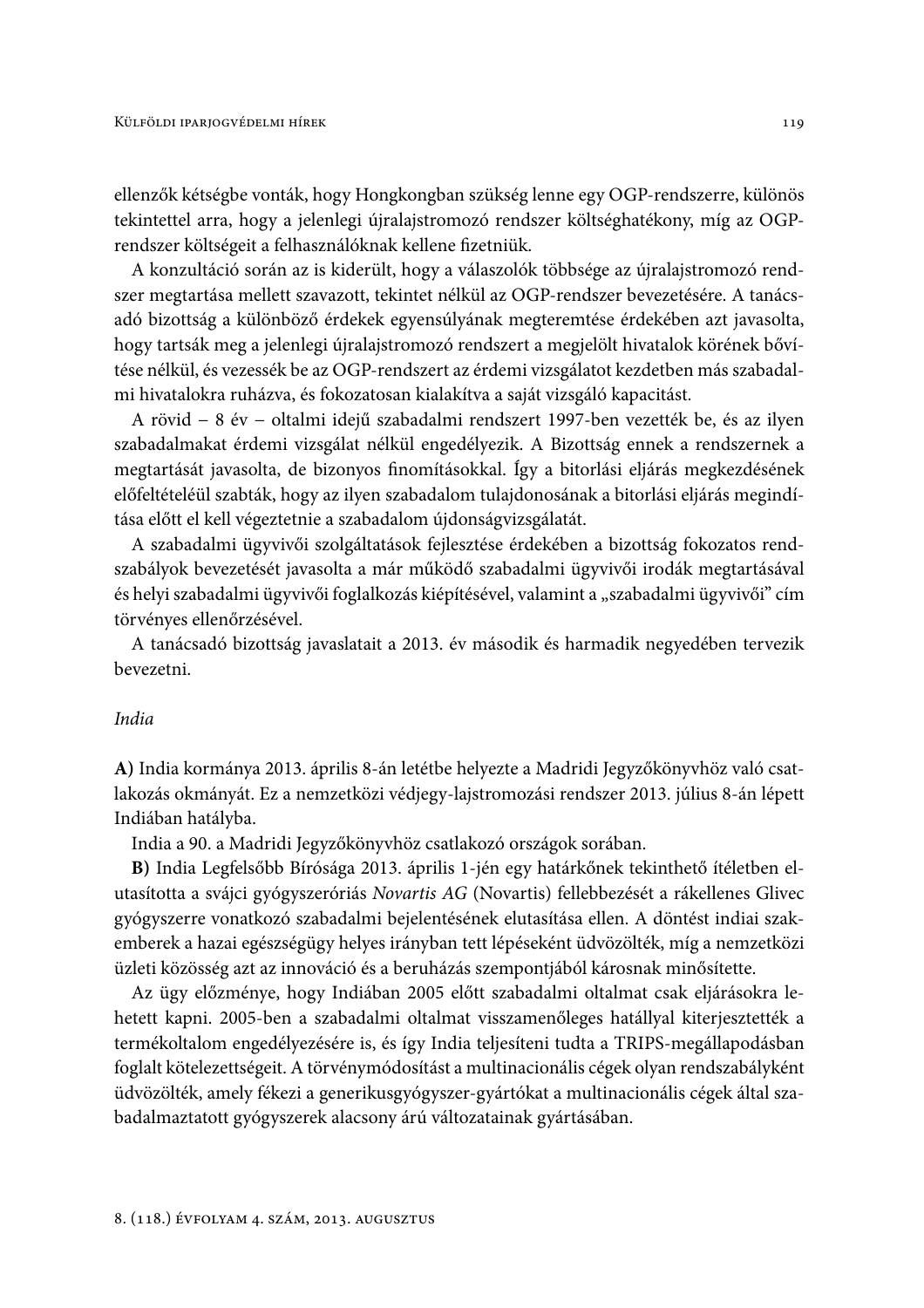ellenzők kétségbe vonták, hogy Hongkongban szükség lenne egy OGP-rendszerre, különös tekintettel arra, hogy a jelenlegi újralajstromozó rendszer költséghatékony, míg az OGP-rendszer költségeit a felhasználóknak kellene fizetniük.

A konzultáció során az is kiderült, hogy a válaszolók többsége az újralajstromozó rendszer megtartása mellett szavazott, tekintet nélkül az OGP-rendszer bevezetésére. A tanácsadó bizottság a különböző érdekek egyensúlyának megteremtése érdekében azt javasolta, hogy tartsák meg a jelenlegi újralajstromozó rendszert a megjelölt hivatalok körének bővítése nélkül, és vezessék be az OGP-rendszert az érdemi vizsgálatot kezdetben más szabadalmi hivatalokra ruházva, és fokozatosan kialakítva a saját vizsgáló kapacitást.

A rövid – 8 év – oltalmi idejű szabadalmi rendszert 1997-ben vezették be, és az ilyen szabadalmakat érdemi vizsgálat nélkül engedélyezik. A Bizottság ennek a rendszernek a megtartását javasolta, de bizonyos finomításokkal. Így a bitorlási eljárás megkezdésének előfeltételéül szabták, hogy az ilyen szabadalom tulajdonosának a bitorlási eljárás megindítása előtt el kell végeztetnie a szabadalom újdonságvizsgálatát.

A szabadalmi ügyvivői szolgáltatások fejlesztése érdekében a bizottság fokozatos rendszabályok bevezetését javasolta a már működő szabadalmi ügyvivői irodák megtartásával és helyi szabadalmi ügyvivői foglalkozás kiépítésével, valamint a „szabadalmi ügyvivői" cím törvényes ellenőrzésével.

A tanácsadó bizottság javaslatait a 2013. év második és harmadik negyedében tervezik bevezetni.

*India*

**A)** India kormánya 2013. április 8-án letétbe helyezte a Madridi Jegyzőkönyvhöz való csatlakozás okmányát. Ez a nemzetközi védjegy-lajstromozási rendszer 2013. július 8-án lépett Indiában hatályba.

India a 90. a Madridi Jegyzőkönyvhöz csatlakozó országok sorában.

**B)** India Legfelsőbb Bírósága 2013. április 1-jén egy határkőnek tekinthető ítéletben elutasította a svájci gyógyszeróriás *Novartis AG* (Novartis) fellebbezését a rákellenes Glivec gyógyszerre vonatkozó szabadalmi bejelentésének elutasítása ellen. A döntést indiai szakemberek a hazai egészségügy helyes irányban tett lépéseként üdvözölték, míg a nemzetközi üzleti közösség azt az innováció és a beruházás szempontjából károsnak minősítette.

Az ügy előzménye, hogy Indiában 2005 előtt szabadalmi oltalmat csak eljárásokra lehetett kapni. 2005-ben a szabadalmi oltalmat visszamenőleges hatállyal kiterjesztették a termékoltalom engedélyezésére is, és így India teljesíteni tudta a TRIPS-megállapodásban foglalt kötelezettségeit. A törvénymódosítást a multinacionális cégek olyan rendszabályként üdvözölték, amely fékezi a generikusgyógyszer-gyártókat a multinacionális cégek által szabadalmaztatott gyógyszerek alacsony árú változatainak gyártásában.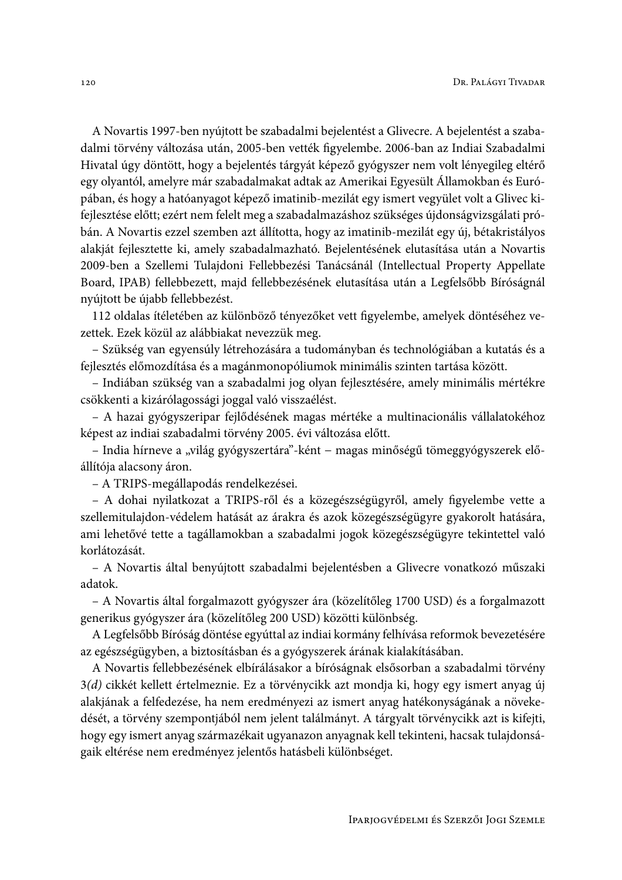A Novartis 1997-ben nyújtott be szabadalmi bejelentést a Glivecre. A bejelentést a szabadalmi törvény változása után, 2005-ben vették figyelembe. 2006-ban az Indiai Szabadalmi Hivatal úgy döntött, hogy a bejelentés tárgyát képező gyógyszer nem volt lényegileg eltérő egy olyantól, amelyre már szabadalmakat adtak az Amerikai Egyesült Államokban és Európában, és hogy a hatóanyagot képező imatinib-mezilát egy ismert vegyület volt a Glivec kifejlesztése előtt; ezért nem felelt meg a szabadalmazáshoz szükséges újdonságvizsgálati próbán. A Novartis ezzel szemben azt állította, hogy az imatinib-mezilát egy új, bétakristályos alakját fejlesztette ki, amely szabadalmazható. Bejelentésének elutasítása után a Novartis 2009-ben a Szellemi Tulajdoni Fellebbezési Tanácsánál (Intellectual Property Appellate Board, IPAB) fellebbezett, majd fellebbezésének elutasítása után a Legfelsőbb Bíróságnál nyújtott be újabb fellebbezést.

112 oldalas ítéletében az különböző tényezőket vett figyelembe, amelyek döntéséhez vezettek. Ezek közül az alábbiakat nevezzük meg.

– Szükség van egyensúly létrehozására a tudományban és technológiában a kutatás és a fejlesztés előmozdítása és a magánmonopóliumok minimális szinten tartása között.

– Indiában szükség van a szabadalmi jog olyan fejlesztésére, amely minimális mértékre csökkenti a kizárólagossági joggal való visszaélést.

– A hazai gyógyszeripar fejlődésének magas mértéke a multinacionális vállalatokéhoz képest az indiai szabadalmi törvény 2005. évi változása előtt.

– India hírneve a „világ gyógyszertára”-ként – magas minőségű tömeggyógyszerek előállítója alacsony áron.

– A TRIPS-megállapodás rendelkezései.

– A dohai nyilatkozat a TRIPS-ről és a közegészségügyről, amely figyelembe vette a szellemitulajdon-védelem hatását az árakra és azok közegészségügyre gyakorolt hatására, ami lehetővé tette a tagállamokban a szabadalmi jogok közegészségügyre tekintettel való korlátozását.

– A Novartis által benyújtott szabadalmi bejelentésben a Glivecre vonatkozó műszaki adatok.

– A Novartis által forgalmazott gyógyszer ára (közelítőleg 1700 USD) és a forgalmazott generikus gyógyszer ára (közelítőleg 200 USD) közötti különbség.

A Legfelsőbb Bíróság döntése egyúttal az indiai kormány felhívása reformok bevezetésére az egészségügyben, a biztosításban és a gyógyszerek árának kialakításában.

A Novartis fellebbezésének elbírálásakor a bíróságnak elsősorban a szabadalmi törvény 3*(d)* cikkét kellett értelmeznie. Ez a törvénycikk azt mondja ki, hogy egy ismert anyag új alakjának a felfedezése, ha nem eredményezi az ismert anyag hatékonyságának a növekedését, a törvény szempontjából nem jelent találmányt. A tárgyalt törvénycikk azt is kifejti, hogy egy ismert anyag származékait ugyanazon anyagnak kell tekinteni, hacsak tulajdonságaik eltérése nem eredményez jelentős hatásbeli különbséget.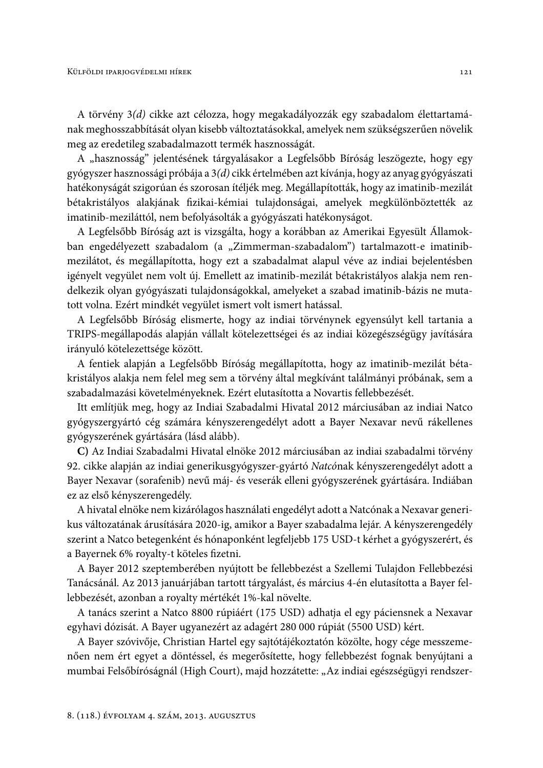A törvény 3*(d)* cikke azt célozza, hogy megakadályozzák egy szabadalom élettartamának meghosszabbítását olyan kisebb változtatásokkal, amelyek nem szükségszerűen növelik meg az eredetileg szabadalmazott termék hasznosságát.

A „hasznosság" jelentésének tárgyalásakor a Legfelsőbb Bíróság leszögezte, hogy egy gyógyszer hasznossági próbája a 3*(d)* cikk értelmében azt kívánja, hogy az anyag gyógyászati hatékonyságát szigorúan és szorosan ítéljék meg. Megállapították, hogy az imatinib-mezilát bétakristályos alakjának fizikai-kémiai tulajdonságai, amelyek megkülönböztették az imatinib-meziláttól, nem befolyásolták a gyógyászati hatékonyságot.

A Legfelsőbb Bíróság azt is vizsgálta, hogy a korábban az Amerikai Egyesült Államokban engedélyezett szabadalom (a „Zimmerman-szabadalom") tartalmazott-e imatinib-mezilátot, és megállapította, hogy ezt a szabadalmat alapul véve az indiai bejelentésben igényelt vegyület nem volt új. Emellett az imatinib-mezilát bétakristályos alakja nem rendelkezik olyan gyógyászati tulajdonságokkal, amelyeket a szabad imatinib-bázis ne mutatott volna. Ezért mindkét vegyület ismert volt ismert hatással.

A Legfelsőbb Bíróság elismerte, hogy az indiai törvénynek egyensúlyt kell tartania a TRIPS-megállapodás alapján vállalt kötelezettségei és az indiai közegészségügy javítására irányuló kötelezettsége között.

A fentiek alapján a Legfelsőbb Bíróság megállapította, hogy az imatinib-mezilát bétakristályos alakja nem felel meg sem a törvény által megkívánt találmányi próbának, sem a szabadalmazási követelményeknek. Ezért elutasította a Novartis fellebbezését.

Itt említjük meg, hogy az Indiai Szabadalmi Hivatal 2012 márciusában az indiai Natco gyógyszergyártó cég számára kényszerengedélyt adott a Bayer Nexavar nevű rákellenes gyógyszerének gyártására (lásd alább).

**C)** Az Indiai Szabadalmi Hivatal elnöke 2012 márciusában az indiai szabadalmi törvény 92. cikke alapján az indiai generikusgyógyszer-gyártó *Natcó*nak kényszerengedélyt adott a Bayer Nexavar (sorafenib) nevű máj- és veserák elleni gyógyszerének gyártására. Indiában ez az első kényszerengedély.

A hivatal elnöke nem kizárólagos használati engedélyt adott a Natcónak a Nexavar generikus változatának árusítására 2020-ig, amikor a Bayer szabadalma lejár. A kényszerengedély szerint a Natco betegenként és hónaponként legfeljebb 175 USD-t kérhet a gyógyszerért, és a Bayernek 6% royalty-t köteles fizetni.

A Bayer 2012 szeptemberében nyújtott be fellebbezést a Szellemi Tulajdon Fellebbezési Tanácsánál. Az 2013 januárjában tartott tárgyalást, és március 4-én elutasította a Bayer fellebbezését, azonban a royalty mértékét 1%-kal növelte.

A tanács szerint a Natco 8800 rúpiáért (175 USD) adhatja el egy páciensnek a Nexavar egyhavi dózisát. A Bayer ugyanezért az adagért 280 000 rúpiát (5500 USD) kért.

A Bayer szóvivője, Christian Hartel egy sajtótájékoztatón közölte, hogy cége messzemenően nem ért egyet a döntéssel, és megerősítette, hogy fellebbezést fognak benyújtani a mumbai Felsőbíróságnál (High Court), majd hozzátette: „Az indiai egészségügyi rendszer-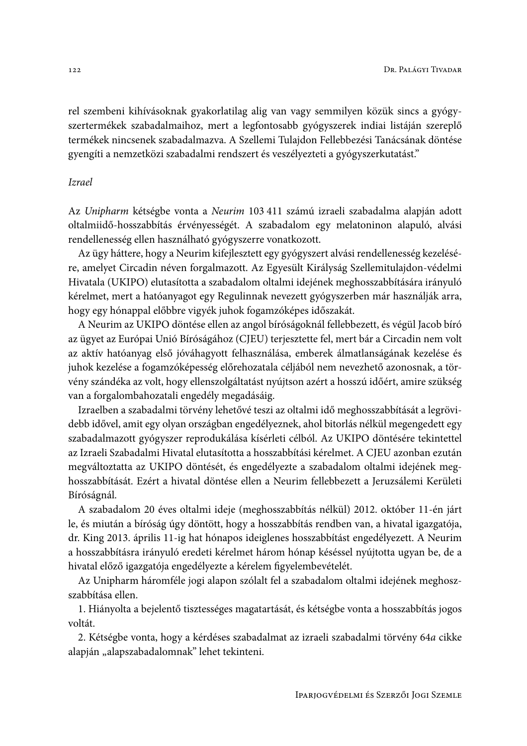rel szembeni kihívásoknak gyakorlatilag alig van vagy semmilyen közük sincs a gyógyszertermékek szabadalmaihoz, mert a legfontosabb gyógyszerek indiai listáján szereplő termékek nincsenek szabadalmazva. A Szellemi Tulajdon Fellebbezési Tanácsának döntése gyengíti a nemzetközi szabadalmi rendszert és veszélyezteti a gyógyszerkutatást."

*Izrael*

Az *Unipharm* kétségbe vonta a *Neurim* 103 411 számú izraeli szabadalma alapján adott oltalmiidő-hosszabbítás érvényességét. A szabadalom egy melatoninon alapuló, alvási rendellenesség ellen használható gyógyszerre vonatkozott.

Az ügy háttere, hogy a Neurim kifejlesztett egy gyógyszert alvási rendellenesség kezelésére, amelyet Circadin néven forgalmazott. Az Egyesült Királyság Szellemitulajdon-védelmi Hivatala (UKIPO) elutasította a szabadalom oltalmi idejének meghosszabbítására irányuló kérelmet, mert a hatóanyagot egy Regulinnak nevezett gyógyszerben már használják arra, hogy egy hónappal előbbre vigyék juhok fogamzóképes időszakát.

A Neurim az UKIPO döntése ellen az angol bíróságoknál fellebbezett, és végül Jacob bíró az ügyet az Európai Unió Bíróságához (CJEU) terjesztette fel, mert bár a Circadin nem volt az aktív hatóanyag első jóváhagyott felhasználása, emberek álmatlanságának kezelése és juhok kezelése a fogamzóképesség előrehozatala céljából nem nevezhető azonosnak, a törvény szándéka az volt, hogy ellenszolgáltatást nyújtson azért a hosszú időért, amire szükség van a forgalombahozatali engedély megadásáig.

Izraelben a szabadalmi törvény lehetővé teszi az oltalmi idő meghosszabbítását a legrövidebb idővel, amit egy olyan országban engedélyeznek, ahol bitorlás nélkül megengedett egy szabadalmazott gyógyszer reprodukálása kísérleti célból. Az UKIPO döntésére tekintettel az Izraeli Szabadalmi Hivatal elutasította a hosszabbítási kérelmet. A CJEU azonban ezután megváltoztatta az UKIPO döntését, és engedélyezte a szabadalom oltalmi idejének meghosszabbítását. Ezért a hivatal döntése ellen a Neurim fellebbezett a Jeruzsálemi Kerületi Bíróságnál.

A szabadalom 20 éves oltalmi ideje (meghosszabbítás nélkül) 2012. október 11-én járt le, és miután a bíróság úgy döntött, hogy a hosszabbítás rendben van, a hivatal igazgatója, dr. King 2013. április 11-ig hat hónapos ideiglenes hosszabbítást engedélyezett. A Neurim a hosszabbításra irányuló eredeti kérelmet három hónap késéssel nyújtotta ugyan be, de a hivatal előző igazgatója engedélyezte a kérelem figyelembevételét.

Az Unipharm háromféle jogi alapon szólalt fel a szabadalom oltalmi idejének meghosszabbítása ellen.

1. Hiányolta a bejelentő tisztességes magatartását, és kétségbe vonta a hosszabbítás jogos voltát.

2. Kétségbe vonta, hogy a kérdéses szabadalmat az izraeli szabadalmi törvény 64*a* cikke alapján „alapszabadalomnak" lehet tekinteni.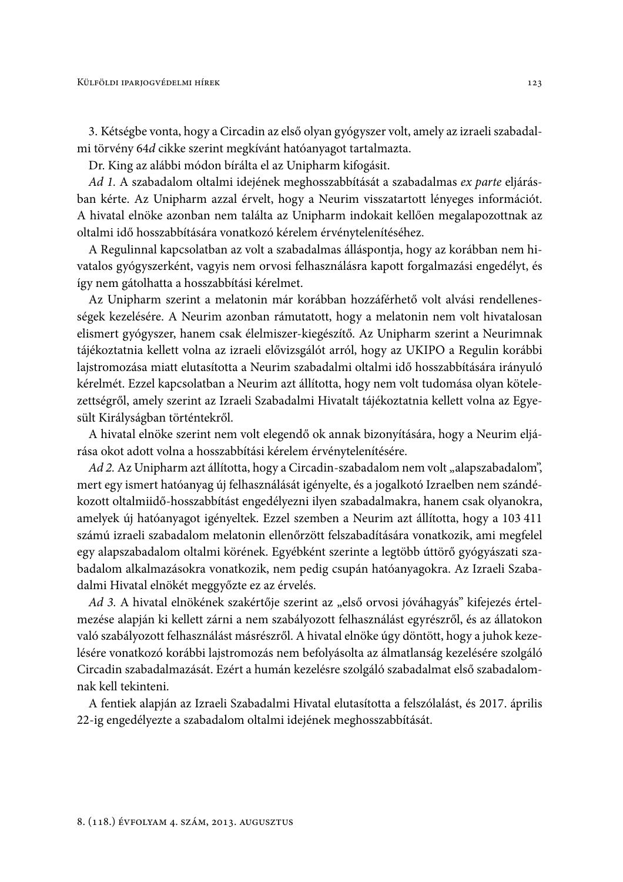3. Kétségbe vonta, hogy a Circadin az első olyan gyógyszer volt, amely az izraeli szabadalmi törvény 64*d* cikke szerint megkívánt hatóanyagot tartalmazta.

Dr. King az alábbi módon bírálta el az Unipharm kifogásit.

*Ad 1.* A szabadalom oltalmi idejének meghosszabbítását a szabadalmas *ex parte* eljárásban kérte. Az Unipharm azzal érvelt, hogy a Neurim visszatartott lényeges információt. A hivatal elnöke azonban nem találta az Unipharm indokait kellően megalapozottnak az oltalmi idő hosszabbítására vonatkozó kérelem érvénytelenítéséhez.

A Regulinnal kapcsolatban az volt a szabadalmas álláspontja, hogy az korábban nem hivatalos gyógyszerként, vagyis nem orvosi felhasználásra kapott forgalmazási engedélyt, és így nem gátolhatta a hosszabbítási kérelmet.

Az Unipharm szerint a melatonin már korábban hozzáférhető volt alvási rendellenességek kezelésére. A Neurim azonban rámutatott, hogy a melatonin nem volt hivatalosan elismert gyógyszer, hanem csak élelmiszer-kiegészítő. Az Unipharm szerint a Neurimnak tájékoztatnia kellett volna az izraeli elővizsgálót arról, hogy az UKIPO a Regulin korábbi lajstromozása miatt elutasította a Neurim szabadalmi oltalmi idő hosszabbítására irányuló kérelmét. Ezzel kapcsolatban a Neurim azt állította, hogy nem volt tudomása olyan kötelezettségről, amely szerint az Izraeli Szabadalmi Hivatalt tájékoztatnia kellett volna az Egyesült Királyságban történtekről.

A hivatal elnöke szerint nem volt elegendő ok annak bizonyítására, hogy a Neurim eljárása okot adott volna a hosszabbítási kérelem érvénytelenítésére.

*Ad 2.* Az Unipharm azt állította, hogy a Circadin-szabadalom nem volt „alapszabadalom", mert egy ismert hatóanyag új felhasználását igényelte, és a jogalkotó Izraelben nem szándékozott oltalmiidő-hosszabbítást engedélyezni ilyen szabadalmakra, hanem csak olyanokra, amelyek új hatóanyagot igényeltek. Ezzel szemben a Neurim azt állította, hogy a 103 411 számú izraeli szabadalom melatonin ellenőrzött felszabadítására vonatkozik, ami megfelel egy alapszabadalom oltalmi körének. Egyébként szerinte a legtöbb úttörő gyógyászati szabadalom alkalmazásokra vonatkozik, nem pedig csupán hatóanyagokra. Az Izraeli Szabadalmi Hivatal elnökét meggyőzte ez az érvelés.

*Ad 3.* A hivatal elnökének szakértője szerint az „első orvosi jóváhagyás" kifejezés értelmezése alapján ki kellett zárni a nem szabályozott felhasználást egyrészről, és az állatokon való szabályozott felhasználást másrészről. A hivatal elnöke úgy döntött, hogy a juhok kezelésére vonatkozó korábbi lajstromozás nem befolyásolta az álmatlanság kezelésére szolgáló Circadin szabadalmazását. Ezért a humán kezelésre szolgáló szabadalmat első szabadalomnak kell tekinteni.

A fentiek alapján az Izraeli Szabadalmi Hivatal elutasította a felszólalást, és 2017. április 22-ig engedélyezte a szabadalom oltalmi idejének meghosszabbítását.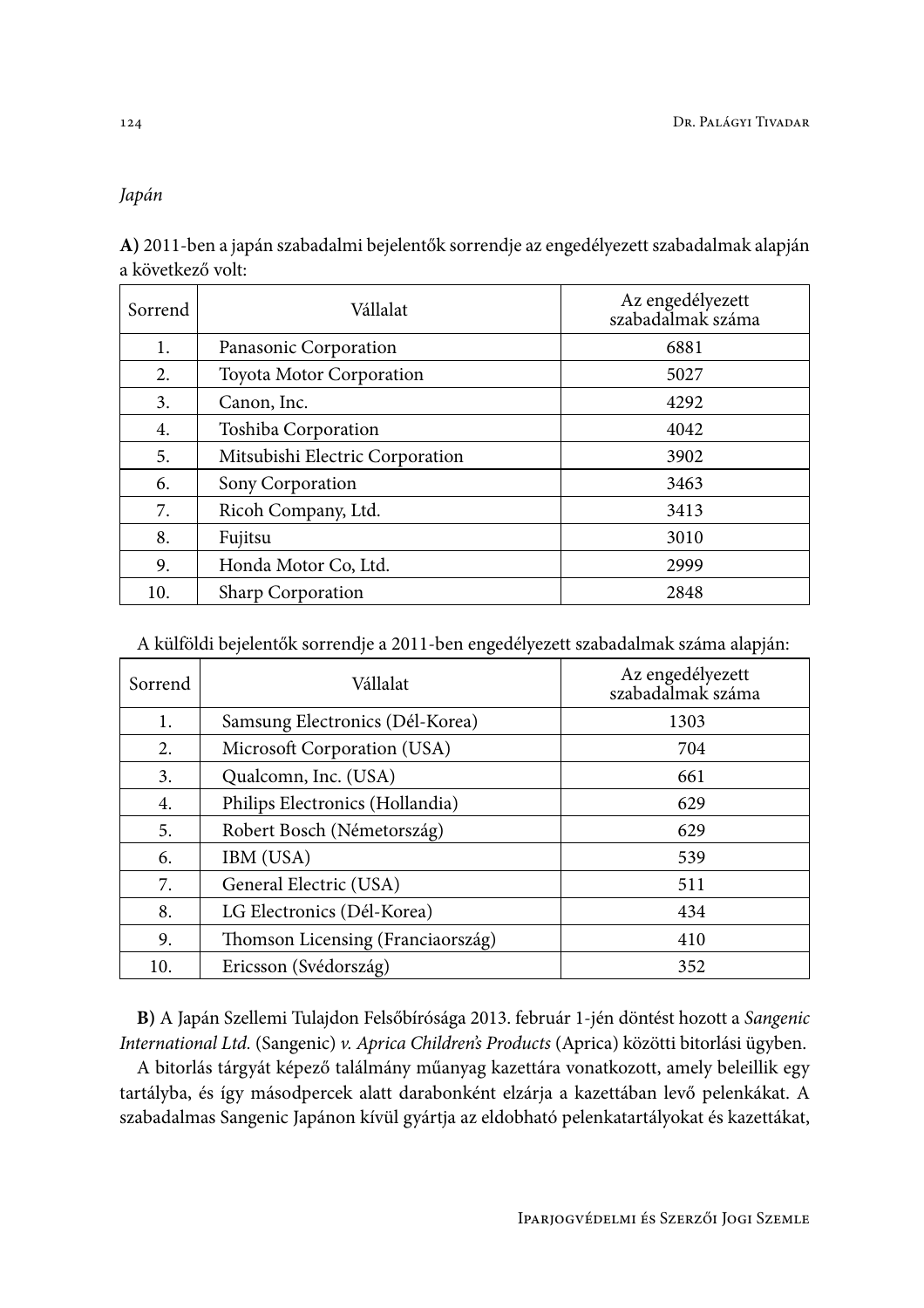*Japán*

**A)** 2011-ben a japán szabadalmi bejelentők sorrendje az engedélyezett szabadalmak alapján a következő volt:

| Sorrend | Vállalat | Az engedélyezett szabadalmak száma |
|---|---|---|
| 1. | Panasonic Corporation | 6881 |
| 2. | Toyota Motor Corporation | 5027 |
| 3. | Canon, Inc. | 4292 |
| 4. | Toshiba Corporation | 4042 |
| 5. | Mitsubishi Electric Corporation | 3902 |
| 6. | Sony Corporation | 3463 |
| 7. | Ricoh Company, Ltd. | 3413 |
| 8. | Fujitsu | 3010 |
| 9. | Honda Motor Co, Ltd. | 2999 |
| 10. | Sharp Corporation | 2848 |

A külföldi bejelentők sorrendje a 2011-ben engedélyezett szabadalmak száma alapján:

| Sorrend | Vállalat | Az engedélyezett szabadalmak száma |
|---|---|---|
| 1. | Samsung Electronics (Dél-Korea) | 1303 |
| 2. | Microsoft Corporation (USA) | 704 |
| 3. | Qualcomn, Inc. (USA) | 661 |
| 4. | Philips Electronics (Hollandia) | 629 |
| 5. | Robert Bosch (Németország) | 629 |
| 6. | IBM (USA) | 539 |
| 7. | General Electric (USA) | 511 |
| 8. | LG Electronics (Dél-Korea) | 434 |
| 9. | Thomson Licensing (Franciaország) | 410 |
| 10. | Ericsson (Svédország) | 352 |

**B)** A Japán Szellemi Tulajdon Felsőbírósága 2013. február 1-jén döntést hozott a *Sangenic International Ltd.* (Sangenic) *v. Aprica Children's Products* (Aprica) közötti bitorlási ügyben.

A bitorlás tárgyát képező találmány műanyag kazettára vonatkozott, amely beleillik egy tartályba, és így másodpercek alatt darabonként elzárja a kazettában levő pelenkákat. A szabadalmas Sangenic Japánon kívül gyártja az eldobható pelenkatartályokat és kazettákat,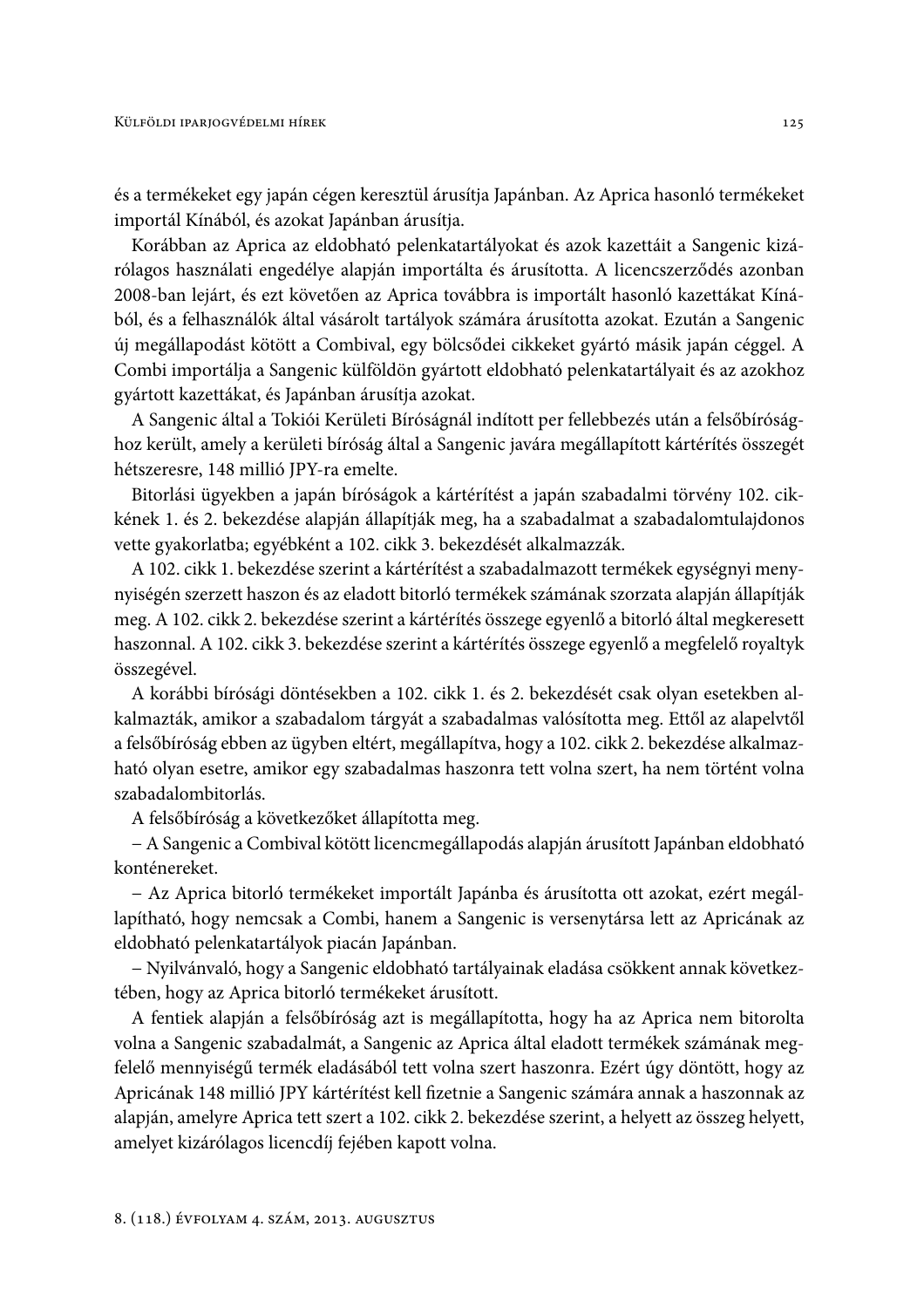és a termékeket egy japán cégen keresztül árusítja Japánban. Az Aprica hasonló termékeket importál Kínából, és azokat Japánban árusítja.

Korábban az Aprica az eldobható pelenkatartályokat és azok kazettáit a Sangenic kizárólagos használati engedélye alapján importálta és árusította. A licencszerződés azonban 2008-ban lejárt, és ezt követően az Aprica továbbra is importált hasonló kazettákat Kínából, és a felhasználók által vásárolt tartályok számára árusította azokat. Ezután a Sangenic új megállapodást kötött a Combival, egy bölcsődei cikkeket gyártó másik japán céggel. A Combi importálja a Sangenic külföldön gyártott eldobható pelenkatartályait és az azokhoz gyártott kazettákat, és Japánban árusítja azokat.

A Sangenic által a Tokiói Kerületi Bíróságnál indított per fellebbezés után a felsőbírósághoz került, amely a kerületi bíróság által a Sangenic javára megállapított kártérítés összegét hétszeresre, 148 millió JPY-ra emelte.

Bitorlási ügyekben a japán bíróságok a kártérítést a japán szabadalmi törvény 102. cikkének 1. és 2. bekezdése alapján állapítják meg, ha a szabadalmat a szabadalomtulajdonos vette gyakorlatba; egyébként a 102. cikk 3. bekezdését alkalmazzák.

A 102. cikk 1. bekezdése szerint a kártérítést a szabadalmazott termékek egységnyi mennyiségén szerzett haszon és az eladott bitorló termékek számának szorzata alapján állapítják meg. A 102. cikk 2. bekezdése szerint a kártérítés összege egyenlő a bitorló által megkeresett haszonnal. A 102. cikk 3. bekezdése szerint a kártérítés összege egyenlő a megfelelő royaltyk összegével.

A korábbi bírósági döntésekben a 102. cikk 1. és 2. bekezdését csak olyan esetekben alkalmazták, amikor a szabadalom tárgyát a szabadalmas valósította meg. Ettől az alapelvtől a felsőbíróság ebben az ügyben eltért, megállapítva, hogy a 102. cikk 2. bekezdése alkalmazható olyan esetre, amikor egy szabadalmas haszonra tett volna szert, ha nem történt volna szabadalombitorlás.

A felsőbíróság a következőket állapította meg.

– A Sangenic a Combival kötött licencmegállapodás alapján árusított Japánban eldobható konténereket.

– Az Aprica bitorló termékeket importált Japánba és árusította ott azokat, ezért megállapítható, hogy nemcsak a Combi, hanem a Sangenic is versenytársa lett az Apricának az eldobható pelenkatartályok piacán Japánban.

– Nyilvánvaló, hogy a Sangenic eldobható tartályainak eladása csökkent annak következtében, hogy az Aprica bitorló termékeket árusított.

A fentiek alapján a felsőbíróság azt is megállapította, hogy ha az Aprica nem bitorolta volna a Sangenic szabadalmát, a Sangenic az Aprica által eladott termékek számának megfelelő mennyiségű termék eladásából tett volna szert haszonra. Ezért úgy döntött, hogy az Apricának 148 millió JPY kártérítést kell fizetnie a Sangenic számára annak a haszonnak az alapján, amelyre Aprica tett szert a 102. cikk 2. bekezdése szerint, a helyett az összeg helyett, amelyet kizárólagos licencdíj fejében kapott volna.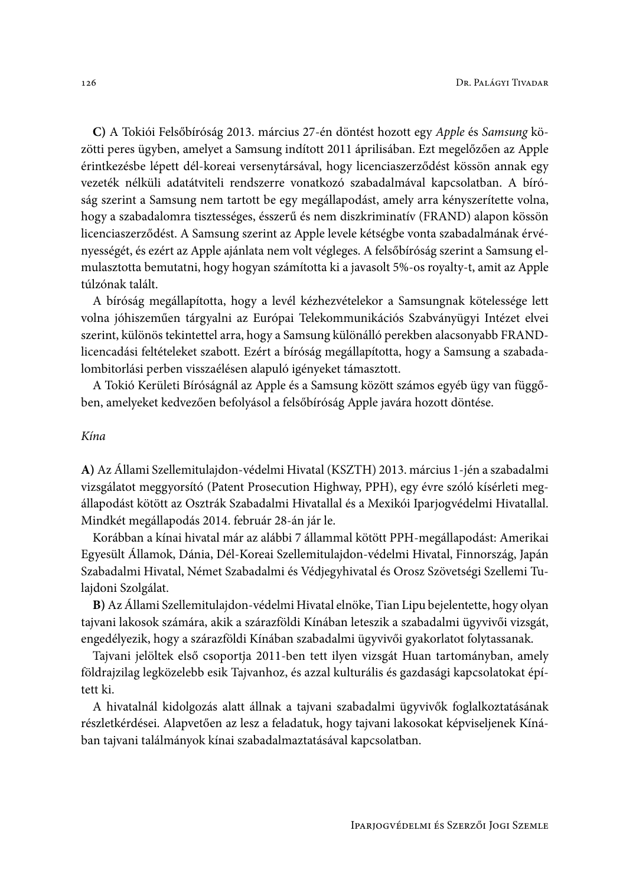**C)** A Tokiói Felsőbíróság 2013. március 27-én döntést hozott egy *Apple* és *Samsung* közötti peres ügyben, amelyet a Samsung indított 2011 áprilisában. Ezt megelőzően az Apple érintkezésbe lépett dél-koreai versenytársával, hogy licenciaszerződést kössön annak egy vezeték nélküli adatátviteli rendszerre vonatkozó szabadalmával kapcsolatban. A bíróság szerint a Samsung nem tartott be egy megállapodást, amely arra kényszerítette volna, hogy a szabadalomra tisztességes, ésszerű és nem diszkriminatív (FRAND) alapon kössön licenciaszerződést. A Samsung szerint az Apple levele kétségbe vonta szabadalmának érvényességét, és ezért az Apple ajánlata nem volt végleges. A felsőbíróság szerint a Samsung elmulasztotta bemutatni, hogy hogyan számította ki a javasolt 5%-os royalty-t, amit az Apple túlzónak talált.

A bíróság megállapította, hogy a levél kézhezvételekor a Samsungnak kötelessége lett volna jóhiszeműen tárgyalni az Európai Telekommunikációs Szabványügyi Intézet elvei szerint, különös tekintettel arra, hogy a Samsung különálló perekben alacsonyabb FRAND-licencadási feltételeket szabott. Ezért a bíróság megállapította, hogy a Samsung a szabadalombitorlási perben visszaélésen alapuló igényeket támasztott.

A Tokió Kerületi Bíróságnál az Apple és a Samsung között számos egyéb ügy van függőben, amelyeket kedvezően befolyásol a felsőbíróság Apple javára hozott döntése.

*Kína*

**A)** Az Állami Szellemitulajdon-védelmi Hivatal (KSZTH) 2013. március 1-jén a szabadalmi vizsgálatot meggyorsító (Patent Prosecution Highway, PPH), egy évre szóló kísérleti megállapodást kötött az Osztrák Szabadalmi Hivatallal és a Mexikói Iparjogvédelmi Hivatallal. Mindkét megállapodás 2014. február 28-án jár le.

Korábban a kínai hivatal már az alábbi 7 állammal kötött PPH-megállapodást: Amerikai Egyesült Államok, Dánia, Dél-Koreai Szellemitulajdon-védelmi Hivatal, Finnország, Japán Szabadalmi Hivatal, Német Szabadalmi és Védjegyhivatal és Orosz Szövetségi Szellemi Tulajdoni Szolgálat.

**B)** Az Állami Szellemitulajdon-védelmi Hivatal elnöke, Tian Lipu bejelentette, hogy olyan tajvani lakosok számára, akik a szárazföldi Kínában leteszik a szabadalmi ügyvivői vizsgát, engedélyezik, hogy a szárazföldi Kínában szabadalmi ügyvivői gyakorlatot folytassanak.

Tajvani jelöltek első csoportja 2011-ben tett ilyen vizsgát Huan tartományban, amely földrajzilag legközelebb esik Tajvanhoz, és azzal kulturális és gazdasági kapcsolatokat épített ki.

A hivatalnál kidolgozás alatt állnak a tajvani szabadalmi ügyvivők foglalkoztatásának részletkérdései. Alapvetően az lesz a feladatuk, hogy tajvani lakosokat képviseljenek Kínában tajvani találmányok kínai szabadalmaztatásával kapcsolatban.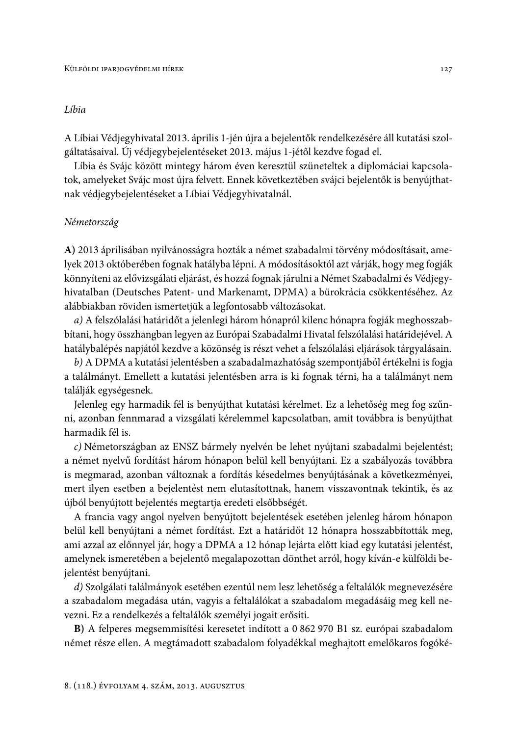*Líbia*

A Líbiai Védjegyhivatal 2013. április 1-jén újra a bejelentők rendelkezésére áll kutatási szolgáltatásaival. Új védjegybejelentéseket 2013. május 1-jétől kezdve fogad el.

Líbia és Svájc között mintegy három éven keresztül szüneteltek a diplomáciai kapcsolatok, amelyeket Svájc most újra felvett. Ennek következtében svájci bejelentők is benyújthatnak védjegybejelentéseket a Líbiai Védjegyhivatalnál.

*Németország*

**A)** 2013 áprilisában nyilvánosságra hozták a német szabadalmi törvény módosításait, amelyek 2013 októberében fognak hatályba lépni. A módosításoktól azt várják, hogy meg fogják könnyíteni az elővizsgálati eljárást, és hozzá fognak járulni a Német Szabadalmi és Védjegyhivatalban (Deutsches Patent- und Markenamt, DPMA) a bürokrácia csökkentéséhez. Az alábbiakban röviden ismertetjük a legfontosabb változásokat.

*a)* A felszólalási határidőt a jelenlegi három hónapról kilenc hónapra fogják meghosszabbítani, hogy összhangban legyen az Európai Szabadalmi Hivatal felszólalási határidejével. A hatálybalépés napjától kezdve a közönség is részt vehet a felszólalási eljárások tárgyalásain.

*b)* A DPMA a kutatási jelentésben a szabadalmazhatóság szempontjából értékelni is fogja a találmányt. Emellett a kutatási jelentésben arra is ki fognak térni, ha a találmányt nem találják egységesnek.

Jelenleg egy harmadik fél is benyújthat kutatási kérelmet. Ez a lehetőség meg fog szűnni, azonban fennmarad a vizsgálati kérelemmel kapcsolatban, amit továbbra is benyújthat harmadik fél is.

*c)* Németországban az ENSZ bármely nyelvén be lehet nyújtani szabadalmi bejelentést; a német nyelvű fordítást három hónapon belül kell benyújtani. Ez a szabályozás továbbra is megmarad, azonban változnak a fordítás késedelmes benyújtásának a következményei, mert ilyen esetben a bejelentést nem elutasítottnak, hanem visszavontnak tekintik, és az újból benyújtott bejelentés megtartja eredeti elsőbbségét.

A francia vagy angol nyelven benyújtott bejelentések esetében jelenleg három hónapon belül kell benyújtani a német fordítást. Ezt a határidőt 12 hónapra hosszabbították meg, ami azzal az előnnyel jár, hogy a DPMA a 12 hónap lejárta előtt kiad egy kutatási jelentést, amelynek ismeretében a bejelentő megalapozottan dönthet arról, hogy kíván-e külföldi bejelentést benyújtani.

*d)* Szolgálati találmányok esetében ezentúl nem lesz lehetőség a feltalálók megnevezésére a szabadalom megadása után, vagyis a feltalálókat a szabadalom megadásáig meg kell nevezni. Ez a rendelkezés a feltalálók személyi jogait erősíti.

**B)** A felperes megsemmisítési keresetet indított a 0 862 970 B1 sz. európai szabadalom német része ellen. A megtámadott szabadalom folyadékkal meghajtott emelőkaros fogóké-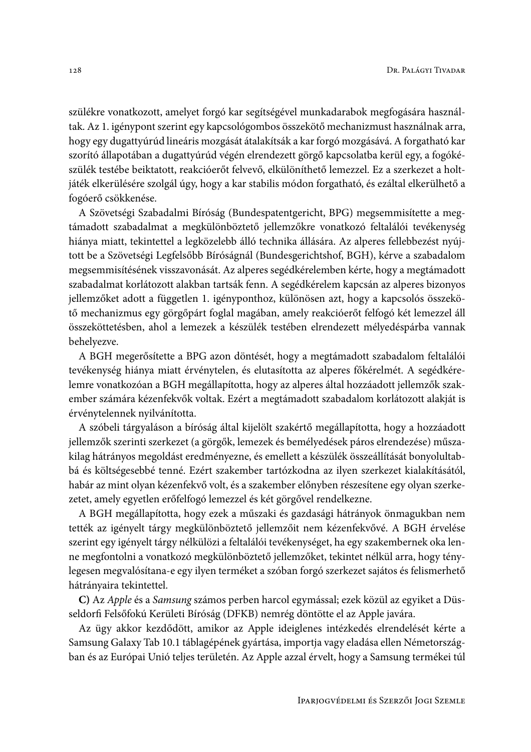szülékre vonatkozott, amelyet forgó kar segítségével munkadarabok megfogására használtak. Az 1. igénypont szerint egy kapcsológombos összekötő mechanizmust használnak arra, hogy egy dugattyúrúd lineáris mozgását átalakítsák a kar forgó mozgásává. A forgatható kar szorító állapotában a dugattyúrúd végén elrendezett görgő kapcsolatba kerül egy, a fogókészülék testébe beiktatott, reakcióerőt felvevő, elkülöníthető lemezzel. Ez a szerkezet a holtjáték elkerülésére szolgál úgy, hogy a kar stabilis módon forgatható, és ezáltal elkerülhető a fogóerő csökkenése.

A Szövetségi Szabadalmi Bíróság (Bundespatentgericht, BPG) megsemmisítette a megtámadott szabadalmat a megkülönböztető jellemzőkre vonatkozó feltalálói tevékenység hiánya miatt, tekintettel a legközelebb álló technika állására. Az alperes fellebbezést nyújtott be a Szövetségi Legfelsőbb Bíróságnál (Bundesgerichtshof, BGH), kérve a szabadalom megsemmisítésének visszavonását. Az alperes segédkérelemben kérte, hogy a megtámadott szabadalmat korlátozott alakban tartsák fenn. A segédkérelem kapcsán az alperes bizonyos jellemzőket adott a független 1. igényponthoz, különösen azt, hogy a kapcsolós összekötő mechanizmus egy görgőpárt foglal magában, amely reakcióerőt felfogó két lemezzel áll összeköttetésben, ahol a lemezek a készülék testében elrendezett mélyedéspárba vannak behelyezve.

A BGH megerősítette a BPG azon döntését, hogy a megtámadott szabadalom feltalálói tevékenység hiánya miatt érvénytelen, és elutasította az alperes főkérelmét. A segédkérelemre vonatkozóan a BGH megállapította, hogy az alperes által hozzáadott jellemzők szakember számára kézenfekvők voltak. Ezért a megtámadott szabadalom korlátozott alakját is érvénytelennek nyilvánította.

A szóbeli tárgyaláson a bíróság által kijelölt szakértő megállapította, hogy a hozzáadott jellemzők szerinti szerkezet (a görgők, lemezek és bemélyedések páros elrendezése) műszakilag hátrányos megoldást eredményezne, és emellett a készülék összeállítását bonyolultabbá és költségesebbé tenné. Ezért szakember tartózkodna az ilyen szerkezet kialakításától, habár az mint olyan kézenfekvő volt, és a szakember előnyben részesítene egy olyan szerkezetet, amely egyetlen erőfelfogó lemezzel és két görgővel rendelkezne.

A BGH megállapította, hogy ezek a műszaki és gazdasági hátrányok önmagukban nem tették az igényelt tárgy megkülönböztető jellemzőit nem kézenfekvővé. A BGH érvelése szerint egy igényelt tárgy nélkülözi a feltalálói tevékenységet, ha egy szakembernek oka lenne megfontolni a vonatkozó megkülönböztető jellemzőket, tekintet nélkül arra, hogy ténylegesen megvalósítana-e egy ilyen terméket a szóban forgó szerkezet sajátos és felismerhető hátrányaira tekintettel.

**C)** Az *Apple* és a *Samsung* számos perben harcol egymással; ezek közül az egyiket a Düsseldorfi Felsőfokú Kerületi Bíróság (DFKB) nemrég döntötte el az Apple javára.

Az ügy akkor kezdődött, amikor az Apple ideiglenes intézkedés elrendelését kérte a Samsung Galaxy Tab 10.1 táblagépének gyártása, importja vagy eladása ellen Németországban és az Európai Unió teljes területén. Az Apple azzal érvelt, hogy a Samsung termékei túl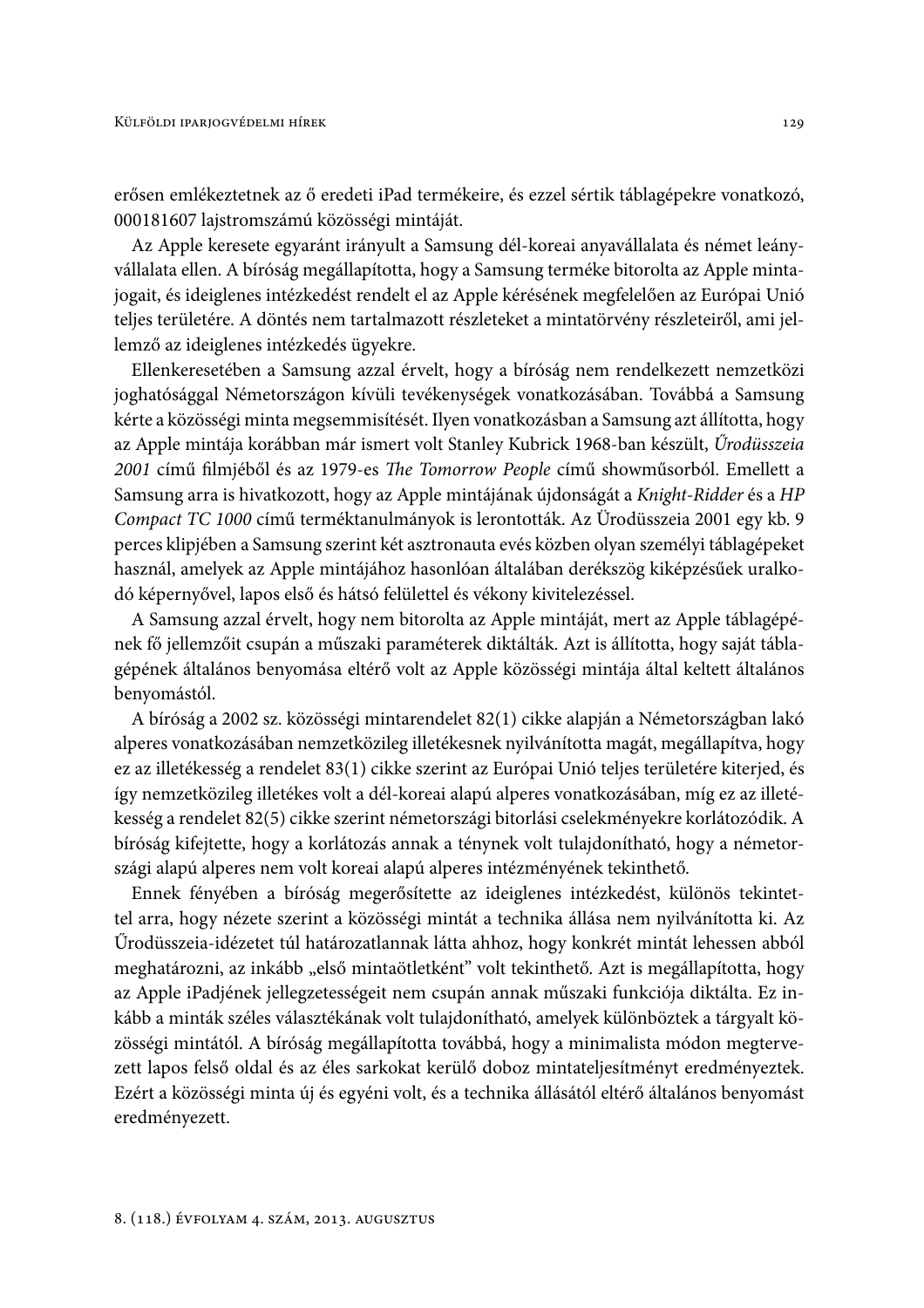erősen emlékeztetnek az ő eredeti iPad termékeire, és ezzel sértik táblagépekre vonatkozó, 000181607 lajstromszámú közösségi mintáját.

Az Apple keresete egyaránt irányult a Samsung dél-koreai anyavállalata és német leányvállalata ellen. A bíróság megállapította, hogy a Samsung terméke bitorolta az Apple mintajogait, és ideiglenes intézkedést rendelt el az Apple kérésének megfelelően az Európai Unió teljes területére. A döntés nem tartalmazott részleteket a mintatörvény részleteiről, ami jellemző az ideiglenes intézkedés ügyekre.

Ellenkeresetében a Samsung azzal érvelt, hogy a bíróság nem rendelkezett nemzetközi joghatósággal Németországon kívüli tevékenységek vonatkozásában. Továbbá a Samsung kérte a közösségi minta megsemmisítését. Ilyen vonatkozásban a Samsung azt állította, hogy az Apple mintája korábban már ismert volt Stanley Kubrick 1968-ban készült, *Űrodüsszeia 2001* című filmjéből és az 1979-es *The Tomorrow People* című showműsorból. Emellett a Samsung arra is hivatkozott, hogy az Apple mintájának újdonságát a *Knight-Ridder* és a *HP Compact TC 1000* című terméktanulmányok is lerontották. Az Ürodüsszeia 2001 egy kb. 9 perces klipjében a Samsung szerint két asztronauta evés közben olyan személyi táblagépeket használ, amelyek az Apple mintájához hasonlóan általában derékszög kiképzésűek uralkodó képernyővel, lapos első és hátsó felülettel és vékony kivitelezéssel.

A Samsung azzal érvelt, hogy nem bitorolta az Apple mintáját, mert az Apple táblagépének fő jellemzőit csupán a műszaki paraméterek diktálták. Azt is állította, hogy saját táblagépének általános benyomása eltérő volt az Apple közösségi mintája által keltett általános benyomástól.

A bíróság a 2002 sz. közösségi mintarendelet 82(1) cikke alapján a Németországban lakó alperes vonatkozásában nemzetközileg illetékesnek nyilvánította magát, megállapítva, hogy ez az illetékesség a rendelet 83(1) cikke szerint az Európai Unió teljes területére kiterjed, és így nemzetközileg illetékes volt a dél-koreai alapú alperes vonatkozásában, míg ez az illetékesség a rendelet 82(5) cikke szerint németországi bitorlási cselekményekre korlátozódik. A bíróság kifejtette, hogy a korlátozás annak a ténynek volt tulajdonítható, hogy a németországi alapú alperes nem volt koreai alapú alperes intézményének tekinthető.

Ennek fényében a bíróság megerősítette az ideiglenes intézkedést, különös tekintettel arra, hogy nézete szerint a közösségi mintát a technika állása nem nyilvánította ki. Az Űrodüsszeia-idézetet túl határozatlannak látta ahhoz, hogy konkrét mintát lehessen abból meghatározni, az inkább „első mintaötletként" volt tekinthető. Azt is megállapította, hogy az Apple iPadjének jellegzetességeit nem csupán annak műszaki funkciója diktálta. Ez inkább a minták széles választékának volt tulajdonítható, amelyek különböztek a tárgyalt közösségi mintától. A bíróság megállapította továbbá, hogy a minimalista módon megtervezett lapos felső oldal és az éles sarkokat kerülő doboz mintateljesítményt eredményeztek. Ezért a közösségi minta új és egyéni volt, és a technika állásától eltérő általános benyomást eredményezett.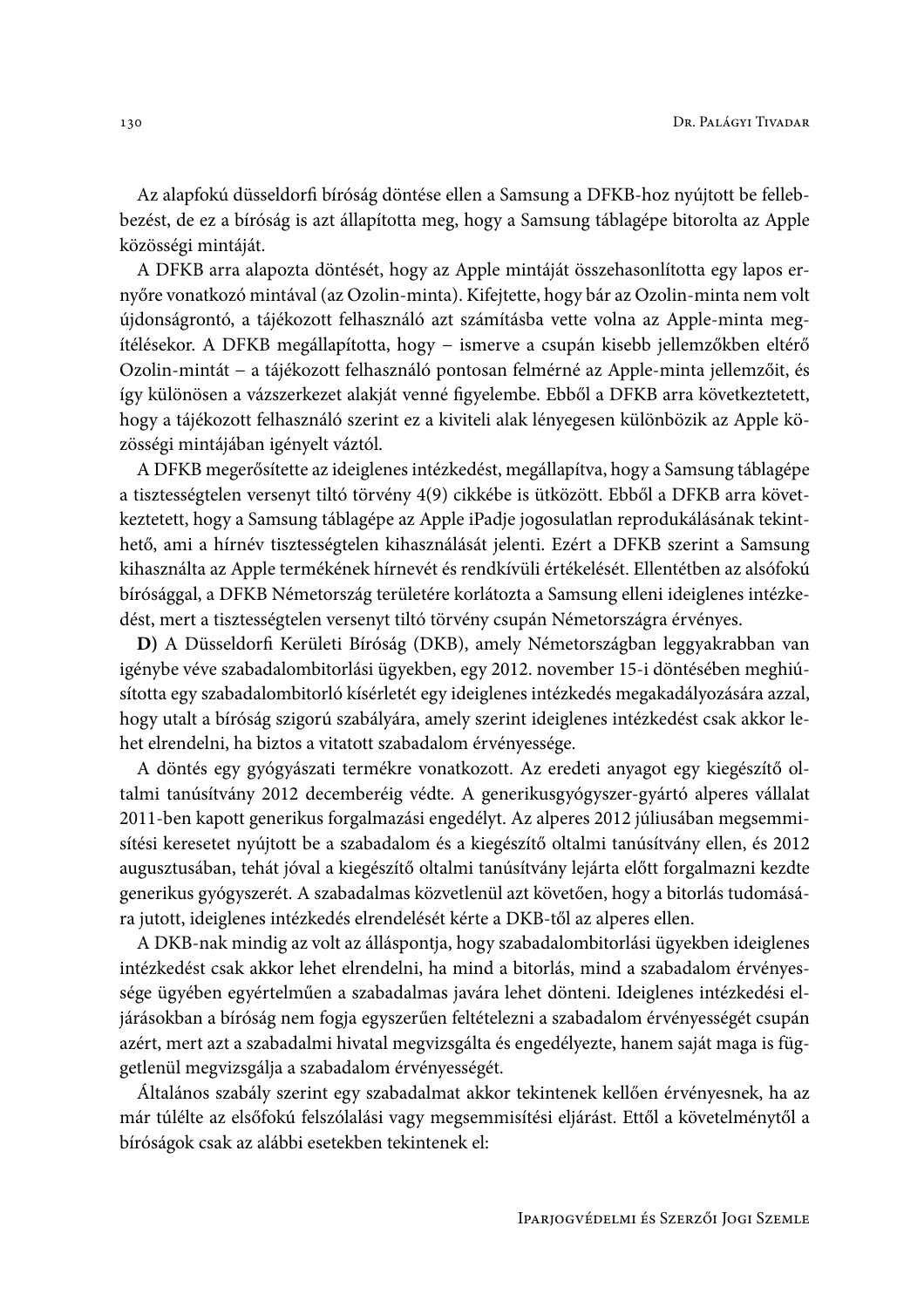Az alapfokú düsseldorfi bíróság döntése ellen a Samsung a DFKB-hoz nyújtott be fellebbezést, de ez a bíróság is azt állapította meg, hogy a Samsung táblagépe bitorolta az Apple közösségi mintáját.

A DFKB arra alapozta döntését, hogy az Apple mintáját összehasonlította egy lapos ernyőre vonatkozó mintával (az Ozolin-minta). Kifejtette, hogy bár az Ozolin-minta nem volt újdonságrontó, a tájékozott felhasználó azt számításba vette volna az Apple-minta megítélésekor. A DFKB megállapította, hogy – ismerve a csupán kisebb jellemzőkben eltérő Ozolin-mintát – a tájékozott felhasználó pontosan felmérné az Apple-minta jellemzőit, és így különösen a vázszerkezet alakját venné figyelembe. Ebből a DFKB arra következtetett, hogy a tájékozott felhasználó szerint ez a kiviteli alak lényegesen különbözik az Apple közösségi mintájában igényelt váztól.

A DFKB megerősítette az ideiglenes intézkedést, megállapítva, hogy a Samsung táblagépe a tisztességtelen versenyt tiltó törvény 4(9) cikkébe is ütközött. Ebből a DFKB arra következtetett, hogy a Samsung táblagépe az Apple iPadje jogosulatlan reprodukálásának tekinthető, ami a hírnév tisztességtelen kihasználását jelenti. Ezért a DFKB szerint a Samsung kihasználta az Apple termékének hírnevét és rendkívüli értékelését. Ellentétben az alsófokú bírósággal, a DFKB Németország területére korlátozta a Samsung elleni ideiglenes intézkedést, mert a tisztességtelen versenyt tiltó törvény csupán Németországra érvényes.

**D)** A Düsseldorfi Kerületi Bíróság (DKB), amely Németországban leggyakrabban van igénybe véve szabadalombitorlási ügyekben, egy 2012. november 15-i döntésében meghiúsította egy szabadalombitorló kísérletét egy ideiglenes intézkedés megakadályozására azzal, hogy utalt a bíróság szigorú szabályára, amely szerint ideiglenes intézkedést csak akkor lehet elrendelni, ha biztos a vitatott szabadalom érvényessége.

A döntés egy gyógyászati termékre vonatkozott. Az eredeti anyagot egy kiegészítő oltalmi tanúsítvány 2012 decemberéig védte. A generikusgyógyszer-gyártó alperes vállalat 2011-ben kapott generikus forgalmazási engedélyt. Az alperes 2012 júliusában megsemmisítési keresetet nyújtott be a szabadalom és a kiegészítő oltalmi tanúsítvány ellen, és 2012 augusztusában, tehát jóval a kiegészítő oltalmi tanúsítvány lejárta előtt forgalmazni kezdte generikus gyógyszerét. A szabadalmas közvetlenül azt követően, hogy a bitorlás tudomására jutott, ideiglenes intézkedés elrendelését kérte a DKB-től az alperes ellen.

A DKB-nak mindig az volt az álláspontja, hogy szabadalombitorlási ügyekben ideiglenes intézkedést csak akkor lehet elrendelni, ha mind a bitorlás, mind a szabadalom érvényessége ügyében egyértelműen a szabadalmas javára lehet dönteni. Ideiglenes intézkedési eljárásokban a bíróság nem fogja egyszerűen feltételezni a szabadalom érvényességét csupán azért, mert azt a szabadalmi hivatal megvizsgálta és engedélyezte, hanem saját maga is függetlenül megvizsgálja a szabadalom érvényességét.

Általános szabály szerint egy szabadalmat akkor tekintenek kellően érvényesnek, ha az már túlélte az elsőfokú felszólalási vagy megsemmisítési eljárást. Ettől a követelménytől a bíróságok csak az alábbi esetekben tekintenek el: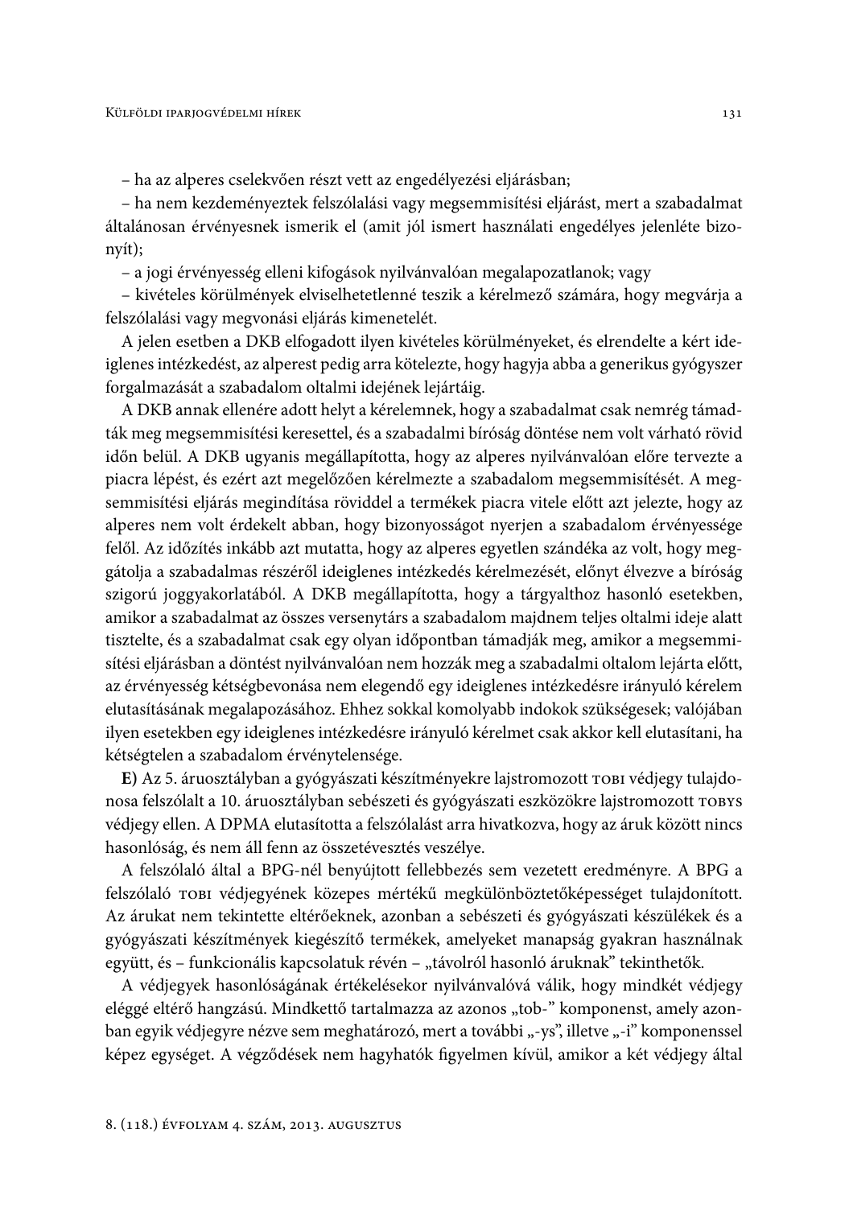– ha az alperes cselekvően részt vett az engedélyezési eljárásban;

– ha nem kezdeményeztek felszólalási vagy megsemmisítési eljárást, mert a szabadalmat általánosan érvényesnek ismerik el (amit jól ismert használati engedélyes jelenléte bizonyít);

– a jogi érvényesség elleni kifogások nyilvánvalóan megalapozatlanok; vagy

– kivételes körülmények elviselhetetlenné teszik a kérelmező számára, hogy megvárja a felszólalási vagy megvonási eljárás kimenetelét.

A jelen esetben a DKB elfogadott ilyen kivételes körülményeket, és elrendelte a kért ideiglenes intézkedést, az alperest pedig arra kötelezte, hogy hagyja abba a generikus gyógyszer forgalmazását a szabadalom oltalmi idejének lejártáig.

A DKB annak ellenére adott helyt a kérelemnek, hogy a szabadalmat csak nemrég támadták meg megsemmisítési keresettel, és a szabadalmi bíróság döntése nem volt várható rövid időn belül. A DKB ugyanis megállapította, hogy az alperes nyilvánvalóan előre tervezte a piacra lépést, és ezért azt megelőzően kérelmezte a szabadalom megsemmisítését. A megsemmisítési eljárás megindítása röviddel a termékek piacra vitele előtt azt jelezte, hogy az alperes nem volt érdekelt abban, hogy bizonyosságot nyerjen a szabadalom érvényessége felől. Az időzítés inkább azt mutatta, hogy az alperes egyetlen szándéka az volt, hogy meggátolja a szabadalmas részéről ideiglenes intézkedés kérelmezését, előnyt élvezve a bíróság szigorú joggyakorlatából. A DKB megállapította, hogy a tárgyalthoz hasonló esetekben, amikor a szabadalmat az összes versenytárs a szabadalom majdnem teljes oltalmi ideje alatt tisztelte, és a szabadalmat csak egy olyan időpontban támadják meg, amikor a megsemmisítési eljárásban a döntést nyilvánvalóan nem hozzák meg a szabadalmi oltalom lejárta előtt, az érvényesség kétségbevonása nem elegendő egy ideiglenes intézkedésre irányuló kérelem elutasításának megalapozásához. Ehhez sokkal komolyabb indokok szükségesek; valójában ilyen esetekben egy ideiglenes intézkedésre irányuló kérelmet csak akkor kell elutasítani, ha kétségtelen a szabadalom érvénytelensége.

**E)** Az 5. áruosztályban a gyógyászati készítményekre lajstromozott TOBI védjegy tulajdonosa felszólalt a 10. áruosztályban sebészeti és gyógyászati eszközökre lajstromozott TOBYS védjegy ellen. A DPMA elutasította a felszólalást arra hivatkozva, hogy az áruk között nincs hasonlóság, és nem áll fenn az összetévesztés veszélye.

A felszólaló által a BPG-nél benyújtott fellebbezés sem vezetett eredményre. A BPG a felszólaló TOBI védjegyének közepes mértékű megkülönböztetőképességet tulajdonított. Az árukat nem tekintette eltérőeknek, azonban a sebészeti és gyógyászati készülékek és a gyógyászati készítmények kiegészítő termékek, amelyeket manapság gyakran használnak együtt, és – funkcionális kapcsolatuk révén – „távolról hasonló áruknak" tekinthetők.

A védjegyek hasonlóságának értékelésekor nyilvánvalóvá válik, hogy mindkét védjegy eléggé eltérő hangzású. Mindkettő tartalmazza az azonos „tob-" komponenst, amely azonban egyik védjegyre nézve sem meghatározó, mert a további „-ys", illetve „-i" komponenssel képez egységet. A végződések nem hagyhatók figyelmen kívül, amikor a két védjegy által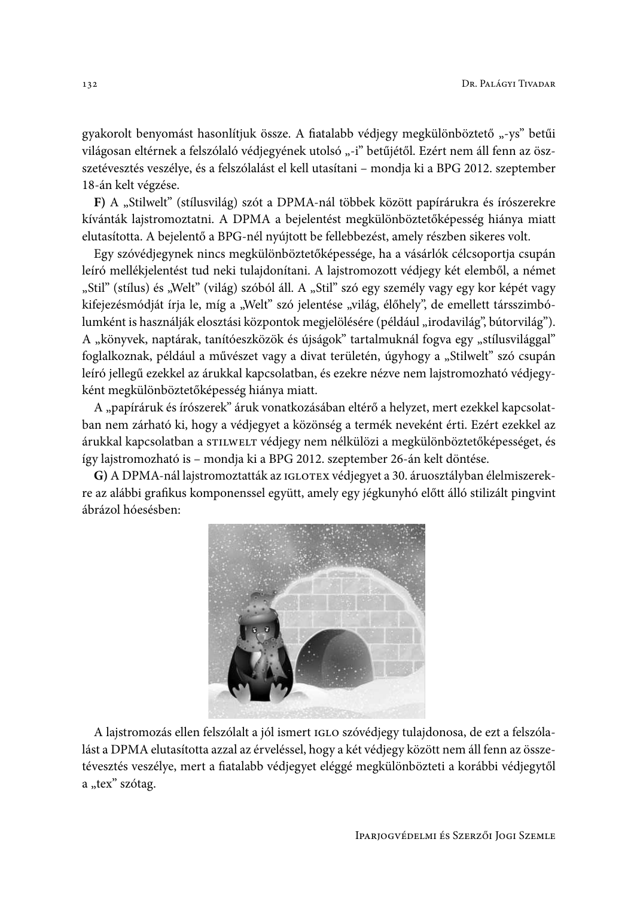gyakorolt benyomást hasonlítjuk össze. A fiatalabb védjegy megkülönböztető „-ys" betűi világosan eltérnek a felszólaló védjegyének utolsó „-i" betűjétől. Ezért nem áll fenn az összetévesztés veszélye, és a felszólalást el kell utasítani – mondja ki a BPG 2012. szeptember 18-án kelt végzése.

**F)** A „Stilwelt" (stílusvilág) szót a DPMA-nál többek között papírárukra és írószerekre kívánták lajstromoztatni. A DPMA a bejelentést megkülönböztetőképesség hiánya miatt elutasította. A bejelentő a BPG-nél nyújtott be fellebbezést, amely részben sikeres volt.

Egy szóvédjegynek nincs megkülönböztetőképessége, ha a vásárlók célcsoportja csupán leíró mellékjelentést tud neki tulajdonítani. A lajstromozott védjegy két elemből, a német „Stil" (stílus) és „Welt" (világ) szóból áll. A „Stil" szó egy személy vagy egy kor képét vagy kifejezésmódját írja le, míg a „Welt" szó jelentése „világ, élőhely", de emellett társszimbólumként is használják elosztási központok megjelölésére (például „irodavilág", bútorvilág"). A „könyvek, naptárak, tanítóeszközök és újságok" tartalmuknál fogva egy „stílusvilággal" foglalkoznak, például a művészet vagy a divat területén, úgyhogy a „Stilwelt" szó csupán leíró jellegű ezekkel az árukkal kapcsolatban, és ezekre nézve nem lajstromozható védjegyként megkülönböztetőképesség hiánya miatt.

A „papíráruk és írószerek" áruk vonatkozásában eltérő a helyzet, mert ezekkel kapcsolatban nem zárható ki, hogy a védjegyet a közönség a termék neveként érti. Ezért ezekkel az árukkal kapcsolatban a STILWELT védjegy nem nélkülözi a megkülönböztetőképességet, és így lajstromozható is – mondja ki a BPG 2012. szeptember 26-án kelt döntése.

**G)** A DPMA-nál lajstromoztatták az IGLOTEX védjegyet a 30. áruosztályban élelmiszerekre az alábbi grafikus komponenssel együtt, amely egy jégkunyhó előtt álló stilizált pingvint ábrázol hóesésben:

A lajstromozás ellen felszólalt a jól ismert IGLO szóvédjegy tulajdonosa, de ezt a felszólalást a DPMA elutasította azzal az érveléssel, hogy a két védjegy között nem áll fenn az összetévesztés veszélye, mert a fiatalabb védjegyet eléggé megkülönbözteti a korábbi védjegytől a „tex" szótag.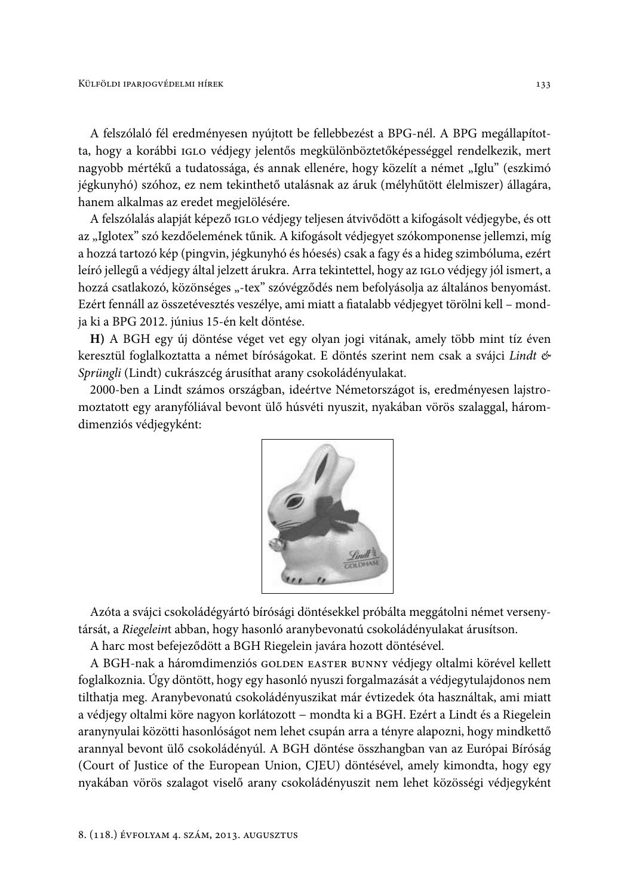A felszólaló fél eredményesen nyújtott be fellebbezést a BPG-nél. A BPG megállapította, hogy a korábbi IGLO védjegy jelentős megkülönböztetőképességgel rendelkezik, mert nagyobb mértékű a tudatossága, és annak ellenére, hogy közelít a német „Iglu" (eszkimó jégkunyhó) szóhoz, ez nem tekinthető utalásnak az áruk (mélyhűtött élelmiszer) állagára, hanem alkalmas az eredet megjelölésére.

A felszólalás alapját képező IGLO védjegy teljesen átvivődött a kifogásolt védjegybe, és ott az „Iglotex" szó kezdőelemének tűnik. A kifogásolt védjegyet szókomponense jellemzi, míg a hozzá tartozó kép (pingvin, jégkunyhó és hóesés) csak a fagy és a hideg szimbóluma, ezért leíró jellegű a védjegy által jelzett árukra. Arra tekintettel, hogy az IGLO védjegy jól ismert, a hozzá csatlakozó, közönséges „-tex" szóvégződés nem befolyásolja az általános benyomást. Ezért fennáll az összetévesztés veszélye, ami miatt a fiatalabb védjegyet törölni kell – mondja ki a BPG 2012. június 15-én kelt döntése.

**H)** A BGH egy új döntése véget vet egy olyan jogi vitának, amely több mint tíz éven keresztül foglalkoztatta a német bíróságokat. E döntés szerint nem csak a svájci *Lindt & Sprüngli* (Lindt) cukrászcég árusíthat arany csokoládényulakat.

2000-ben a Lindt számos országban, ideértve Németországot is, eredményesen lajstromoztatott egy aranyfóliával bevont ülő húsvéti nyuszit, nyakában vörös szalaggal, háromdimenziós védjegyként:

Azóta a svájci csokoládégyártó bírósági döntésekkel próbálta meggátolni német versenytársát, a *Riegelein*t abban, hogy hasonló aranybevonatú csokoládényulakat árusítson.

A harc most befejeződött a BGH Riegelein javára hozott döntésével.

A BGH-nak a háromdimenziós GOLDEN EASTER BUNNY védjegy oltalmi körével kellett foglalkoznia. Úgy döntött, hogy egy hasonló nyuszi forgalmazását a védjegytulajdonos nem tilthatja meg. Aranybevonatú csokoládényuszikat már évtizedek óta használtak, ami miatt a védjegy oltalmi köre nagyon korlátozott – mondta ki a BGH. Ezért a Lindt és a Riegelein aranynyulai közötti hasonlóságot nem lehet csupán arra a tényre alapozni, hogy mindkettő arannyal bevont ülő csokoládényúl. A BGH döntése összhangban van az Európai Bíróság (Court of Justice of the European Union, CJEU) döntésével, amely kimondta, hogy egy nyakában vörös szalagot viselő arany csokoládényuszit nem lehet közösségi védjegyként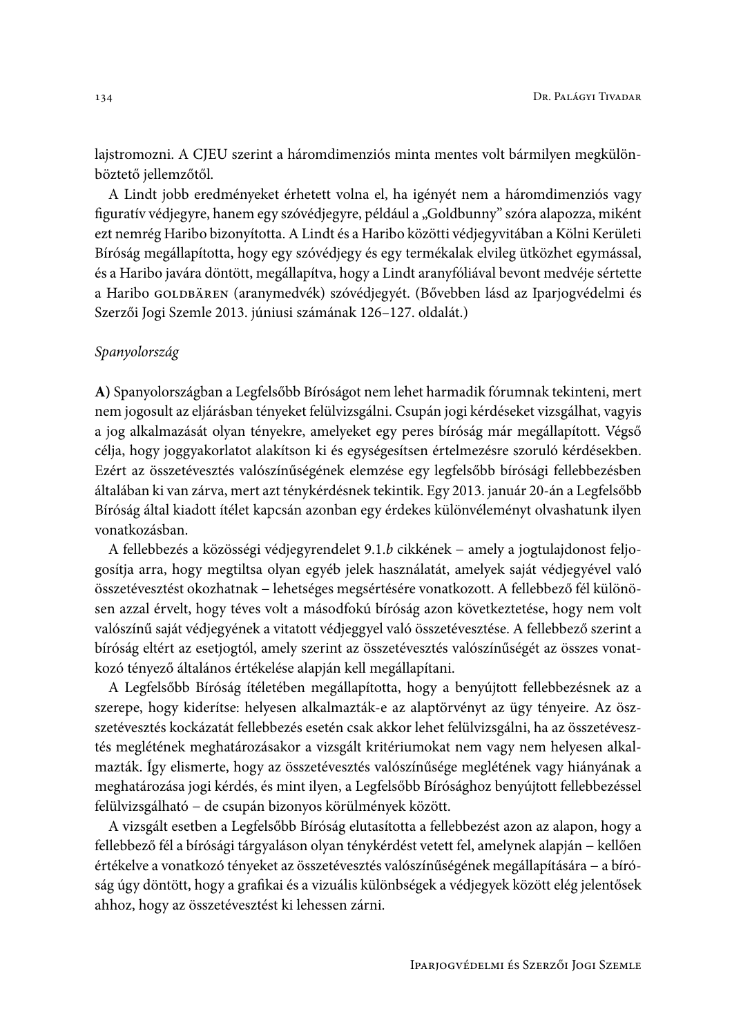lajstromozni. A CJEU szerint a háromdimenziós minta mentes volt bármilyen megkülönböztető jellemzőtől.

A Lindt jobb eredményeket érhetett volna el, ha igényét nem a háromdimenziós vagy figuratív védjegyre, hanem egy szóvédjegyre, például a „Goldbunny" szóra alapozza, miként ezt nemrég Haribo bizonyította. A Lindt és a Haribo közötti védjegyvitában a Kölni Kerületi Bíróság megállapította, hogy egy szóvédjegy és egy termékalak elvileg ütközhet egymással, és a Haribo javára döntött, megállapítva, hogy a Lindt aranyfóliával bevont medvéje sértette a Haribo GOLDBÄREN (aranymedvék) szóvédjegyét. (Bővebben lásd az Iparjogvédelmi és Szerzői Jogi Szemle 2013. júniusi számának 126–127. oldalát.)

*Spanyolország*

**A)** Spanyolországban a Legfelsőbb Bíróságot nem lehet harmadik fórumnak tekinteni, mert nem jogosult az eljárásban tényeket felülvizsgálni. Csupán jogi kérdéseket vizsgálhat, vagyis a jog alkalmazását olyan tényekre, amelyeket egy peres bíróság már megállapított. Végső célja, hogy joggyakorlatot alakítson ki és egységesítsen értelmezésre szoruló kérdésekben. Ezért az összetévesztés valószínűségének elemzése egy legfelsőbb bírósági fellebbezésben általában ki van zárva, mert azt ténykérdésnek tekintik. Egy 2013. január 20-án a Legfelsőbb Bíróság által kiadott ítélet kapcsán azonban egy érdekes különvéleményt olvashatunk ilyen vonatkozásban.

A fellebbezés a közösségi védjegyrendelet 9.1.*b* cikkének – amely a jogtulajdonost feljogosítja arra, hogy megtiltsa olyan egyéb jelek használatát, amelyek saját védjegyével való összetévesztést okozhatnak – lehetséges megsértésére vonatkozott. A fellebbező fél különösen azzal érvelt, hogy téves volt a másodfokú bíróság azon következtetése, hogy nem volt valószínű saját védjegyének a vitatott védjeggyel való összetévesztése. A fellebbező szerint a bíróság eltért az esetjogtól, amely szerint az összetévesztés valószínűségét az összes vonatkozó tényező általános értékelése alapján kell megállapítani.

A Legfelsőbb Bíróság ítéletében megállapította, hogy a benyújtott fellebbezésnek az a szerepe, hogy kiderítse: helyesen alkalmazták-e az alaptörvényt az ügy tényeire. Az összetévesztés kockázatát fellebbezés esetén csak akkor lehet felülvizsgálni, ha az összetévesztés meglétének meghatározásakor a vizsgált kritériumokat nem vagy nem helyesen alkalmazták. Így elismerte, hogy az összetévesztés valószínűsége meglétének vagy hiányának a meghatározása jogi kérdés, és mint ilyen, a Legfelsőbb Bírósághoz benyújtott fellebbezéssel felülvizsgálható – de csupán bizonyos körülmények között.

A vizsgált esetben a Legfelsőbb Bíróság elutasította a fellebbezést azon az alapon, hogy a fellebbező fél a bírósági tárgyaláson olyan ténykérdést vetett fel, amelynek alapján – kellően értékelve a vonatkozó tényeket az összetévesztés valószínűségének megállapítására – a bíróság úgy döntött, hogy a grafikai és a vizuális különbségek a védjegyek között elég jelentősek ahhoz, hogy az összetévesztést ki lehessen zárni.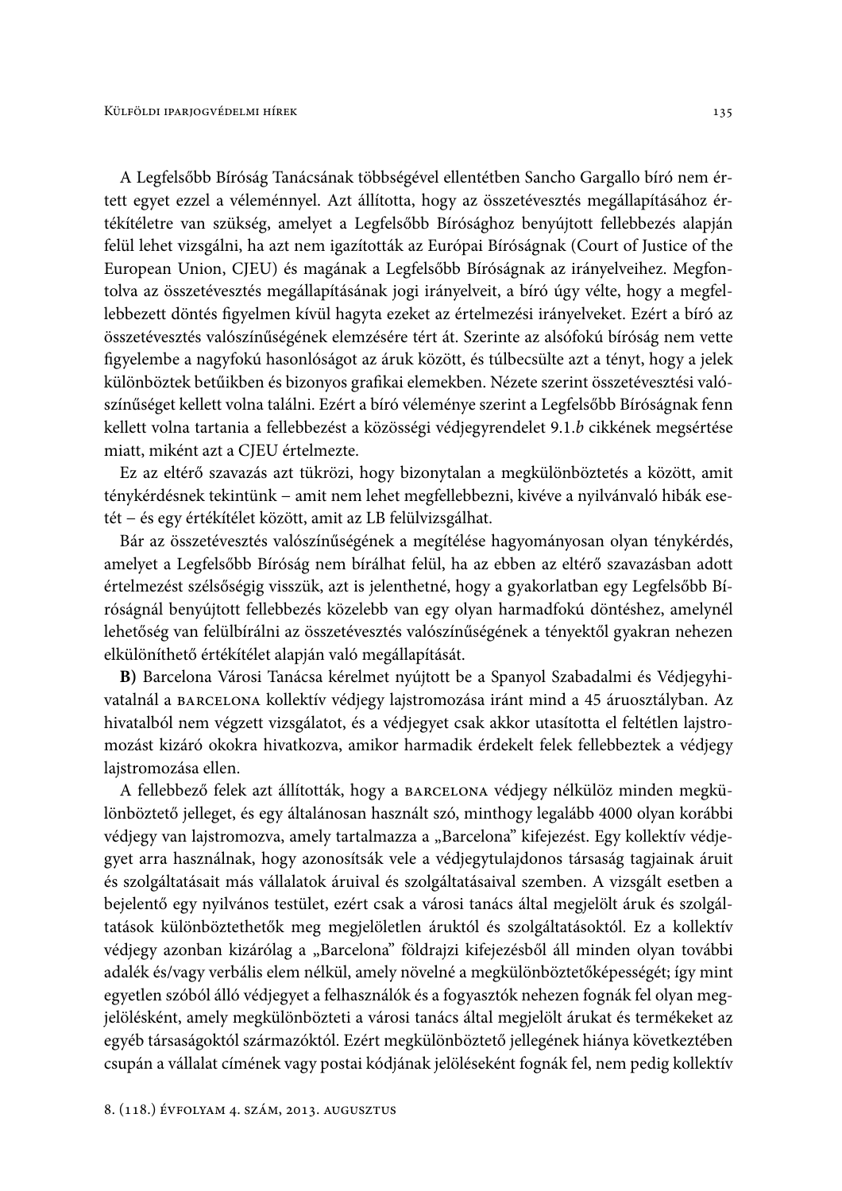A Legfelsőbb Bíróság Tanácsának többségével ellentétben Sancho Gargallo bíró nem értett egyet ezzel a véleménnyel. Azt állította, hogy az összetévesztés megállapításához értékítéletre van szükség, amelyet a Legfelsőbb Bírósághoz benyújtott fellebbezés alapján felül lehet vizsgálni, ha azt nem igazították az Európai Bíróságnak (Court of Justice of the European Union, CJEU) és magának a Legfelsőbb Bíróságnak az irányelveihez. Megfontolva az összetévesztés megállapításának jogi irányelveit, a bíró úgy vélte, hogy a megfellebbezett döntés figyelmen kívül hagyta ezeket az értelmezési irányelveket. Ezért a bíró az összetévesztés valószínűségének elemzésére tért át. Szerinte az alsófokú bíróság nem vette figyelembe a nagyfokú hasonlóságot az áruk között, és túlbecsülte azt a tényt, hogy a jelek különböztek betűikben és bizonyos grafikai elemekben. Nézete szerint összetévesztési valószínűséget kellett volna találni. Ezért a bíró véleménye szerint a Legfelsőbb Bíróságnak fenn kellett volna tartania a fellebbezést a közösségi védjegyrendelet 9.1.*b* cikkének megsértése miatt, miként azt a CJEU értelmezte.

Ez az eltérő szavazás azt tükrözi, hogy bizonytalan a megkülönböztetés a között, amit ténykérdésnek tekintünk – amit nem lehet megfellebbezni, kivéve a nyilvánvaló hibák esetét – és egy értékítélet között, amit az LB felülvizsgálhat.

Bár az összetévesztés valószínűségének a megítélése hagyományosan olyan ténykérdés, amelyet a Legfelsőbb Bíróság nem bírálhat felül, ha az ebben az eltérő szavazásban adott értelmezést szélsőségig visszük, azt is jelenthetné, hogy a gyakorlatban egy Legfelsőbb Bíróságnál benyújtott fellebbezés közelebb van egy olyan harmadfokú döntéshez, amelynél lehetőség van felülbírálni az összetévesztés valószínűségének a tényektől gyakran nehezen elkülöníthető értékítélet alapján való megállapítását.

**B)** Barcelona Városi Tanácsa kérelmet nyújtott be a Spanyol Szabadalmi és Védjegyhivatalnál a BARCELONA kollektív védjegy lajstromozása iránt mind a 45 áruosztályban. Az hivatalból nem végzett vizsgálatot, és a védjegyet csak akkor utasította el feltétlen lajstromozást kizáró okokra hivatkozva, amikor harmadik érdekelt felek fellebbeztek a védjegy lajstromozása ellen.

A fellebbező felek azt állították, hogy a BARCELONA védjegy nélkülöz minden megkülönböztető jelleget, és egy általánosan használt szó, minthogy legalább 4000 olyan korábbi védjegy van lajstromozva, amely tartalmazza a „Barcelona" kifejezést. Egy kollektív védjegyet arra használnak, hogy azonosítsák vele a védjegytulajdonos társaság tagjainak áruit és szolgáltatásait más vállalatok áruival és szolgáltatásaival szemben. A vizsgált esetben a bejelentő egy nyilvános testület, ezért csak a városi tanács által megjelölt áruk és szolgáltatások különböztethetők meg megjelöletlen áruktól és szolgáltatásoktól. Ez a kollektív védjegy azonban kizárólag a „Barcelona" földrajzi kifejezésből áll minden olyan további adalék és/vagy verbális elem nélkül, amely növelné a megkülönböztetőképességét; így mint egyetlen szóból álló védjegyet a felhasználók és a fogyasztók nehezen fognák fel olyan megjelölésként, amely megkülönbözteti a városi tanács által megjelölt árukat és termékeket az egyéb társaságoktól származóktól. Ezért megkülönböztető jellegének hiánya következtében csupán a vállalat címének vagy postai kódjának jelöléseként fognák fel, nem pedig kollektív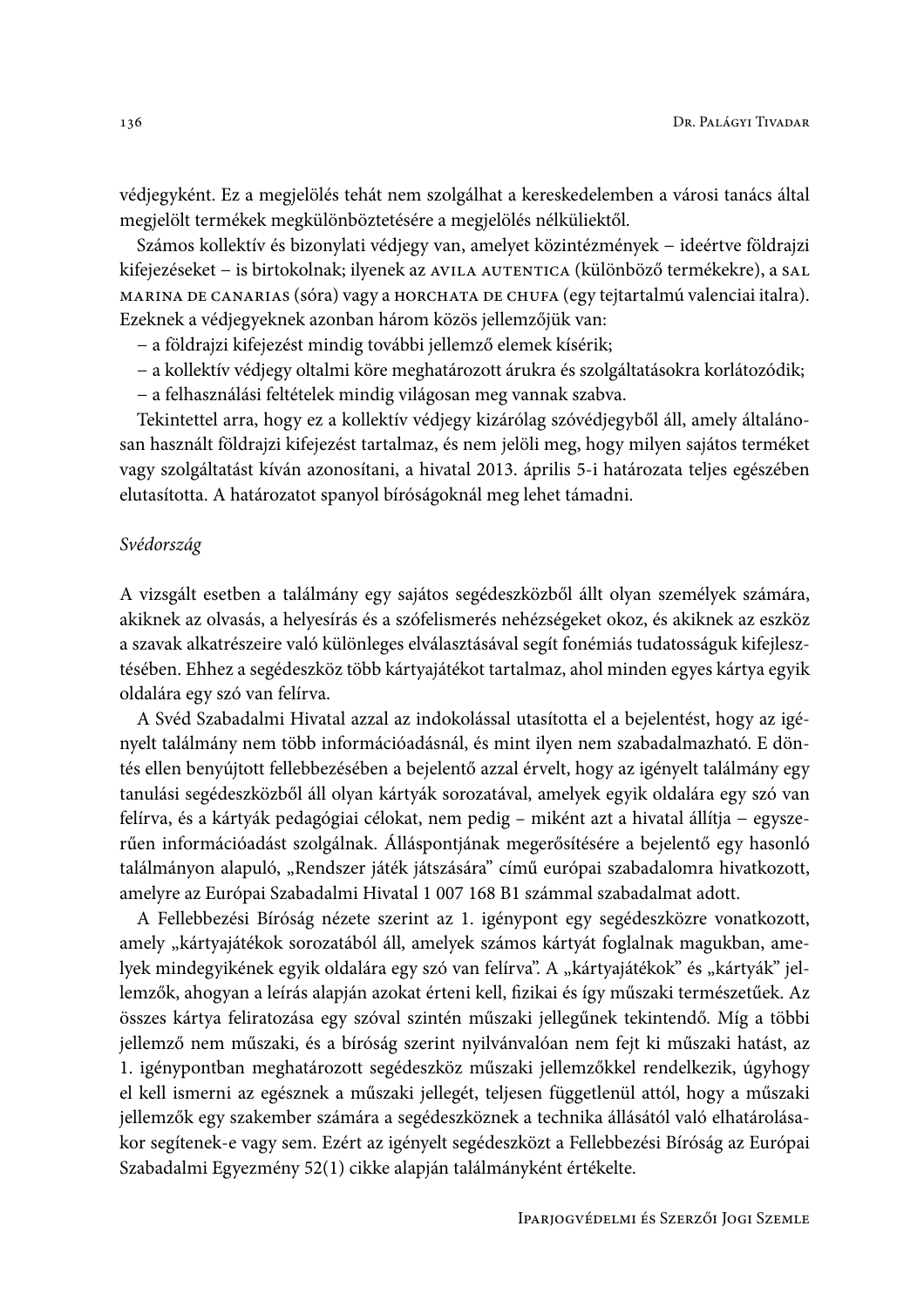védjegyként. Ez a megjelölés tehát nem szolgálhat a kereskedelemben a városi tanács által megjelölt termékek megkülönböztetésére a megjelölés nélküliektől.

Számos kollektív és bizonylati védjegy van, amelyet közintézmények – ideértve földrajzi kifejezéseket – is birtokolnak; ilyenek az AVILA AUTENTICA (különböző termékekre), a SAL MARINA DE CANARIAS (sóra) vagy a HORCHATA DE CHUFA (egy tejtartalmú valenciai italra). Ezeknek a védjegyeknek azonban három közös jellemzőjük van:

– a földrajzi kifejezést mindig további jellemző elemek kísérik;
– a kollektív védjegy oltalmi köre meghatározott árukra és szolgáltatásokra korlátozódik;
– a felhasználási feltételek mindig világosan meg vannak szabva.

Tekintettel arra, hogy ez a kollektív védjegy kizárólag szóvédjegyből áll, amely általánosan használt földrajzi kifejezést tartalmaz, és nem jelöli meg, hogy milyen sajátos terméket vagy szolgáltatást kíván azonosítani, a hivatal 2013. április 5-i határozata teljes egészében elutasította. A határozatot spanyol bíróságoknál meg lehet támadni.

*Svédország*

A vizsgált esetben a találmány egy sajátos segédeszközből állt olyan személyek számára, akiknek az olvasás, a helyesírás és a szófelismerés nehézségeket okoz, és akiknek az eszköz a szavak alkatrészeire való különleges elválasztásával segít fonémiás tudatosságuk kifejlesztésében. Ehhez a segédeszköz több kártyajátékot tartalmaz, ahol minden egyes kártya egyik oldalára egy szó van felírva.

A Svéd Szabadalmi Hivatal azzal az indokolással utasította el a bejelentést, hogy az igényelt találmány nem több információadásnál, és mint ilyen nem szabadalmazható. E döntés ellen benyújtott fellebbezésében a bejelentő azzal érvelt, hogy az igényelt találmány egy tanulási segédeszközből áll olyan kártyák sorozatával, amelyek egyik oldalára egy szó van felírva, és a kártyák pedagógiai célokat, nem pedig – miként azt a hivatal állítja – egyszerűen információadást szolgálnak. Álláspontjának megerősítésére a bejelentő egy hasonló találmányon alapuló, „Rendszer játék játszására" című európai szabadalomra hivatkozott, amelyre az Európai Szabadalmi Hivatal 1 007 168 B1 számmal szabadalmat adott.

A Fellebbezési Bíróság nézete szerint az 1. igénypont egy segédeszközre vonatkozott, amely „kártyajátékok sorozatából áll, amelyek számos kártyát foglalnak magukban, amelyek mindegyikének egyik oldalára egy szó van felírva". A „kártyajátékok" és „kártyák" jellemzők, ahogyan a leírás alapján azokat érteni kell, fizikai és így műszaki természetűek. Az összes kártya feliratozása egy szóval szintén műszaki jellegűnek tekintendő. Míg a többi jellemző nem műszaki, és a bíróság szerint nyilvánvalóan nem fejt ki műszaki hatást, az 1. igénypontban meghatározott segédeszköz műszaki jellemzőkkel rendelkezik, úgyhogy el kell ismerni az egésznek a műszaki jellegét, teljesen függetlenül attól, hogy a műszaki jellemzők egy szakember számára a segédeszköznek a technika állásától való elhatárolásakor segítenek-e vagy sem. Ezért az igényelt segédeszközt a Fellebbezési Bíróság az Európai Szabadalmi Egyezmény 52(1) cikke alapján találmányként értékelte.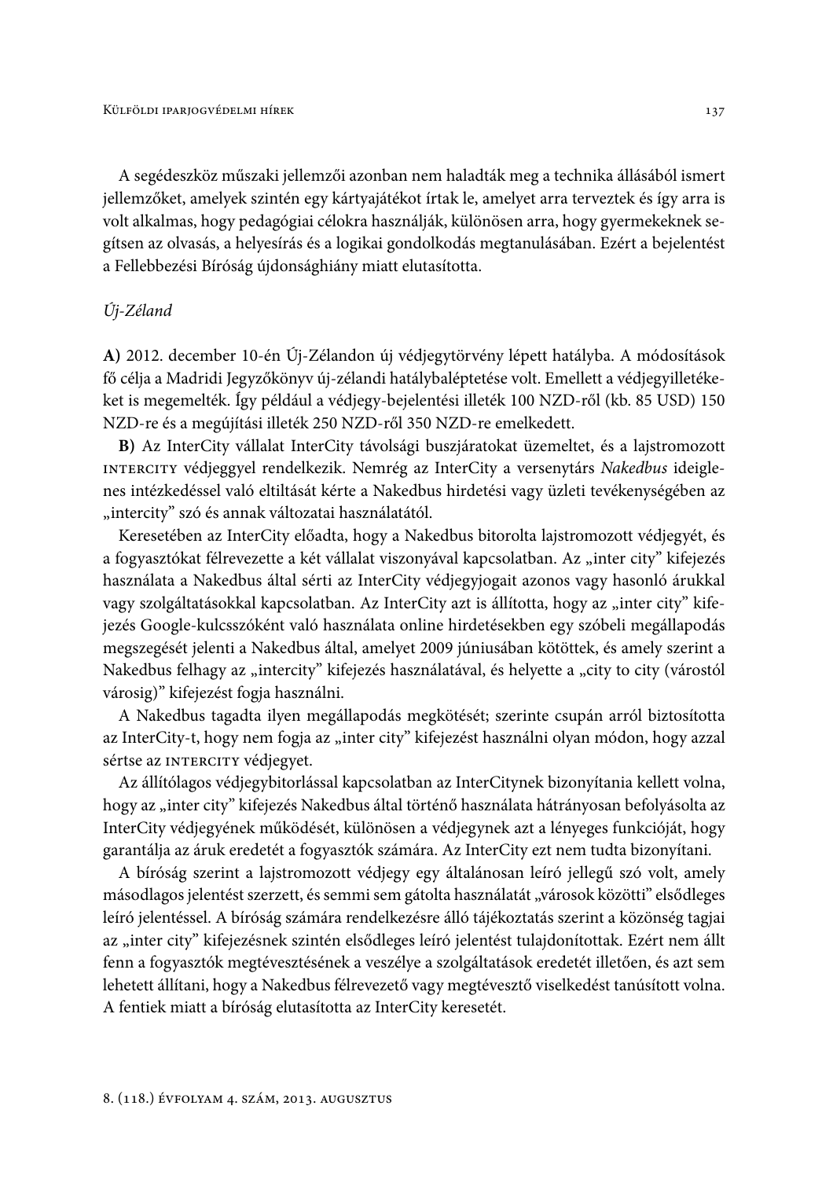A segédeszköz műszaki jellemzői azonban nem haladták meg a technika állásából ismert jellemzőket, amelyek szintén egy kártyajátékot írtak le, amelyet arra terveztek és így arra is volt alkalmas, hogy pedagógiai célokra használják, különösen arra, hogy gyermekeknek segítsen az olvasás, a helyesírás és a logikai gondolkodás megtanulásában. Ezért a bejelentést a Fellebbezési Bíróság újdonsághiány miatt elutasította.

*Új-Zéland*

**A)** 2012. december 10-én Új-Zélandon új védjegytörvény lépett hatályba. A módosítások fő célja a Madridi Jegyzőkönyv új-zélandi hatálybaléptetése volt. Emellett a védjegyilletékeket is megemelték. Így például a védjegy-bejelentési illeték 100 NZD-ről (kb. 85 USD) 150 NZD-re és a megújítási illeték 250 NZD-ről 350 NZD-re emelkedett.

**B)** Az InterCity vállalat InterCity távolsági buszjáratokat üzemeltet, és a lajstromozott INTERCITY védjeggyel rendelkezik. Nemrég az InterCity a versenytárs *Nakedbus* ideiglenes intézkedéssel való eltiltását kérte a Nakedbus hirdetési vagy üzleti tevékenységében az „intercity" szó és annak változatai használatától.

Keresetében az InterCity előadta, hogy a Nakedbus bitorolta lajstromozott védjegyét, és a fogyasztókat félrevezette a két vállalat viszonyával kapcsolatban. Az „inter city" kifejezés használata a Nakedbus által sérti az InterCity védjegyjogait azonos vagy hasonló árukkal vagy szolgáltatásokkal kapcsolatban. Az InterCity azt is állította, hogy az „inter city" kifejezés Google-kulcsszóként való használata online hirdetésekben egy szóbeli megállapodás megszegését jelenti a Nakedbus által, amelyet 2009 júniusában kötöttek, és amely szerint a Nakedbus felhagy az „intercity" kifejezés használatával, és helyette a „city to city (várostól városig)" kifejezést fogja használni.

A Nakedbus tagadta ilyen megállapodás megkötését; szerinte csupán arról biztosította az InterCity-t, hogy nem fogja az „inter city" kifejezést használni olyan módon, hogy azzal sértse az INTERCITY védjegyet.

Az állítólagos védjegybitorlással kapcsolatban az InterCitynek bizonyítania kellett volna, hogy az „inter city" kifejezés Nakedbus által történő használata hátrányosan befolyásolta az InterCity védjegyének működését, különösen a védjegynek azt a lényeges funkcióját, hogy garantálja az áruk eredetét a fogyasztók számára. Az InterCity ezt nem tudta bizonyítani.

A bíróság szerint a lajstromozott védjegy egy általánosan leíró jellegű szó volt, amely másodlagos jelentést szerzett, és semmi sem gátolta használatát „városok közötti" elsődleges leíró jelentéssel. A bíróság számára rendelkezésre álló tájékoztatás szerint a közönség tagjai az „inter city" kifejezésnek szintén elsődleges leíró jelentést tulajdonítottak. Ezért nem állt fenn a fogyasztók megtévesztésének a veszélye a szolgáltatások eredetét illetően, és azt sem lehetett állítani, hogy a Nakedbus félrevezető vagy megtévesztő viselkedést tanúsított volna. A fentiek miatt a bíróság elutasította az InterCity keresetét.